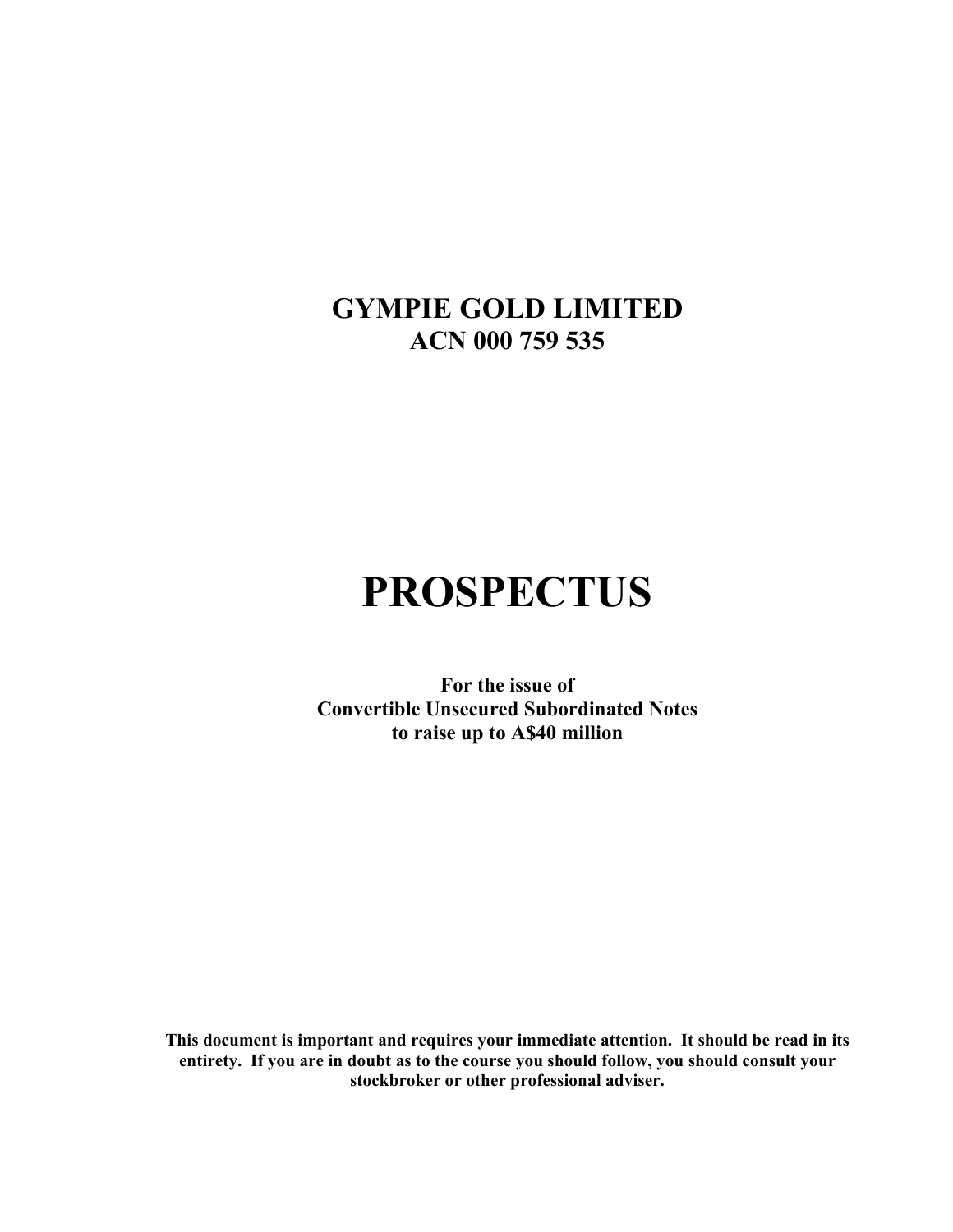# GYMPIE GOLD LIMITED

**ACN 000 759 535**

# PROSPECTUS

**For the issue of**
**Convertible Unsecured Subordinated Notes**
**to raise up to A$40 million**

**This document is important and requires your immediate attention. It should be read in its entirety. If you are in doubt as to the course you should follow, you should consult your stockbroker or other professional adviser.**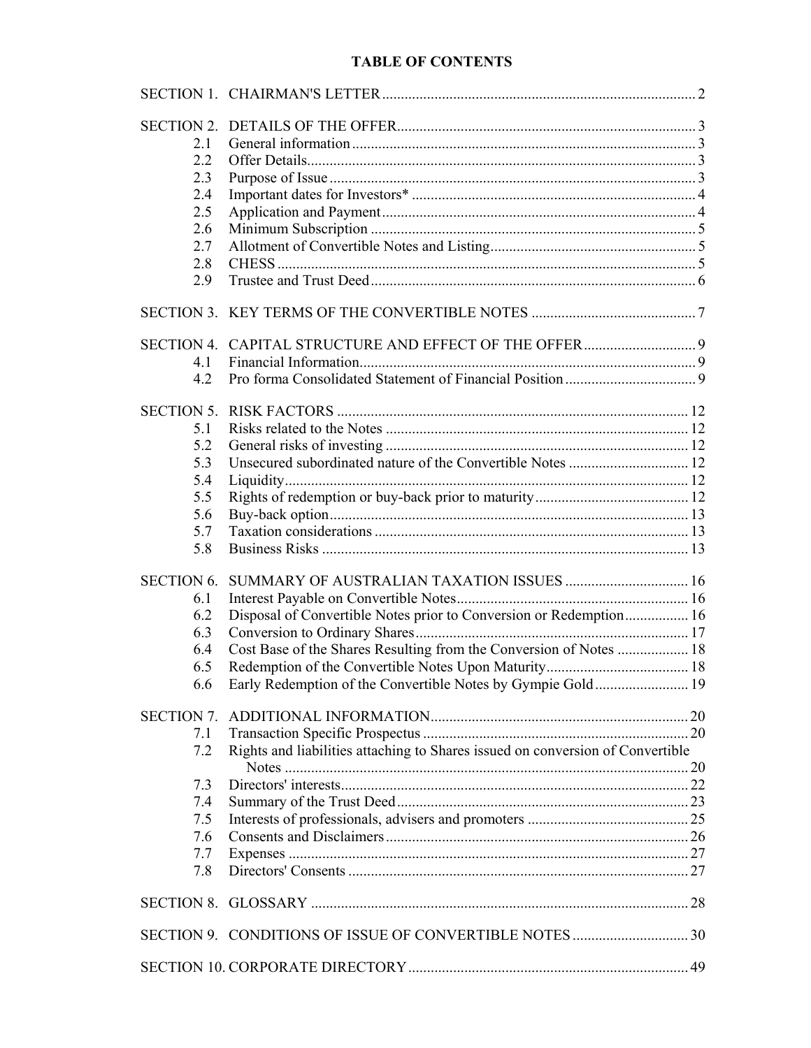# TABLE OF CONTENTS

| | | |
|---|---|---|
| SECTION 1. | CHAIRMAN'S LETTER | 2 |
| SECTION 2. | DETAILS OF THE OFFER | 3 |
| 2.1 | General information | 3 |
| 2.2 | Offer Details | 3 |
| 2.3 | Purpose of Issue | 3 |
| 2.4 | Important dates for Investors* | 4 |
| 2.5 | Application and Payment | 4 |
| 2.6 | Minimum Subscription | 5 |
| 2.7 | Allotment of Convertible Notes and Listing | 5 |
| 2.8 | CHESS | 5 |
| 2.9 | Trustee and Trust Deed | 6 |
| SECTION 3. | KEY TERMS OF THE CONVERTIBLE NOTES | 7 |
| SECTION 4. | CAPITAL STRUCTURE AND EFFECT OF THE OFFER | 9 |
| 4.1 | Financial Information | 9 |
| 4.2 | Pro forma Consolidated Statement of Financial Position | 9 |
| SECTION 5. | RISK FACTORS | 12 |
| 5.1 | Risks related to the Notes | 12 |
| 5.2 | General risks of investing | 12 |
| 5.3 | Unsecured subordinated nature of the Convertible Notes | 12 |
| 5.4 | Liquidity | 12 |
| 5.5 | Rights of redemption or buy-back prior to maturity | 12 |
| 5.6 | Buy-back option | 13 |
| 5.7 | Taxation considerations | 13 |
| 5.8 | Business Risks | 13 |
| SECTION 6. | SUMMARY OF AUSTRALIAN TAXATION ISSUES | 16 |
| 6.1 | Interest Payable on Convertible Notes | 16 |
| 6.2 | Disposal of Convertible Notes prior to Conversion or Redemption | 16 |
| 6.3 | Conversion to Ordinary Shares | 17 |
| 6.4 | Cost Base of the Shares Resulting from the Conversion of Notes | 18 |
| 6.5 | Redemption of the Convertible Notes Upon Maturity | 18 |
| 6.6 | Early Redemption of the Convertible Notes by Gympie Gold | 19 |
| SECTION 7. | ADDITIONAL INFORMATION | 20 |
| 7.1 | Transaction Specific Prospectus | 20 |
| 7.2 | Rights and liabilities attaching to Shares issued on conversion of Convertible Notes | 20 |
| 7.3 | Directors' interests | 22 |
| 7.4 | Summary of the Trust Deed | 23 |
| 7.5 | Interests of professionals, advisers and promoters | 25 |
| 7.6 | Consents and Disclaimers | 26 |
| 7.7 | Expenses | 27 |
| 7.8 | Directors' Consents | 27 |
| SECTION 8. | GLOSSARY | 28 |
| SECTION 9. | CONDITIONS OF ISSUE OF CONVERTIBLE NOTES | 30 |
| SECTION 10. | CORPORATE DIRECTORY | 49 |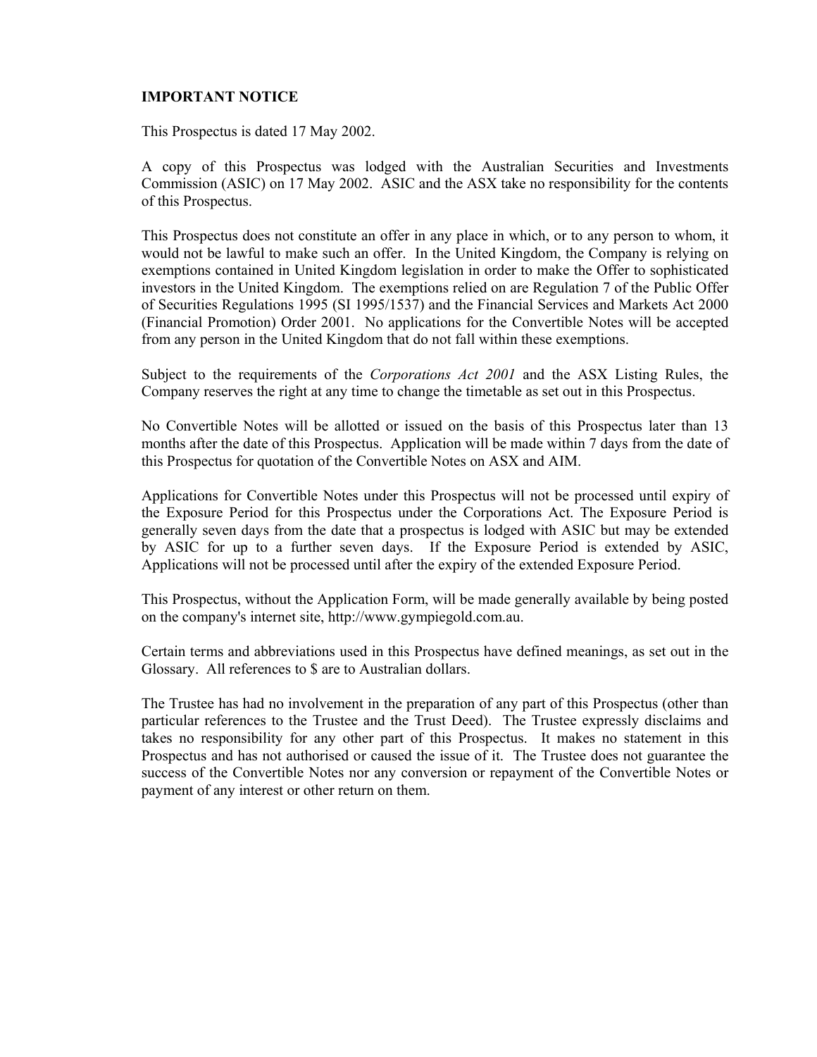**IMPORTANT NOTICE**

This Prospectus is dated 17 May 2002.

A copy of this Prospectus was lodged with the Australian Securities and Investments Commission (ASIC) on 17 May 2002. ASIC and the ASX take no responsibility for the contents of this Prospectus.

This Prospectus does not constitute an offer in any place in which, or to any person to whom, it would not be lawful to make such an offer. In the United Kingdom, the Company is relying on exemptions contained in United Kingdom legislation in order to make the Offer to sophisticated investors in the United Kingdom. The exemptions relied on are Regulation 7 of the Public Offer of Securities Regulations 1995 (SI 1995/1537) and the Financial Services and Markets Act 2000 (Financial Promotion) Order 2001. No applications for the Convertible Notes will be accepted from any person in the United Kingdom that do not fall within these exemptions.

Subject to the requirements of the *Corporations Act 2001* and the ASX Listing Rules, the Company reserves the right at any time to change the timetable as set out in this Prospectus.

No Convertible Notes will be allotted or issued on the basis of this Prospectus later than 13 months after the date of this Prospectus. Application will be made within 7 days from the date of this Prospectus for quotation of the Convertible Notes on ASX and AIM.

Applications for Convertible Notes under this Prospectus will not be processed until expiry of the Exposure Period for this Prospectus under the Corporations Act. The Exposure Period is generally seven days from the date that a prospectus is lodged with ASIC but may be extended by ASIC for up to a further seven days. If the Exposure Period is extended by ASIC, Applications will not be processed until after the expiry of the extended Exposure Period.

This Prospectus, without the Application Form, will be made generally available by being posted on the company's internet site, http://www.gympiegold.com.au.

Certain terms and abbreviations used in this Prospectus have defined meanings, as set out in the Glossary. All references to $ are to Australian dollars.

The Trustee has had no involvement in the preparation of any part of this Prospectus (other than particular references to the Trustee and the Trust Deed). The Trustee expressly disclaims and takes no responsibility for any other part of this Prospectus. It makes no statement in this Prospectus and has not authorised or caused the issue of it. The Trustee does not guarantee the success of the Convertible Notes nor any conversion or repayment of the Convertible Notes or payment of any interest or other return on them.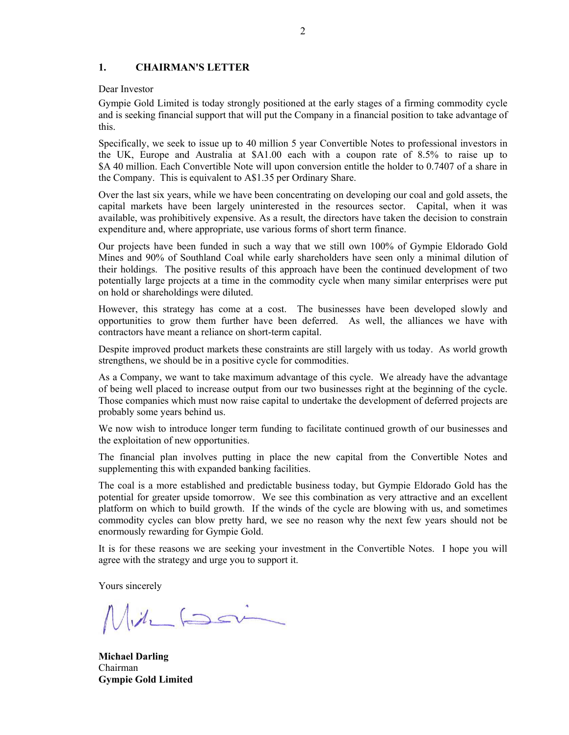## 1. CHAIRMAN'S LETTER

Dear Investor

Gympie Gold Limited is today strongly positioned at the early stages of a firming commodity cycle and is seeking financial support that will put the Company in a financial position to take advantage of this.

Specifically, we seek to issue up to 40 million 5 year Convertible Notes to professional investors in the UK, Europe and Australia at $A1.00 each with a coupon rate of 8.5% to raise up to $A 40 million. Each Convertible Note will upon conversion entitle the holder to 0.7407 of a share in the Company. This is equivalent to A$1.35 per Ordinary Share.

Over the last six years, while we have been concentrating on developing our coal and gold assets, the capital markets have been largely uninterested in the resources sector. Capital, when it was available, was prohibitively expensive. As a result, the directors have taken the decision to constrain expenditure and, where appropriate, use various forms of short term finance.

Our projects have been funded in such a way that we still own 100% of Gympie Eldorado Gold Mines and 90% of Southland Coal while early shareholders have seen only a minimal dilution of their holdings. The positive results of this approach have been the continued development of two potentially large projects at a time in the commodity cycle when many similar enterprises were put on hold or shareholdings were diluted.

However, this strategy has come at a cost. The businesses have been developed slowly and opportunities to grow them further have been deferred. As well, the alliances we have with contractors have meant a reliance on short-term capital.

Despite improved product markets these constraints are still largely with us today. As world growth strengthens, we should be in a positive cycle for commodities.

As a Company, we want to take maximum advantage of this cycle. We already have the advantage of being well placed to increase output from our two businesses right at the beginning of the cycle. Those companies which must now raise capital to undertake the development of deferred projects are probably some years behind us.

We now wish to introduce longer term funding to facilitate continued growth of our businesses and the exploitation of new opportunities.

The financial plan involves putting in place the new capital from the Convertible Notes and supplementing this with expanded banking facilities.

The coal is a more established and predictable business today, but Gympie Eldorado Gold has the potential for greater upside tomorrow. We see this combination as very attractive and an excellent platform on which to build growth. If the winds of the cycle are blowing with us, and sometimes commodity cycles can blow pretty hard, we see no reason why the next few years should not be enormously rewarding for Gympie Gold.

It is for these reasons we are seeking your investment in the Convertible Notes. I hope you will agree with the strategy and urge you to support it.

Yours sincerely

**Michael Darling**
Chairman
**Gympie Gold Limited**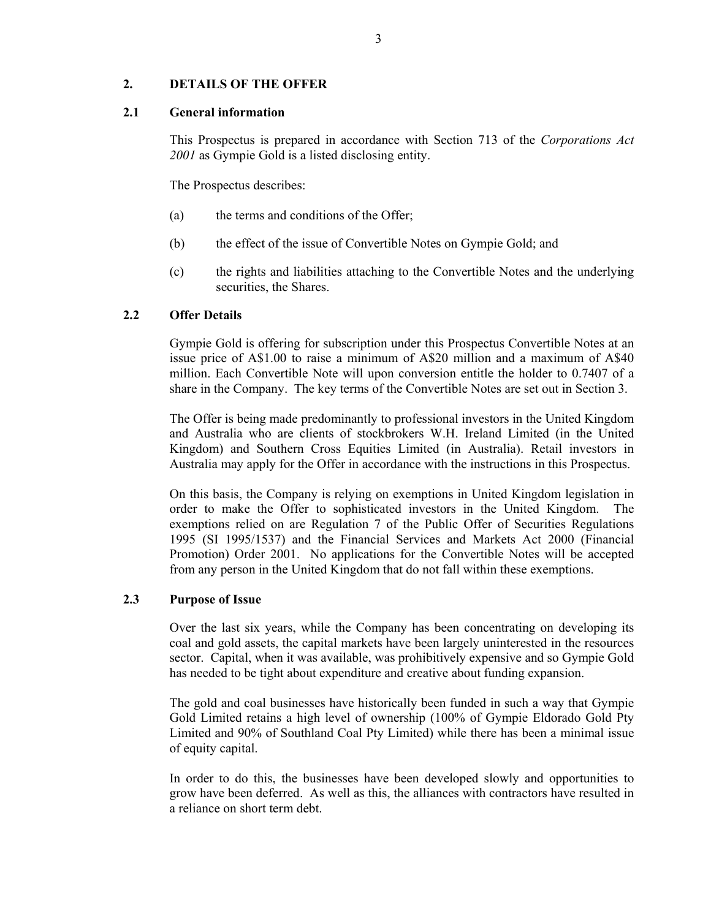## 2. DETAILS OF THE OFFER

### 2.1 General information

This Prospectus is prepared in accordance with Section 713 of the *Corporations Act 2001* as Gympie Gold is a listed disclosing entity.

The Prospectus describes:

(a) the terms and conditions of the Offer;

(b) the effect of the issue of Convertible Notes on Gympie Gold; and

(c) the rights and liabilities attaching to the Convertible Notes and the underlying securities, the Shares.

### 2.2 Offer Details

Gympie Gold is offering for subscription under this Prospectus Convertible Notes at an issue price of A$1.00 to raise a minimum of A$20 million and a maximum of A$40 million. Each Convertible Note will upon conversion entitle the holder to 0.7407 of a share in the Company. The key terms of the Convertible Notes are set out in Section 3.

The Offer is being made predominantly to professional investors in the United Kingdom and Australia who are clients of stockbrokers W.H. Ireland Limited (in the United Kingdom) and Southern Cross Equities Limited (in Australia). Retail investors in Australia may apply for the Offer in accordance with the instructions in this Prospectus.

On this basis, the Company is relying on exemptions in United Kingdom legislation in order to make the Offer to sophisticated investors in the United Kingdom. The exemptions relied on are Regulation 7 of the Public Offer of Securities Regulations 1995 (SI 1995/1537) and the Financial Services and Markets Act 2000 (Financial Promotion) Order 2001. No applications for the Convertible Notes will be accepted from any person in the United Kingdom that do not fall within these exemptions.

### 2.3 Purpose of Issue

Over the last six years, while the Company has been concentrating on developing its coal and gold assets, the capital markets have been largely uninterested in the resources sector. Capital, when it was available, was prohibitively expensive and so Gympie Gold has needed to be tight about expenditure and creative about funding expansion.

The gold and coal businesses have historically been funded in such a way that Gympie Gold Limited retains a high level of ownership (100% of Gympie Eldorado Gold Pty Limited and 90% of Southland Coal Pty Limited) while there has been a minimal issue of equity capital.

In order to do this, the businesses have been developed slowly and opportunities to grow have been deferred. As well as this, the alliances with contractors have resulted in a reliance on short term debt.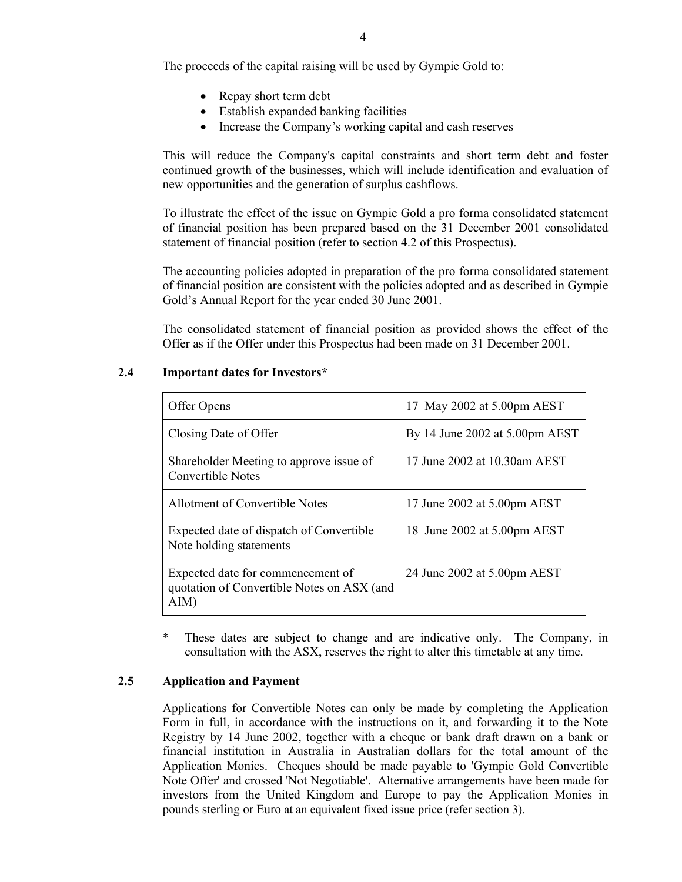The proceeds of the capital raising will be used by Gympie Gold to:

- Repay short term debt
- Establish expanded banking facilities
- Increase the Company's working capital and cash reserves

This will reduce the Company's capital constraints and short term debt and foster continued growth of the businesses, which will include identification and evaluation of new opportunities and the generation of surplus cashflows.

To illustrate the effect of the issue on Gympie Gold a pro forma consolidated statement of financial position has been prepared based on the 31 December 2001 consolidated statement of financial position (refer to section 4.2 of this Prospectus).

The accounting policies adopted in preparation of the pro forma consolidated statement of financial position are consistent with the policies adopted and as described in Gympie Gold's Annual Report for the year ended 30 June 2001.

The consolidated statement of financial position as provided shows the effect of the Offer as if the Offer under this Prospectus had been made on 31 December 2001.

## 2.4 Important dates for Investors*

| | |
|---|---|
| Offer Opens | 17 May 2002 at 5.00pm AEST |
| Closing Date of Offer | By 14 June 2002 at 5.00pm AEST |
| Shareholder Meeting to approve issue of Convertible Notes | 17 June 2002 at 10.30am AEST |
| Allotment of Convertible Notes | 17 June 2002 at 5.00pm AEST |
| Expected date of dispatch of Convertible Note holding statements | 18 June 2002 at 5.00pm AEST |
| Expected date for commencement of quotation of Convertible Notes on ASX (and AIM) | 24 June 2002 at 5.00pm AEST |

\* These dates are subject to change and are indicative only. The Company, in consultation with the ASX, reserves the right to alter this timetable at any time.

## 2.5 Application and Payment

Applications for Convertible Notes can only be made by completing the Application Form in full, in accordance with the instructions on it, and forwarding it to the Note Registry by 14 June 2002, together with a cheque or bank draft drawn on a bank or financial institution in Australia in Australian dollars for the total amount of the Application Monies. Cheques should be made payable to 'Gympie Gold Convertible Note Offer' and crossed 'Not Negotiable'. Alternative arrangements have been made for investors from the United Kingdom and Europe to pay the Application Monies in pounds sterling or Euro at an equivalent fixed issue price (refer section 3).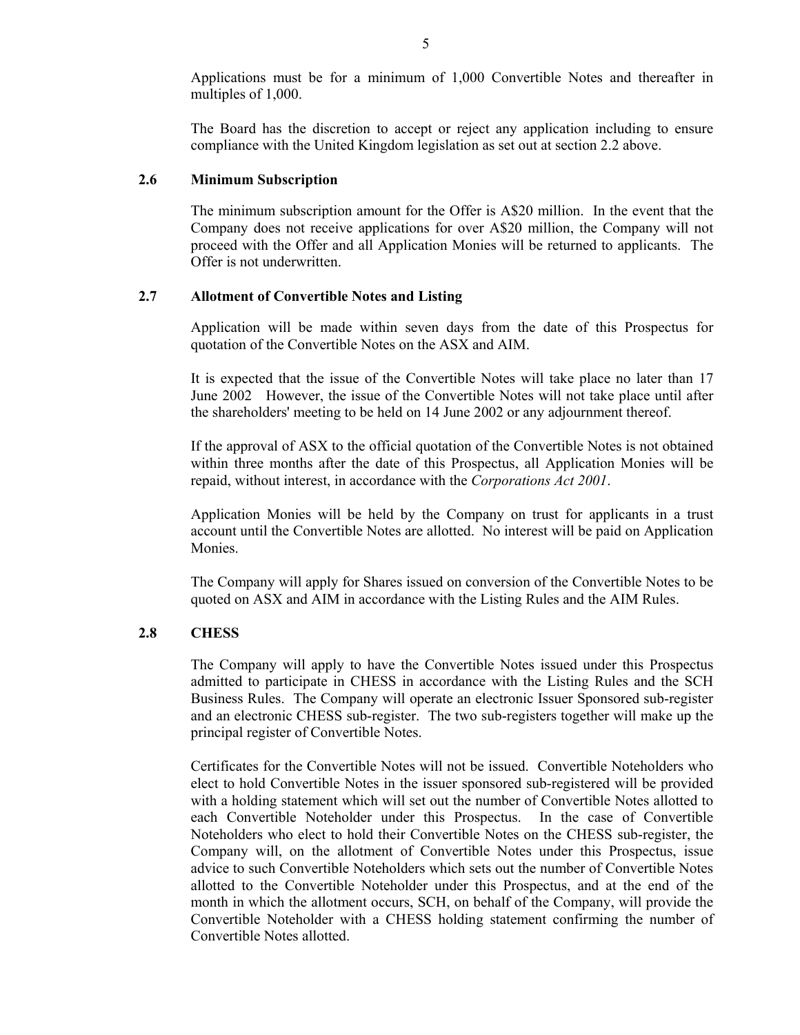Applications must be for a minimum of 1,000 Convertible Notes and thereafter in multiples of 1,000.

The Board has the discretion to accept or reject any application including to ensure compliance with the United Kingdom legislation as set out at section 2.2 above.

### 2.6 Minimum Subscription

The minimum subscription amount for the Offer is A$20 million. In the event that the Company does not receive applications for over A$20 million, the Company will not proceed with the Offer and all Application Monies will be returned to applicants. The Offer is not underwritten.

### 2.7 Allotment of Convertible Notes and Listing

Application will be made within seven days from the date of this Prospectus for quotation of the Convertible Notes on the ASX and AIM.

It is expected that the issue of the Convertible Notes will take place no later than 17 June 2002 However, the issue of the Convertible Notes will not take place until after the shareholders' meeting to be held on 14 June 2002 or any adjournment thereof.

If the approval of ASX to the official quotation of the Convertible Notes is not obtained within three months after the date of this Prospectus, all Application Monies will be repaid, without interest, in accordance with the *Corporations Act 2001*.

Application Monies will be held by the Company on trust for applicants in a trust account until the Convertible Notes are allotted. No interest will be paid on Application Monies.

The Company will apply for Shares issued on conversion of the Convertible Notes to be quoted on ASX and AIM in accordance with the Listing Rules and the AIM Rules.

### 2.8 CHESS

The Company will apply to have the Convertible Notes issued under this Prospectus admitted to participate in CHESS in accordance with the Listing Rules and the SCH Business Rules. The Company will operate an electronic Issuer Sponsored sub-register and an electronic CHESS sub-register. The two sub-registers together will make up the principal register of Convertible Notes.

Certificates for the Convertible Notes will not be issued. Convertible Noteholders who elect to hold Convertible Notes in the issuer sponsored sub-registered will be provided with a holding statement which will set out the number of Convertible Notes allotted to each Convertible Noteholder under this Prospectus. In the case of Convertible Noteholders who elect to hold their Convertible Notes on the CHESS sub-register, the Company will, on the allotment of Convertible Notes under this Prospectus, issue advice to such Convertible Noteholders which sets out the number of Convertible Notes allotted to the Convertible Noteholder under this Prospectus, and at the end of the month in which the allotment occurs, SCH, on behalf of the Company, will provide the Convertible Noteholder with a CHESS holding statement confirming the number of Convertible Notes allotted.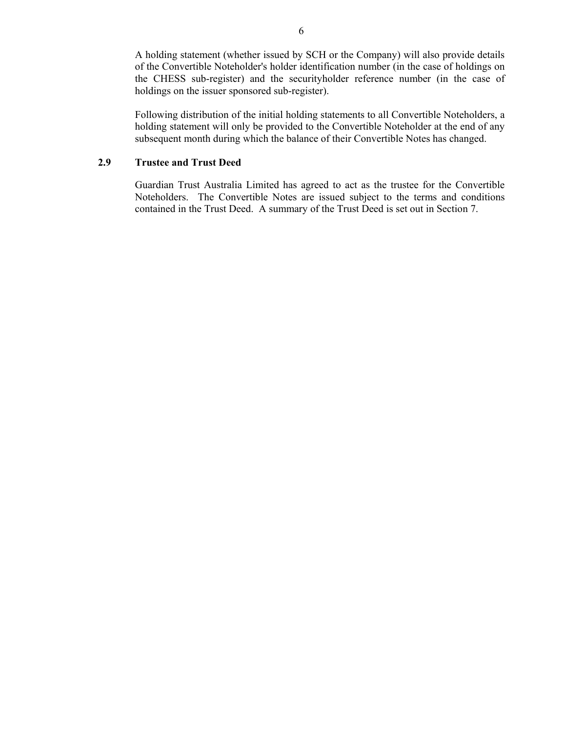A holding statement (whether issued by SCH or the Company) will also provide details of the Convertible Noteholder's holder identification number (in the case of holdings on the CHESS sub-register) and the securityholder reference number (in the case of holdings on the issuer sponsored sub-register).

Following distribution of the initial holding statements to all Convertible Noteholders, a holding statement will only be provided to the Convertible Noteholder at the end of any subsequent month during which the balance of their Convertible Notes has changed.

### 2.9 Trustee and Trust Deed

Guardian Trust Australia Limited has agreed to act as the trustee for the Convertible Noteholders. The Convertible Notes are issued subject to the terms and conditions contained in the Trust Deed. A summary of the Trust Deed is set out in Section 7.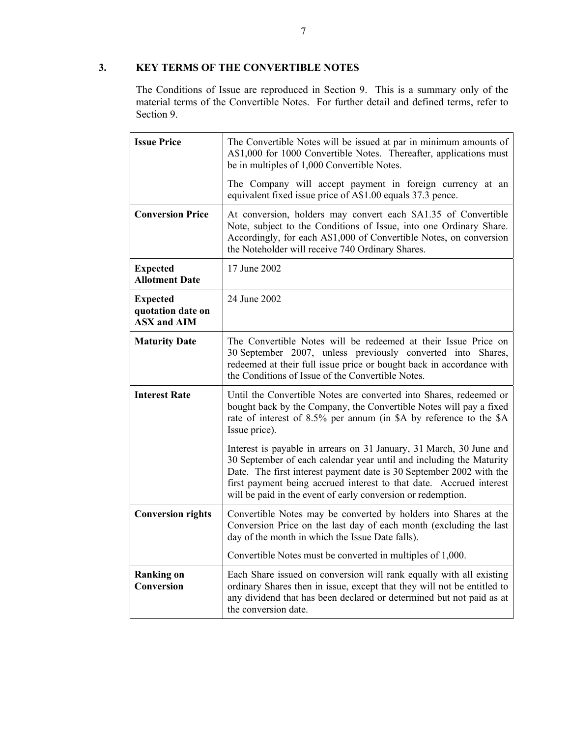## 3. KEY TERMS OF THE CONVERTIBLE NOTES

The Conditions of Issue are reproduced in Section 9. This is a summary only of the material terms of the Convertible Notes. For further detail and defined terms, refer to Section 9.

| | |
|---|---|
| **Issue Price** | The Convertible Notes will be issued at par in minimum amounts of A$1,000 for 1000 Convertible Notes. Thereafter, applications must be in multiples of 1,000 Convertible Notes.<br><br>The Company will accept payment in foreign currency at an equivalent fixed issue price of A$1.00 equals 37.3 pence. |
| **Conversion Price** | At conversion, holders may convert each $A1.35 of Convertible Note, subject to the Conditions of Issue, into one Ordinary Share. Accordingly, for each A$1,000 of Convertible Notes, on conversion the Noteholder will receive 740 Ordinary Shares. |
| **Expected Allotment Date** | 17 June 2002 |
| **Expected quotation date on ASX and AIM** | 24 June 2002 |
| **Maturity Date** | The Convertible Notes will be redeemed at their Issue Price on 30 September 2007, unless previously converted into Shares, redeemed at their full issue price or bought back in accordance with the Conditions of Issue of the Convertible Notes. |
| **Interest Rate** | Until the Convertible Notes are converted into Shares, redeemed or bought back by the Company, the Convertible Notes will pay a fixed rate of interest of 8.5% per annum (in $A by reference to the $A Issue price).<br><br>Interest is payable in arrears on 31 January, 31 March, 30 June and 30 September of each calendar year until and including the Maturity Date. The first interest payment date is 30 September 2002 with the first payment being accrued interest to that date. Accrued interest will be paid in the event of early conversion or redemption. |
| **Conversion rights** | Convertible Notes may be converted by holders into Shares at the Conversion Price on the last day of each month (excluding the last day of the month in which the Issue Date falls).<br><br>Convertible Notes must be converted in multiples of 1,000. |
| **Ranking on Conversion** | Each Share issued on conversion will rank equally with all existing ordinary Shares then in issue, except that they will not be entitled to any dividend that has been declared or determined but not paid as at the conversion date. |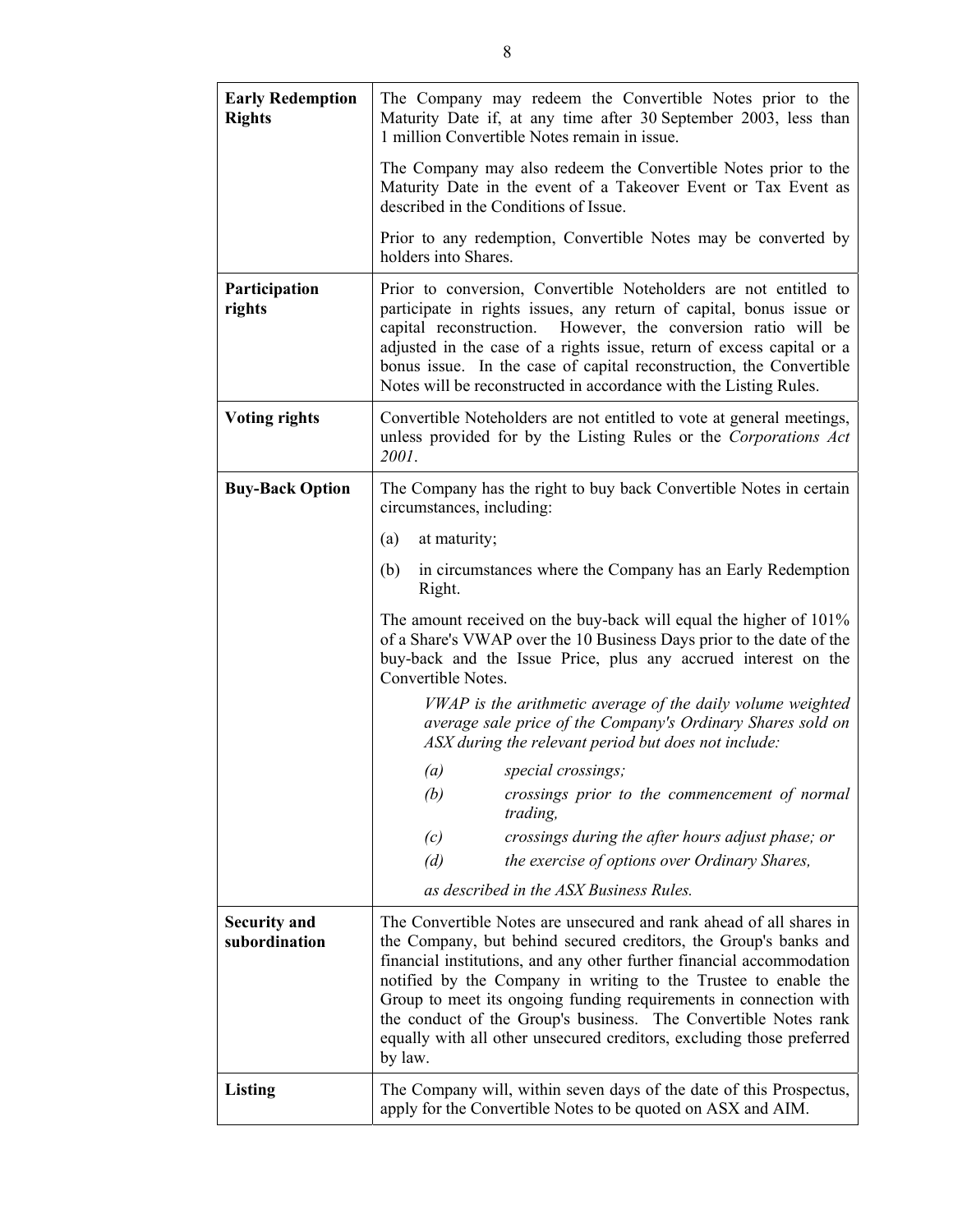| | |
|---|---|
| **Early Redemption Rights** | The Company may redeem the Convertible Notes prior to the Maturity Date if, at any time after 30 September 2003, less than 1 million Convertible Notes remain in issue.<br><br>The Company may also redeem the Convertible Notes prior to the Maturity Date in the event of a Takeover Event or Tax Event as described in the Conditions of Issue.<br><br>Prior to any redemption, Convertible Notes may be converted by holders into Shares. |
| **Participation rights** | Prior to conversion, Convertible Noteholders are not entitled to participate in rights issues, any return of capital, bonus issue or capital reconstruction. However, the conversion ratio will be adjusted in the case of a rights issue, return of excess capital or a bonus issue. In the case of capital reconstruction, the Convertible Notes will be reconstructed in accordance with the Listing Rules. |
| **Voting rights** | Convertible Noteholders are not entitled to vote at general meetings, unless provided for by the Listing Rules or the *Corporations Act 2001*. |
| **Buy-Back Option** | The Company has the right to buy back Convertible Notes in certain circumstances, including:<br><br>(a) at maturity;<br><br>(b) in circumstances where the Company has an Early Redemption Right.<br><br>The amount received on the buy-back will equal the higher of 101% of a Share's VWAP over the 10 Business Days prior to the date of the buy-back and the Issue Price, plus any accrued interest on the Convertible Notes.<br><br>*VWAP is the arithmetic average of the daily volume weighted average sale price of the Company's Ordinary Shares sold on ASX during the relevant period but does not include:*<br><br>*(a) special crossings;*<br>*(b) crossings prior to the commencement of normal trading,*<br>*(c) crossings during the after hours adjust phase; or*<br>*(d) the exercise of options over Ordinary Shares,*<br><br>*as described in the ASX Business Rules.* |
| **Security and subordination** | The Convertible Notes are unsecured and rank ahead of all shares in the Company, but behind secured creditors, the Group's banks and financial institutions, and any other further financial accommodation notified by the Company in writing to the Trustee to enable the Group to meet its ongoing funding requirements in connection with the conduct of the Group's business. The Convertible Notes rank equally with all other unsecured creditors, excluding those preferred by law. |
| **Listing** | The Company will, within seven days of the date of this Prospectus, apply for the Convertible Notes to be quoted on ASX and AIM. |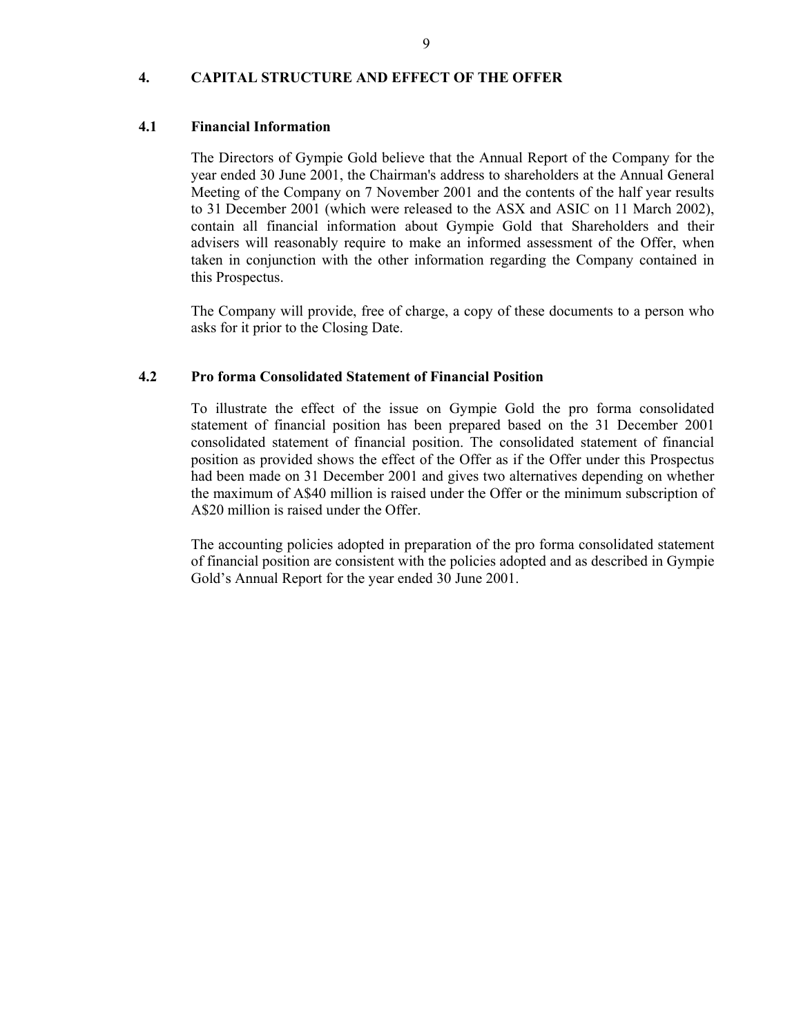## 4. CAPITAL STRUCTURE AND EFFECT OF THE OFFER

### 4.1 Financial Information

The Directors of Gympie Gold believe that the Annual Report of the Company for the year ended 30 June 2001, the Chairman's address to shareholders at the Annual General Meeting of the Company on 7 November 2001 and the contents of the half year results to 31 December 2001 (which were released to the ASX and ASIC on 11 March 2002), contain all financial information about Gympie Gold that Shareholders and their advisers will reasonably require to make an informed assessment of the Offer, when taken in conjunction with the other information regarding the Company contained in this Prospectus.

The Company will provide, free of charge, a copy of these documents to a person who asks for it prior to the Closing Date.

### 4.2 Pro forma Consolidated Statement of Financial Position

To illustrate the effect of the issue on Gympie Gold the pro forma consolidated statement of financial position has been prepared based on the 31 December 2001 consolidated statement of financial position. The consolidated statement of financial position as provided shows the effect of the Offer as if the Offer under this Prospectus had been made on 31 December 2001 and gives two alternatives depending on whether the maximum of A$40 million is raised under the Offer or the minimum subscription of A$20 million is raised under the Offer.

The accounting policies adopted in preparation of the pro forma consolidated statement of financial position are consistent with the policies adopted and as described in Gympie Gold's Annual Report for the year ended 30 June 2001.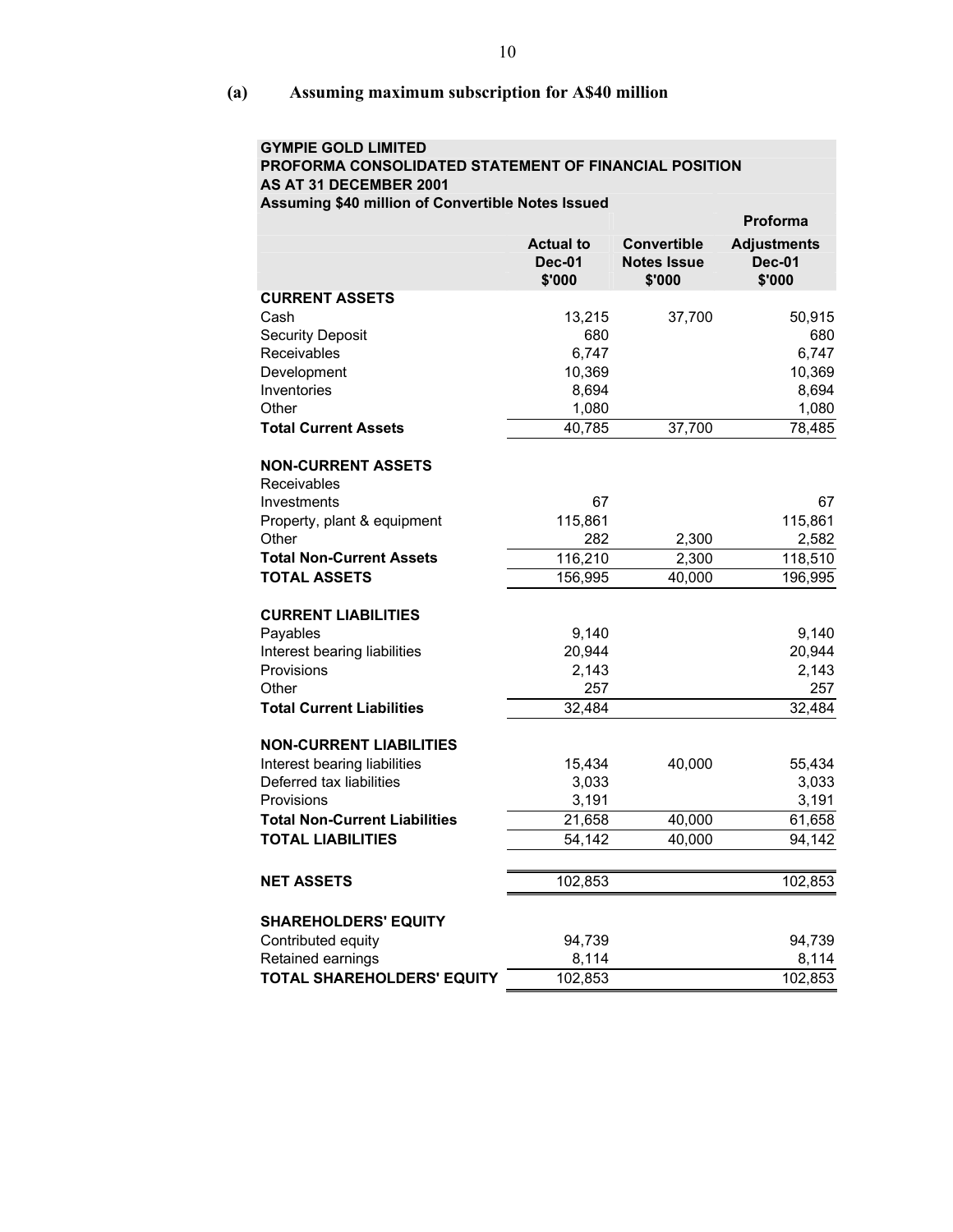### (a) Assuming maximum subscription for A$40 million

**GYMPIE GOLD LIMITED**
**PROFORMA CONSOLIDATED STATEMENT OF FINANCIAL POSITION**
**AS AT 31 DECEMBER 2001**
**Assuming $40 million of Convertible Notes Issued**

| | Actual to Dec-01 $'000 | Convertible Notes Issue $'000 | Proforma Adjustments Dec-01 $'000 |
|---|---|---|---|
| **CURRENT ASSETS** | | | |
| Cash | 13,215 | 37,700 | 50,915 |
| Security Deposit | 680 | | 680 |
| Receivables | 6,747 | | 6,747 |
| Development | 10,369 | | 10,369 |
| Inventories | 8,694 | | 8,694 |
| Other | 1,080 | | 1,080 |
| **Total Current Assets** | 40,785 | 37,700 | 78,485 |
| | | | |
| **NON-CURRENT ASSETS** | | | |
| Receivables | | | |
| Investments | 67 | | 67 |
| Property, plant & equipment | 115,861 | | 115,861 |
| Other | 282 | 2,300 | 2,582 |
| **Total Non-Current Assets** | 116,210 | 2,300 | 118,510 |
| **TOTAL ASSETS** | 156,995 | 40,000 | 196,995 |
| | | | |
| **CURRENT LIABILITIES** | | | |
| Payables | 9,140 | | 9,140 |
| Interest bearing liabilities | 20,944 | | 20,944 |
| Provisions | 2,143 | | 2,143 |
| Other | 257 | | 257 |
| **Total Current Liabilities** | 32,484 | | 32,484 |
| | | | |
| **NON-CURRENT LIABILITIES** | | | |
| Interest bearing liabilities | 15,434 | 40,000 | 55,434 |
| Deferred tax liabilities | 3,033 | | 3,033 |
| Provisions | 3,191 | | 3,191 |
| **Total Non-Current Liabilities** | 21,658 | 40,000 | 61,658 |
| **TOTAL LIABILITIES** | 54,142 | 40,000 | 94,142 |
| | | | |
| **NET ASSETS** | 102,853 | | 102,853 |
| | | | |
| **SHAREHOLDERS' EQUITY** | | | |
| Contributed equity | 94,739 | | 94,739 |
| Retained earnings | 8,114 | | 8,114 |
| **TOTAL SHAREHOLDERS' EQUITY** | 102,853 | | 102,853 |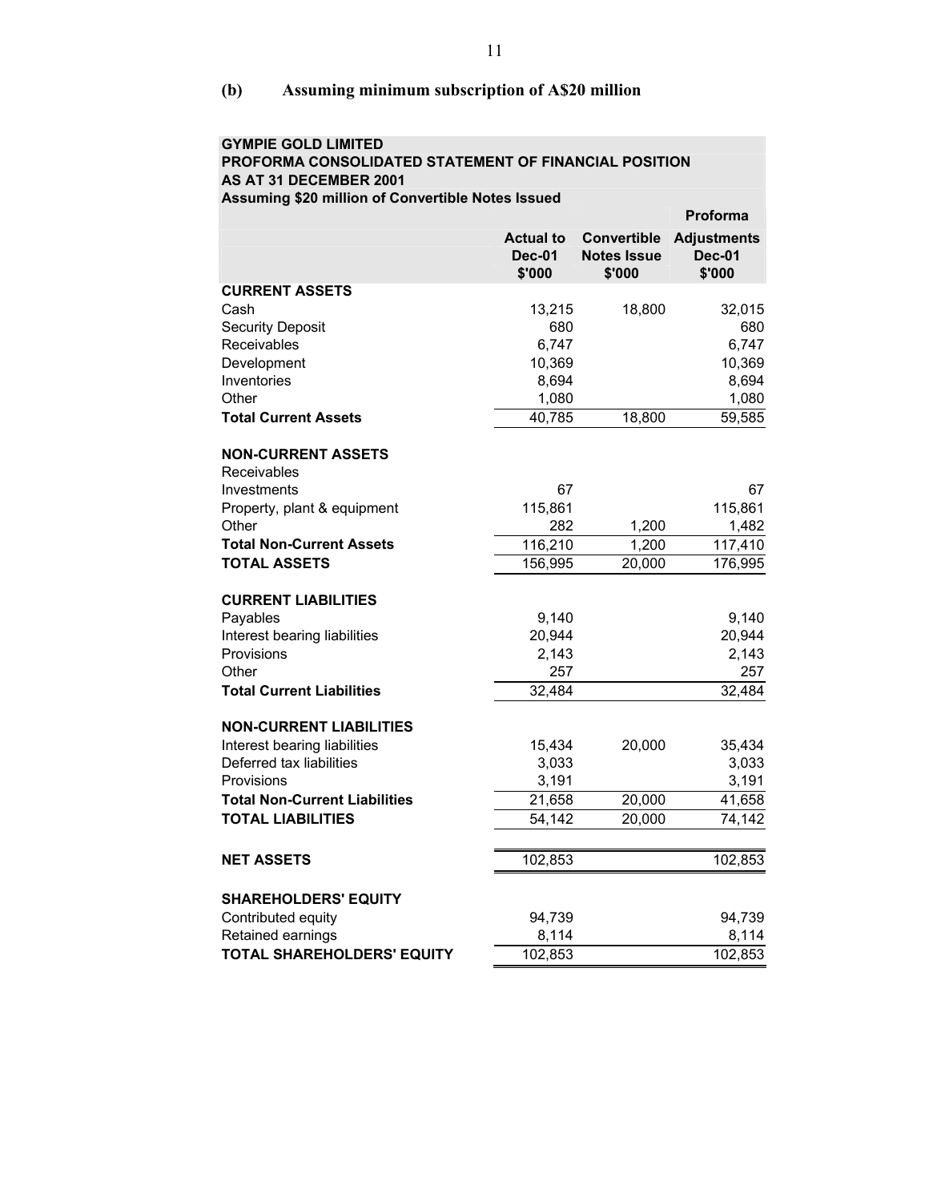### (b) Assuming minimum subscription of A$20 million

**GYMPIE GOLD LIMITED**
**PROFORMA CONSOLIDATED STATEMENT OF FINANCIAL POSITION**
**AS AT 31 DECEMBER 2001**
**Assuming $20 million of Convertible Notes Issued**

| | Actual to Dec-01 $'000 | Convertible Notes Issue $'000 | Proforma Adjustments Dec-01 $'000 |
|---|---|---|---|
| **CURRENT ASSETS** | | | |
| Cash | 13,215 | 18,800 | 32,015 |
| Security Deposit | 680 | | 680 |
| Receivables | 6,747 | | 6,747 |
| Development | 10,369 | | 10,369 |
| Inventories | 8,694 | | 8,694 |
| Other | 1,080 | | 1,080 |
| **Total Current Assets** | 40,785 | 18,800 | 59,585 |
| | | | |
| **NON-CURRENT ASSETS** | | | |
| Receivables | | | |
| Investments | 67 | | 67 |
| Property, plant & equipment | 115,861 | | 115,861 |
| Other | 282 | 1,200 | 1,482 |
| **Total Non-Current Assets** | 116,210 | 1,200 | 117,410 |
| **TOTAL ASSETS** | 156,995 | 20,000 | 176,995 |
| | | | |
| **CURRENT LIABILITIES** | | | |
| Payables | 9,140 | | 9,140 |
| Interest bearing liabilities | 20,944 | | 20,944 |
| Provisions | 2,143 | | 2,143 |
| Other | 257 | | 257 |
| **Total Current Liabilities** | 32,484 | | 32,484 |
| | | | |
| **NON-CURRENT LIABILITIES** | | | |
| Interest bearing liabilities | 15,434 | 20,000 | 35,434 |
| Deferred tax liabilities | 3,033 | | 3,033 |
| Provisions | 3,191 | | 3,191 |
| **Total Non-Current Liabilities** | 21,658 | 20,000 | 41,658 |
| **TOTAL LIABILITIES** | 54,142 | 20,000 | 74,142 |
| | | | |
| **NET ASSETS** | 102,853 | | 102,853 |
| | | | |
| **SHAREHOLDERS' EQUITY** | | | |
| Contributed equity | 94,739 | | 94,739 |
| Retained earnings | 8,114 | | 8,114 |
| **TOTAL SHAREHOLDERS' EQUITY** | 102,853 | | 102,853 |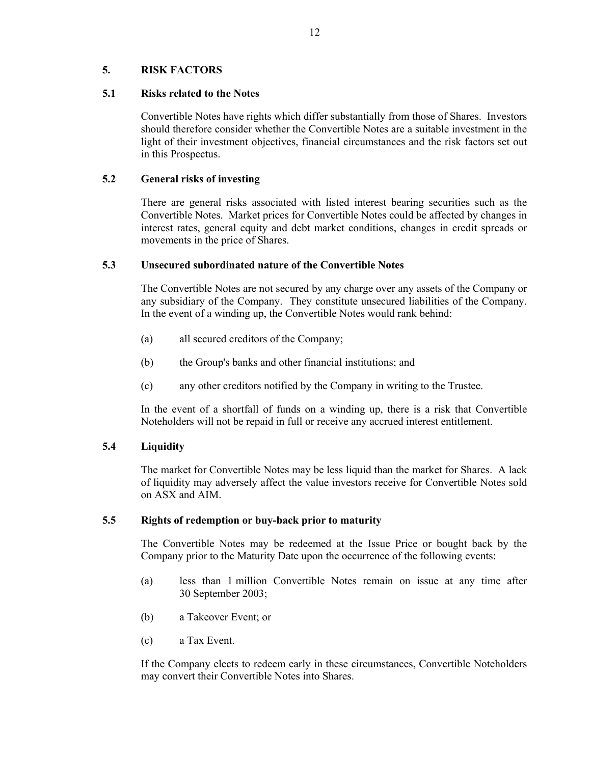## 5. RISK FACTORS

### 5.1 Risks related to the Notes

Convertible Notes have rights which differ substantially from those of Shares. Investors should therefore consider whether the Convertible Notes are a suitable investment in the light of their investment objectives, financial circumstances and the risk factors set out in this Prospectus.

### 5.2 General risks of investing

There are general risks associated with listed interest bearing securities such as the Convertible Notes. Market prices for Convertible Notes could be affected by changes in interest rates, general equity and debt market conditions, changes in credit spreads or movements in the price of Shares.

### 5.3 Unsecured subordinated nature of the Convertible Notes

The Convertible Notes are not secured by any charge over any assets of the Company or any subsidiary of the Company. They constitute unsecured liabilities of the Company. In the event of a winding up, the Convertible Notes would rank behind:

(a) all secured creditors of the Company;

(b) the Group's banks and other financial institutions; and

(c) any other creditors notified by the Company in writing to the Trustee.

In the event of a shortfall of funds on a winding up, there is a risk that Convertible Noteholders will not be repaid in full or receive any accrued interest entitlement.

### 5.4 Liquidity

The market for Convertible Notes may be less liquid than the market for Shares. A lack of liquidity may adversely affect the value investors receive for Convertible Notes sold on ASX and AIM.

### 5.5 Rights of redemption or buy-back prior to maturity

The Convertible Notes may be redeemed at the Issue Price or bought back by the Company prior to the Maturity Date upon the occurrence of the following events:

(a) less than 1 million Convertible Notes remain on issue at any time after 30 September 2003;

(b) a Takeover Event; or

(c) a Tax Event.

If the Company elects to redeem early in these circumstances, Convertible Noteholders may convert their Convertible Notes into Shares.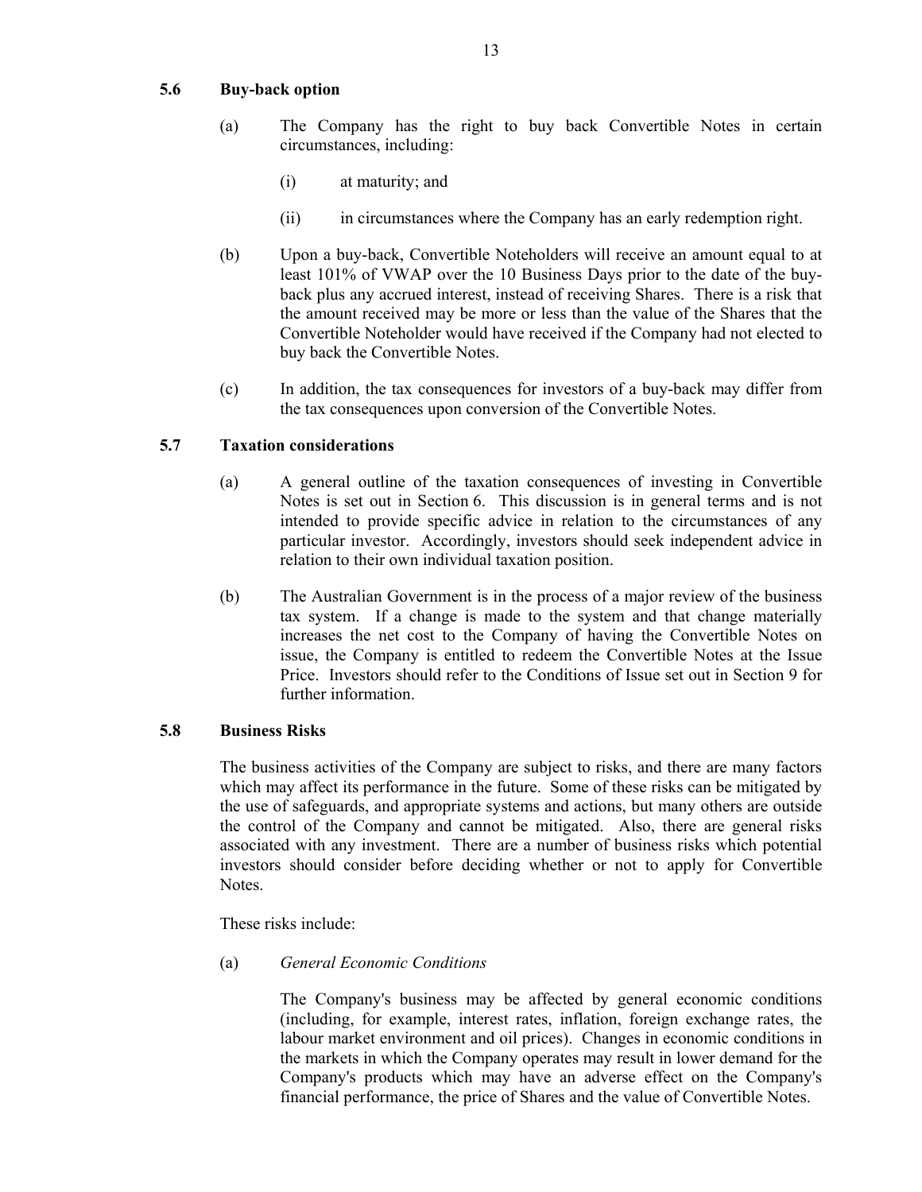### 5.6 Buy-back option

(a) The Company has the right to buy back Convertible Notes in certain circumstances, including:

   (i) at maturity; and

   (ii) in circumstances where the Company has an early redemption right.

(b) Upon a buy-back, Convertible Noteholders will receive an amount equal to at least 101% of VWAP over the 10 Business Days prior to the date of the buy-back plus any accrued interest, instead of receiving Shares. There is a risk that the amount received may be more or less than the value of the Shares that the Convertible Noteholder would have received if the Company had not elected to buy back the Convertible Notes.

(c) In addition, the tax consequences for investors of a buy-back may differ from the tax consequences upon conversion of the Convertible Notes.

### 5.7 Taxation considerations

(a) A general outline of the taxation consequences of investing in Convertible Notes is set out in Section 6. This discussion is in general terms and is not intended to provide specific advice in relation to the circumstances of any particular investor. Accordingly, investors should seek independent advice in relation to their own individual taxation position.

(b) The Australian Government is in the process of a major review of the business tax system. If a change is made to the system and that change materially increases the net cost to the Company of having the Convertible Notes on issue, the Company is entitled to redeem the Convertible Notes at the Issue Price. Investors should refer to the Conditions of Issue set out in Section 9 for further information.

### 5.8 Business Risks

The business activities of the Company are subject to risks, and there are many factors which may affect its performance in the future. Some of these risks can be mitigated by the use of safeguards, and appropriate systems and actions, but many others are outside the control of the Company and cannot be mitigated. Also, there are general risks associated with any investment. There are a number of business risks which potential investors should consider before deciding whether or not to apply for Convertible Notes.

These risks include:

(a) *General Economic Conditions*

The Company's business may be affected by general economic conditions (including, for example, interest rates, inflation, foreign exchange rates, the labour market environment and oil prices). Changes in economic conditions in the markets in which the Company operates may result in lower demand for the Company's products which may have an adverse effect on the Company's financial performance, the price of Shares and the value of Convertible Notes.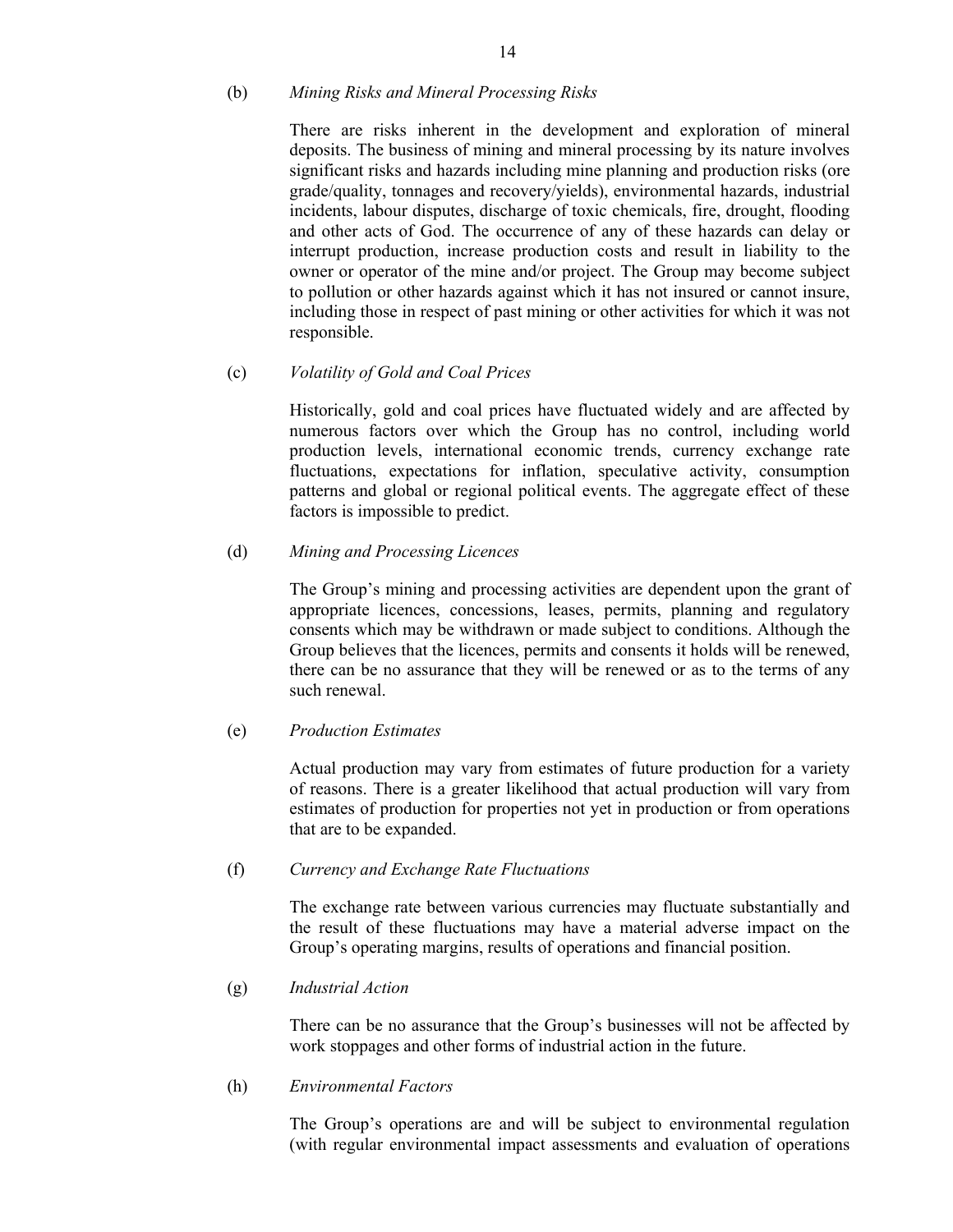(b) *Mining Risks and Mineral Processing Risks*

There are risks inherent in the development and exploration of mineral deposits. The business of mining and mineral processing by its nature involves significant risks and hazards including mine planning and production risks (ore grade/quality, tonnages and recovery/yields), environmental hazards, industrial incidents, labour disputes, discharge of toxic chemicals, fire, drought, flooding and other acts of God. The occurrence of any of these hazards can delay or interrupt production, increase production costs and result in liability to the owner or operator of the mine and/or project. The Group may become subject to pollution or other hazards against which it has not insured or cannot insure, including those in respect of past mining or other activities for which it was not responsible.

(c) *Volatility of Gold and Coal Prices*

Historically, gold and coal prices have fluctuated widely and are affected by numerous factors over which the Group has no control, including world production levels, international economic trends, currency exchange rate fluctuations, expectations for inflation, speculative activity, consumption patterns and global or regional political events. The aggregate effect of these factors is impossible to predict.

(d) *Mining and Processing Licences*

The Group's mining and processing activities are dependent upon the grant of appropriate licences, concessions, leases, permits, planning and regulatory consents which may be withdrawn or made subject to conditions. Although the Group believes that the licences, permits and consents it holds will be renewed, there can be no assurance that they will be renewed or as to the terms of any such renewal.

(e) *Production Estimates*

Actual production may vary from estimates of future production for a variety of reasons. There is a greater likelihood that actual production will vary from estimates of production for properties not yet in production or from operations that are to be expanded.

(f) *Currency and Exchange Rate Fluctuations*

The exchange rate between various currencies may fluctuate substantially and the result of these fluctuations may have a material adverse impact on the Group's operating margins, results of operations and financial position.

(g) *Industrial Action*

There can be no assurance that the Group's businesses will not be affected by work stoppages and other forms of industrial action in the future.

(h) *Environmental Factors*

The Group's operations are and will be subject to environmental regulation (with regular environmental impact assessments and evaluation of operations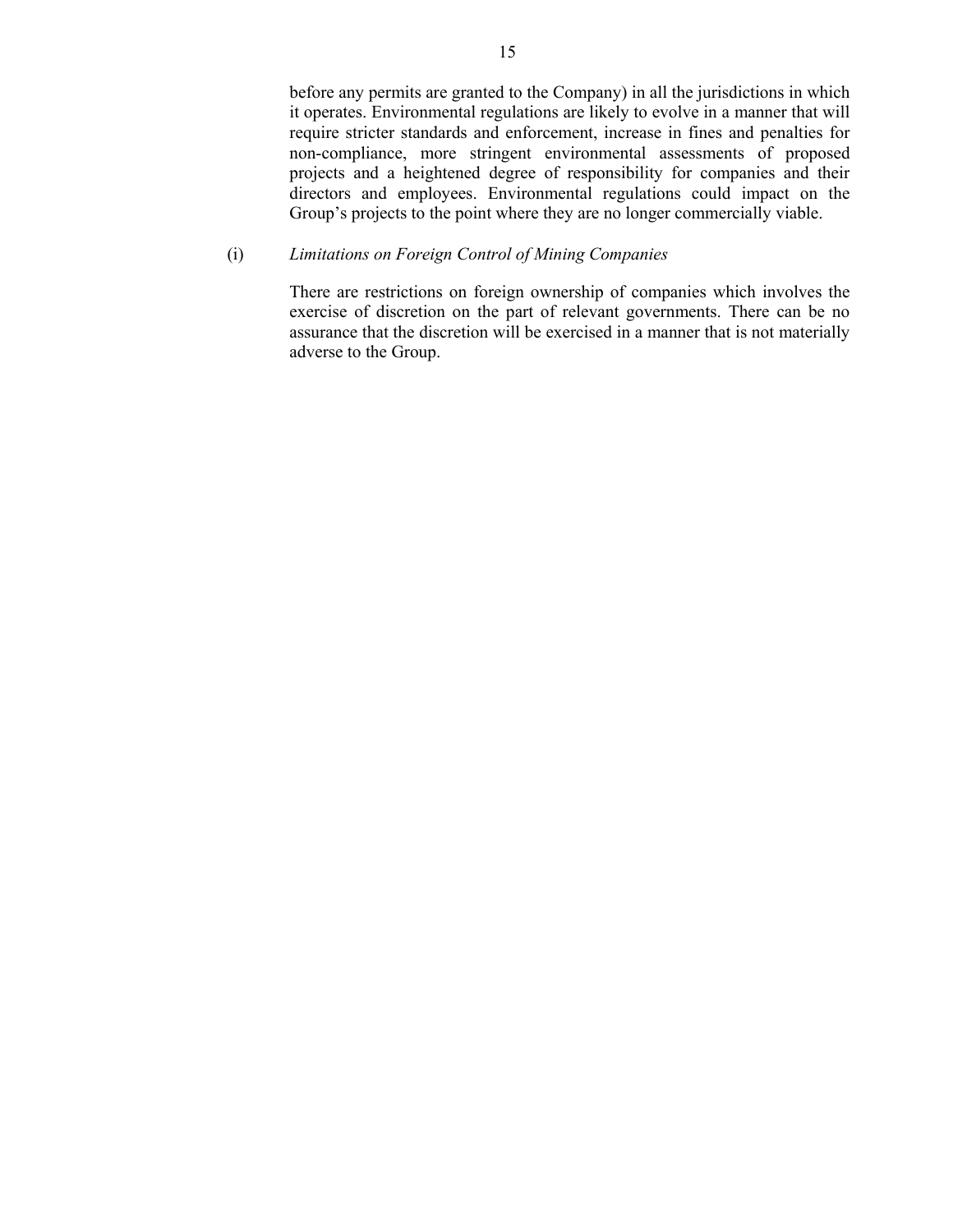before any permits are granted to the Company) in all the jurisdictions in which it operates. Environmental regulations are likely to evolve in a manner that will require stricter standards and enforcement, increase in fines and penalties for non-compliance, more stringent environmental assessments of proposed projects and a heightened degree of responsibility for companies and their directors and employees. Environmental regulations could impact on the Group's projects to the point where they are no longer commercially viable.

(i) *Limitations on Foreign Control of Mining Companies*

There are restrictions on foreign ownership of companies which involves the exercise of discretion on the part of relevant governments. There can be no assurance that the discretion will be exercised in a manner that is not materially adverse to the Group.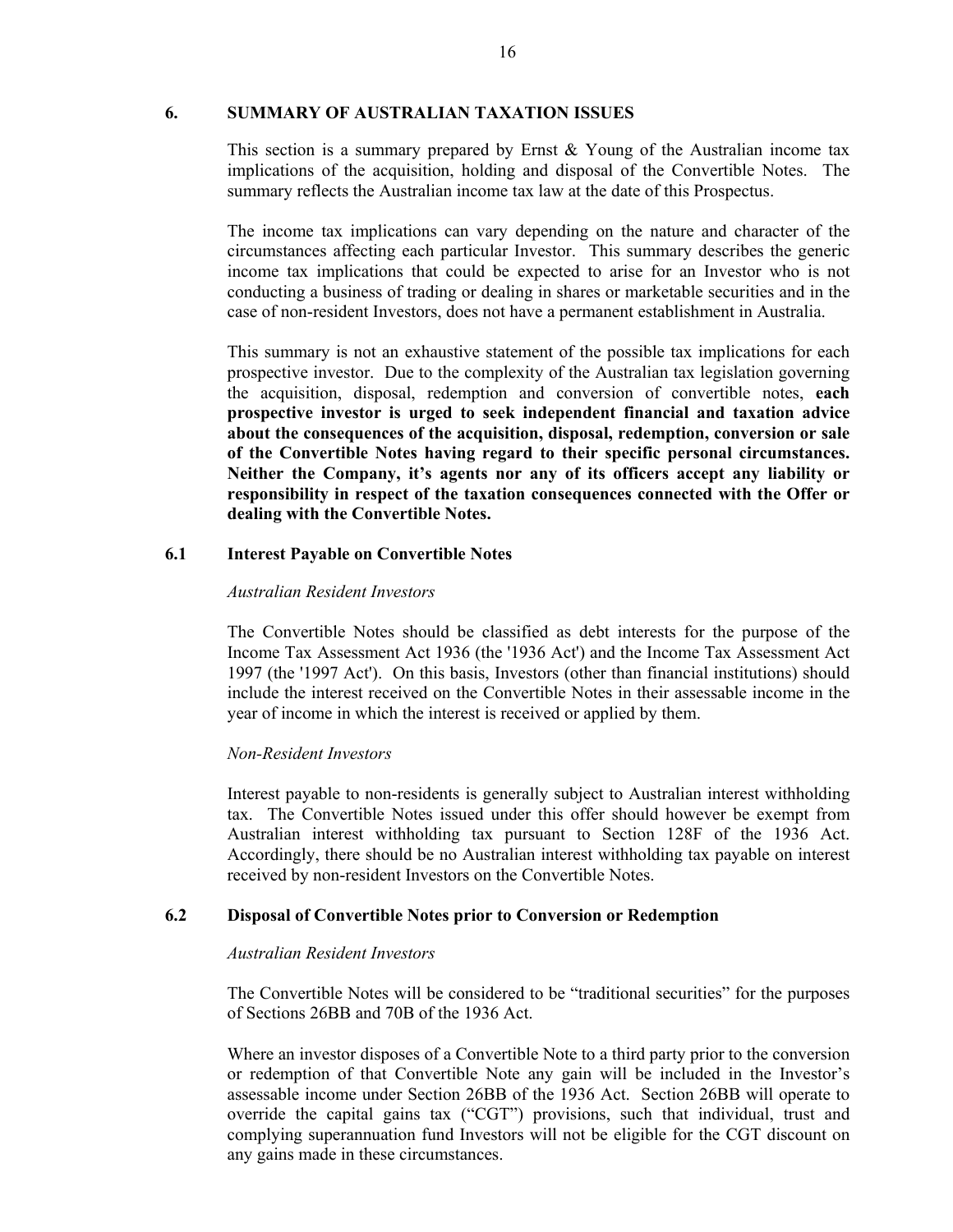## 6. SUMMARY OF AUSTRALIAN TAXATION ISSUES

This section is a summary prepared by Ernst & Young of the Australian income tax implications of the acquisition, holding and disposal of the Convertible Notes. The summary reflects the Australian income tax law at the date of this Prospectus.

The income tax implications can vary depending on the nature and character of the circumstances affecting each particular Investor. This summary describes the generic income tax implications that could be expected to arise for an Investor who is not conducting a business of trading or dealing in shares or marketable securities and in the case of non-resident Investors, does not have a permanent establishment in Australia.

This summary is not an exhaustive statement of the possible tax implications for each prospective investor. Due to the complexity of the Australian tax legislation governing the acquisition, disposal, redemption and conversion of convertible notes, **each prospective investor is urged to seek independent financial and taxation advice about the consequences of the acquisition, disposal, redemption, conversion or sale of the Convertible Notes having regard to their specific personal circumstances. Neither the Company, it's agents nor any of its officers accept any liability or responsibility in respect of the taxation consequences connected with the Offer or dealing with the Convertible Notes.**

### 6.1 Interest Payable on Convertible Notes

*Australian Resident Investors*

The Convertible Notes should be classified as debt interests for the purpose of the Income Tax Assessment Act 1936 (the '1936 Act') and the Income Tax Assessment Act 1997 (the '1997 Act'). On this basis, Investors (other than financial institutions) should include the interest received on the Convertible Notes in their assessable income in the year of income in which the interest is received or applied by them.

*Non-Resident Investors*

Interest payable to non-residents is generally subject to Australian interest withholding tax. The Convertible Notes issued under this offer should however be exempt from Australian interest withholding tax pursuant to Section 128F of the 1936 Act. Accordingly, there should be no Australian interest withholding tax payable on interest received by non-resident Investors on the Convertible Notes.

### 6.2 Disposal of Convertible Notes prior to Conversion or Redemption

*Australian Resident Investors*

The Convertible Notes will be considered to be "traditional securities" for the purposes of Sections 26BB and 70B of the 1936 Act.

Where an investor disposes of a Convertible Note to a third party prior to the conversion or redemption of that Convertible Note any gain will be included in the Investor's assessable income under Section 26BB of the 1936 Act. Section 26BB will operate to override the capital gains tax ("CGT") provisions, such that individual, trust and complying superannuation fund Investors will not be eligible for the CGT discount on any gains made in these circumstances.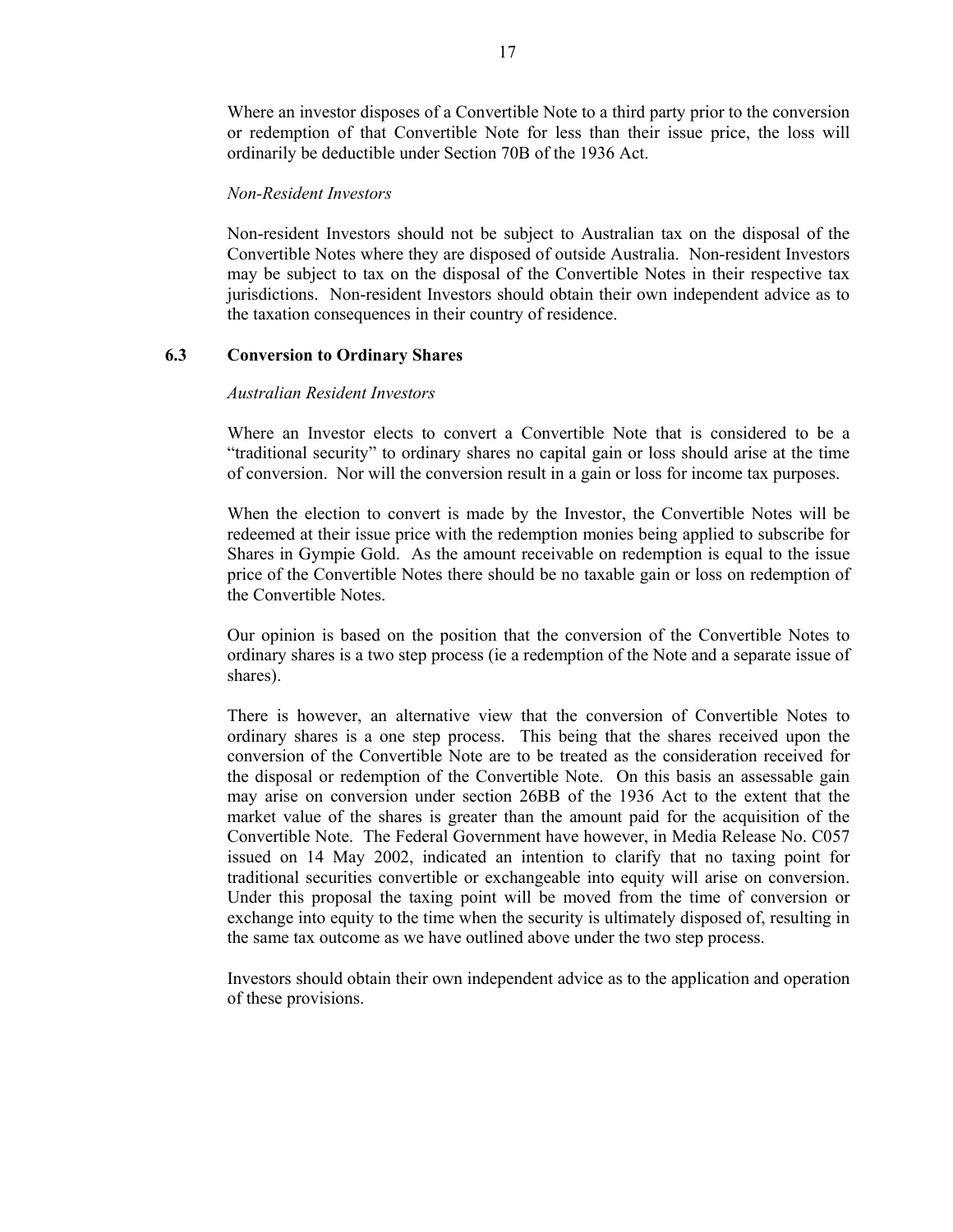Where an investor disposes of a Convertible Note to a third party prior to the conversion or redemption of that Convertible Note for less than their issue price, the loss will ordinarily be deductible under Section 70B of the 1936 Act.

*Non-Resident Investors*

Non-resident Investors should not be subject to Australian tax on the disposal of the Convertible Notes where they are disposed of outside Australia. Non-resident Investors may be subject to tax on the disposal of the Convertible Notes in their respective tax jurisdictions. Non-resident Investors should obtain their own independent advice as to the taxation consequences in their country of residence.

### 6.3 Conversion to Ordinary Shares

*Australian Resident Investors*

Where an Investor elects to convert a Convertible Note that is considered to be a "traditional security" to ordinary shares no capital gain or loss should arise at the time of conversion. Nor will the conversion result in a gain or loss for income tax purposes.

When the election to convert is made by the Investor, the Convertible Notes will be redeemed at their issue price with the redemption monies being applied to subscribe for Shares in Gympie Gold. As the amount receivable on redemption is equal to the issue price of the Convertible Notes there should be no taxable gain or loss on redemption of the Convertible Notes.

Our opinion is based on the position that the conversion of the Convertible Notes to ordinary shares is a two step process (ie a redemption of the Note and a separate issue of shares).

There is however, an alternative view that the conversion of Convertible Notes to ordinary shares is a one step process. This being that the shares received upon the conversion of the Convertible Note are to be treated as the consideration received for the disposal or redemption of the Convertible Note. On this basis an assessable gain may arise on conversion under section 26BB of the 1936 Act to the extent that the market value of the shares is greater than the amount paid for the acquisition of the Convertible Note. The Federal Government have however, in Media Release No. C057 issued on 14 May 2002, indicated an intention to clarify that no taxing point for traditional securities convertible or exchangeable into equity will arise on conversion. Under this proposal the taxing point will be moved from the time of conversion or exchange into equity to the time when the security is ultimately disposed of, resulting in the same tax outcome as we have outlined above under the two step process.

Investors should obtain their own independent advice as to the application and operation of these provisions.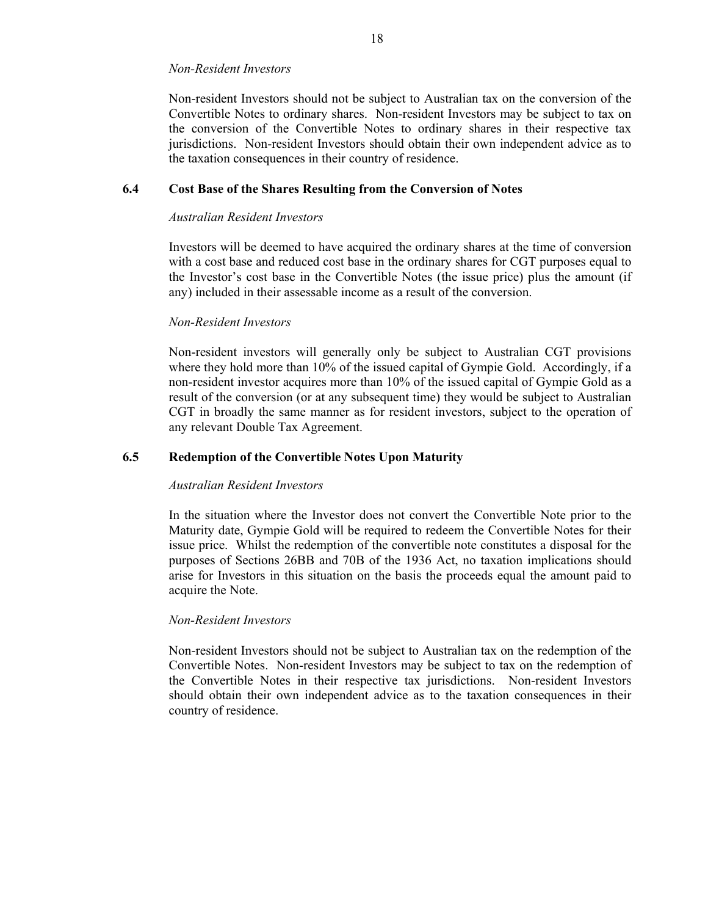*Non-Resident Investors*

Non-resident Investors should not be subject to Australian tax on the conversion of the Convertible Notes to ordinary shares. Non-resident Investors may be subject to tax on the conversion of the Convertible Notes to ordinary shares in their respective tax jurisdictions. Non-resident Investors should obtain their own independent advice as to the taxation consequences in their country of residence.

### 6.4 Cost Base of the Shares Resulting from the Conversion of Notes

*Australian Resident Investors*

Investors will be deemed to have acquired the ordinary shares at the time of conversion with a cost base and reduced cost base in the ordinary shares for CGT purposes equal to the Investor's cost base in the Convertible Notes (the issue price) plus the amount (if any) included in their assessable income as a result of the conversion.

*Non-Resident Investors*

Non-resident investors will generally only be subject to Australian CGT provisions where they hold more than 10% of the issued capital of Gympie Gold. Accordingly, if a non-resident investor acquires more than 10% of the issued capital of Gympie Gold as a result of the conversion (or at any subsequent time) they would be subject to Australian CGT in broadly the same manner as for resident investors, subject to the operation of any relevant Double Tax Agreement.

### 6.5 Redemption of the Convertible Notes Upon Maturity

*Australian Resident Investors*

In the situation where the Investor does not convert the Convertible Note prior to the Maturity date, Gympie Gold will be required to redeem the Convertible Notes for their issue price. Whilst the redemption of the convertible note constitutes a disposal for the purposes of Sections 26BB and 70B of the 1936 Act, no taxation implications should arise for Investors in this situation on the basis the proceeds equal the amount paid to acquire the Note.

*Non-Resident Investors*

Non-resident Investors should not be subject to Australian tax on the redemption of the Convertible Notes. Non-resident Investors may be subject to tax on the redemption of the Convertible Notes in their respective tax jurisdictions. Non-resident Investors should obtain their own independent advice as to the taxation consequences in their country of residence.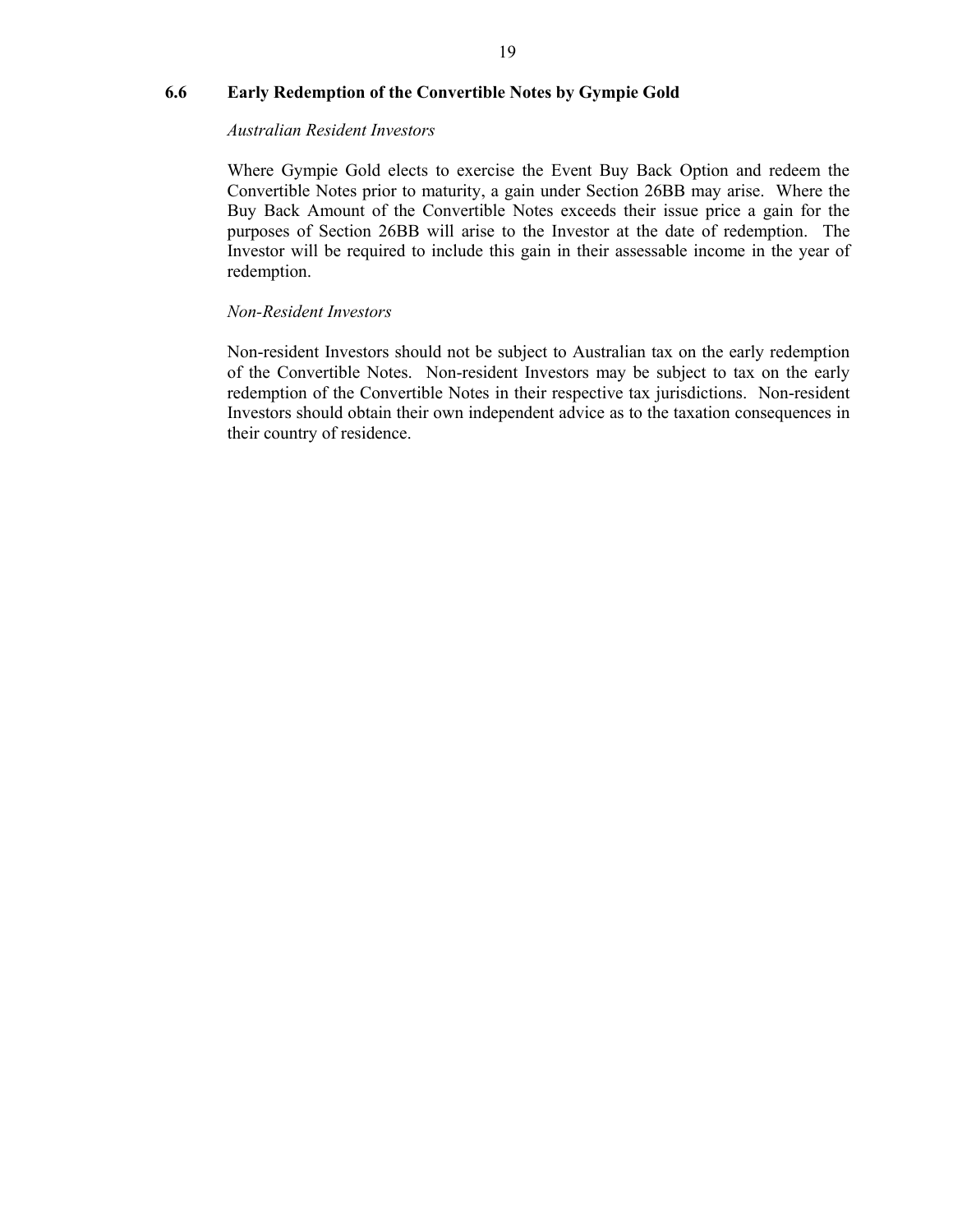### 6.6 Early Redemption of the Convertible Notes by Gympie Gold

*Australian Resident Investors*

Where Gympie Gold elects to exercise the Event Buy Back Option and redeem the Convertible Notes prior to maturity, a gain under Section 26BB may arise. Where the Buy Back Amount of the Convertible Notes exceeds their issue price a gain for the purposes of Section 26BB will arise to the Investor at the date of redemption. The Investor will be required to include this gain in their assessable income in the year of redemption.

*Non-Resident Investors*

Non-resident Investors should not be subject to Australian tax on the early redemption of the Convertible Notes. Non-resident Investors may be subject to tax on the early redemption of the Convertible Notes in their respective tax jurisdictions. Non-resident Investors should obtain their own independent advice as to the taxation consequences in their country of residence.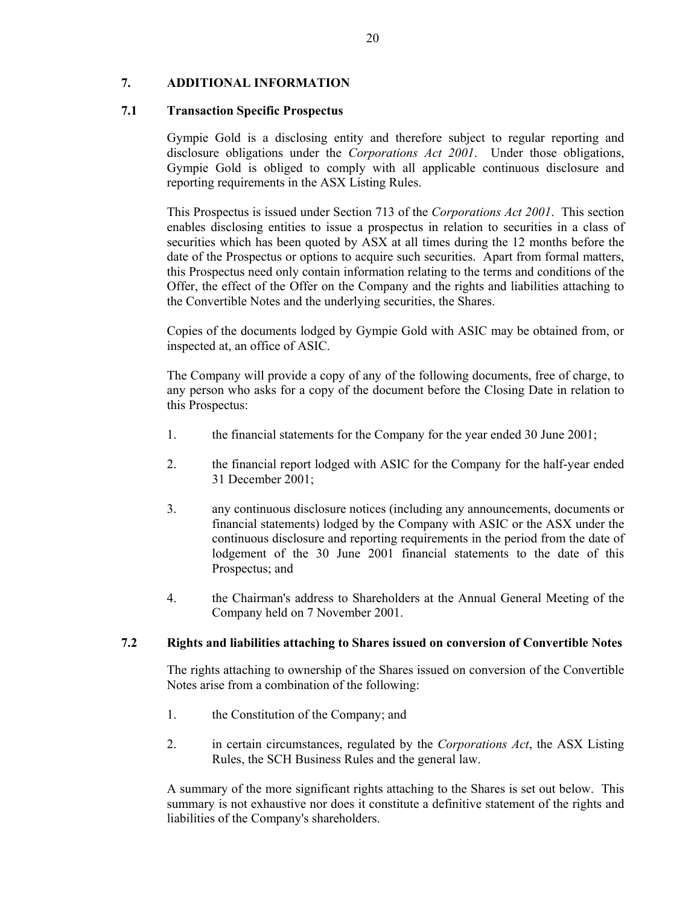## 7. ADDITIONAL INFORMATION

### 7.1 Transaction Specific Prospectus

Gympie Gold is a disclosing entity and therefore subject to regular reporting and disclosure obligations under the *Corporations Act 2001*. Under those obligations, Gympie Gold is obliged to comply with all applicable continuous disclosure and reporting requirements in the ASX Listing Rules.

This Prospectus is issued under Section 713 of the *Corporations Act 2001*. This section enables disclosing entities to issue a prospectus in relation to securities in a class of securities which has been quoted by ASX at all times during the 12 months before the date of the Prospectus or options to acquire such securities. Apart from formal matters, this Prospectus need only contain information relating to the terms and conditions of the Offer, the effect of the Offer on the Company and the rights and liabilities attaching to the Convertible Notes and the underlying securities, the Shares.

Copies of the documents lodged by Gympie Gold with ASIC may be obtained from, or inspected at, an office of ASIC.

The Company will provide a copy of any of the following documents, free of charge, to any person who asks for a copy of the document before the Closing Date in relation to this Prospectus:

1. the financial statements for the Company for the year ended 30 June 2001;
2. the financial report lodged with ASIC for the Company for the half-year ended 31 December 2001;
3. any continuous disclosure notices (including any announcements, documents or financial statements) lodged by the Company with ASIC or the ASX under the continuous disclosure and reporting requirements in the period from the date of lodgement of the 30 June 2001 financial statements to the date of this Prospectus; and
4. the Chairman's address to Shareholders at the Annual General Meeting of the Company held on 7 November 2001.

### 7.2 Rights and liabilities attaching to Shares issued on conversion of Convertible Notes

The rights attaching to ownership of the Shares issued on conversion of the Convertible Notes arise from a combination of the following:

1. the Constitution of the Company; and
2. in certain circumstances, regulated by the *Corporations Act*, the ASX Listing Rules, the SCH Business Rules and the general law.

A summary of the more significant rights attaching to the Shares is set out below. This summary is not exhaustive nor does it constitute a definitive statement of the rights and liabilities of the Company's shareholders.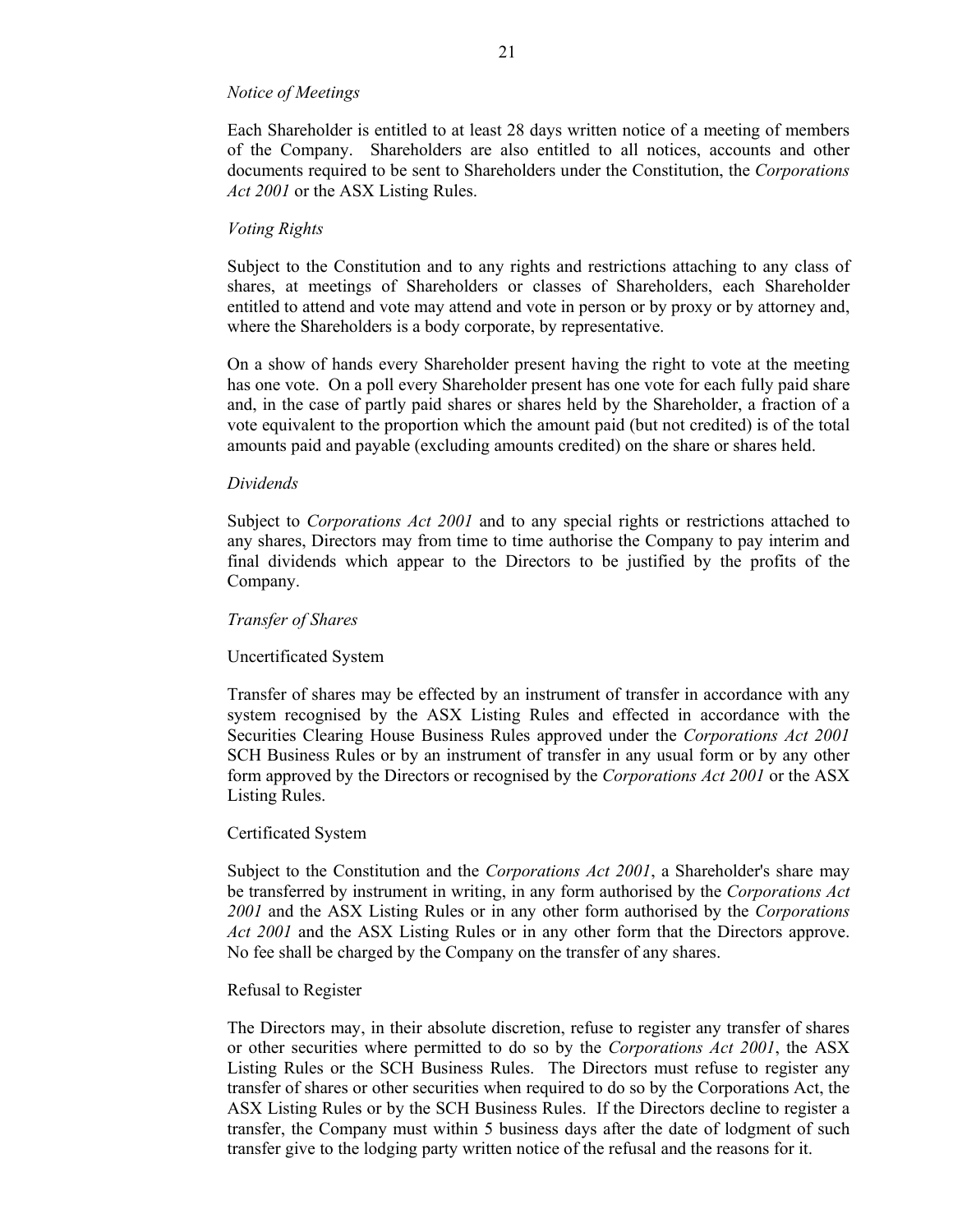*Notice of Meetings*

Each Shareholder is entitled to at least 28 days written notice of a meeting of members of the Company. Shareholders are also entitled to all notices, accounts and other documents required to be sent to Shareholders under the Constitution, the *Corporations Act 2001* or the ASX Listing Rules.

*Voting Rights*

Subject to the Constitution and to any rights and restrictions attaching to any class of shares, at meetings of Shareholders or classes of Shareholders, each Shareholder entitled to attend and vote may attend and vote in person or by proxy or by attorney and, where the Shareholders is a body corporate, by representative.

On a show of hands every Shareholder present having the right to vote at the meeting has one vote. On a poll every Shareholder present has one vote for each fully paid share and, in the case of partly paid shares or shares held by the Shareholder, a fraction of a vote equivalent to the proportion which the amount paid (but not credited) is of the total amounts paid and payable (excluding amounts credited) on the share or shares held.

*Dividends*

Subject to *Corporations Act 2001* and to any special rights or restrictions attached to any shares, Directors may from time to time authorise the Company to pay interim and final dividends which appear to the Directors to be justified by the profits of the Company.

*Transfer of Shares*

Uncertificated System

Transfer of shares may be effected by an instrument of transfer in accordance with any system recognised by the ASX Listing Rules and effected in accordance with the Securities Clearing House Business Rules approved under the *Corporations Act 2001* SCH Business Rules or by an instrument of transfer in any usual form or by any other form approved by the Directors or recognised by the *Corporations Act 2001* or the ASX Listing Rules.

Certificated System

Subject to the Constitution and the *Corporations Act 2001*, a Shareholder's share may be transferred by instrument in writing, in any form authorised by the *Corporations Act 2001* and the ASX Listing Rules or in any other form authorised by the *Corporations Act 2001* and the ASX Listing Rules or in any other form that the Directors approve. No fee shall be charged by the Company on the transfer of any shares.

Refusal to Register

The Directors may, in their absolute discretion, refuse to register any transfer of shares or other securities where permitted to do so by the *Corporations Act 2001*, the ASX Listing Rules or the SCH Business Rules. The Directors must refuse to register any transfer of shares or other securities when required to do so by the Corporations Act, the ASX Listing Rules or by the SCH Business Rules. If the Directors decline to register a transfer, the Company must within 5 business days after the date of lodgment of such transfer give to the lodging party written notice of the refusal and the reasons for it.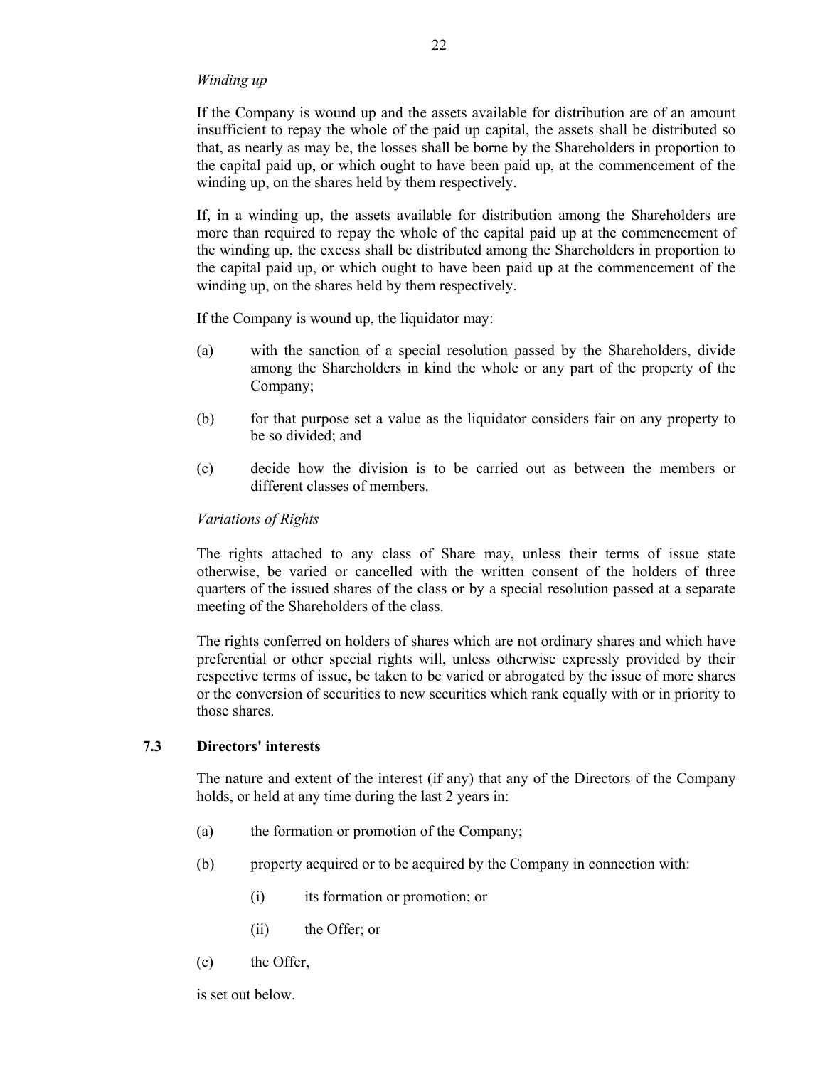*Winding up*

If the Company is wound up and the assets available for distribution are of an amount insufficient to repay the whole of the paid up capital, the assets shall be distributed so that, as nearly as may be, the losses shall be borne by the Shareholders in proportion to the capital paid up, or which ought to have been paid up, at the commencement of the winding up, on the shares held by them respectively.

If, in a winding up, the assets available for distribution among the Shareholders are more than required to repay the whole of the capital paid up at the commencement of the winding up, the excess shall be distributed among the Shareholders in proportion to the capital paid up, or which ought to have been paid up at the commencement of the winding up, on the shares held by them respectively.

If the Company is wound up, the liquidator may:

(a) with the sanction of a special resolution passed by the Shareholders, divide among the Shareholders in kind the whole or any part of the property of the Company;

(b) for that purpose set a value as the liquidator considers fair on any property to be so divided; and

(c) decide how the division is to be carried out as between the members or different classes of members.

*Variations of Rights*

The rights attached to any class of Share may, unless their terms of issue state otherwise, be varied or cancelled with the written consent of the holders of three quarters of the issued shares of the class or by a special resolution passed at a separate meeting of the Shareholders of the class.

The rights conferred on holders of shares which are not ordinary shares and which have preferential or other special rights will, unless otherwise expressly provided by their respective terms of issue, be taken to be varied or abrogated by the issue of more shares or the conversion of securities to new securities which rank equally with or in priority to those shares.

## 7.3 Directors' interests

The nature and extent of the interest (if any) that any of the Directors of the Company holds, or held at any time during the last 2 years in:

(a) the formation or promotion of the Company;

(b) property acquired or to be acquired by the Company in connection with:

  (i) its formation or promotion; or

  (ii) the Offer; or

(c) the Offer,

is set out below.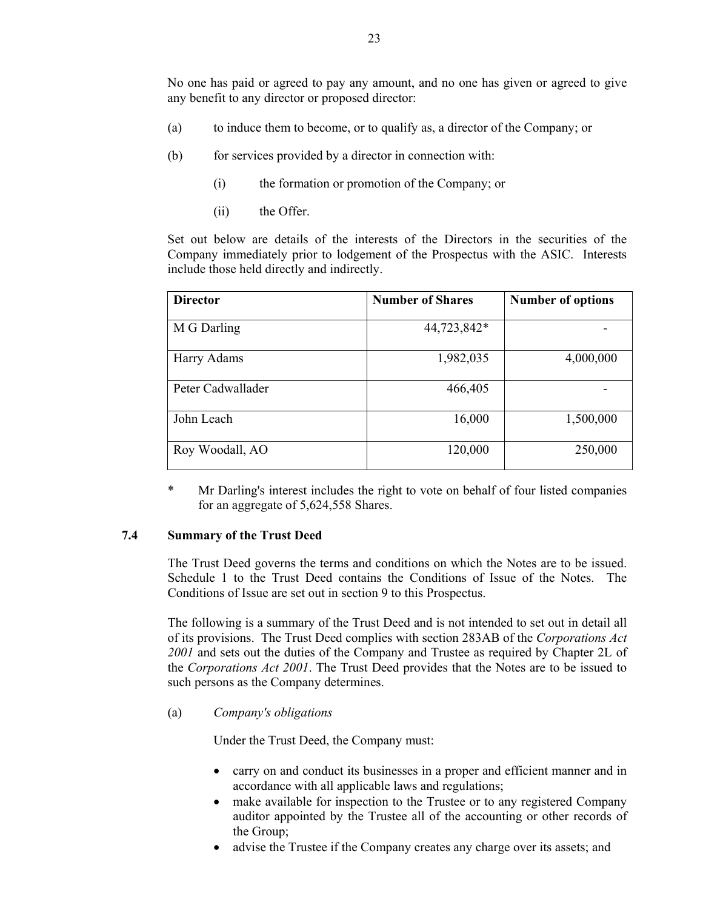No one has paid or agreed to pay any amount, and no one has given or agreed to give any benefit to any director or proposed director:

(a) to induce them to become, or to qualify as, a director of the Company; or

(b) for services provided by a director in connection with:

  (i) the formation or promotion of the Company; or

  (ii) the Offer.

Set out below are details of the interests of the Directors in the securities of the Company immediately prior to lodgement of the Prospectus with the ASIC. Interests include those held directly and indirectly.

| **Director** | **Number of Shares** | **Number of options** |
|---|---:|---:|
| M G Darling | 44,723,842* | - |
| Harry Adams | 1,982,035 | 4,000,000 |
| Peter Cadwallader | 466,405 | - |
| John Leach | 16,000 | 1,500,000 |
| Roy Woodall, AO | 120,000 | 250,000 |

\* Mr Darling's interest includes the right to vote on behalf of four listed companies for an aggregate of 5,624,558 Shares.

### 7.4 Summary of the Trust Deed

The Trust Deed governs the terms and conditions on which the Notes are to be issued. Schedule 1 to the Trust Deed contains the Conditions of Issue of the Notes. The Conditions of Issue are set out in section 9 to this Prospectus.

The following is a summary of the Trust Deed and is not intended to set out in detail all of its provisions. The Trust Deed complies with section 283AB of the *Corporations Act 2001* and sets out the duties of the Company and Trustee as required by Chapter 2L of the *Corporations Act 2001*. The Trust Deed provides that the Notes are to be issued to such persons as the Company determines.

(a) *Company's obligations*

Under the Trust Deed, the Company must:

- carry on and conduct its businesses in a proper and efficient manner and in accordance with all applicable laws and regulations;
- make available for inspection to the Trustee or to any registered Company auditor appointed by the Trustee all of the accounting or other records of the Group;
- advise the Trustee if the Company creates any charge over its assets; and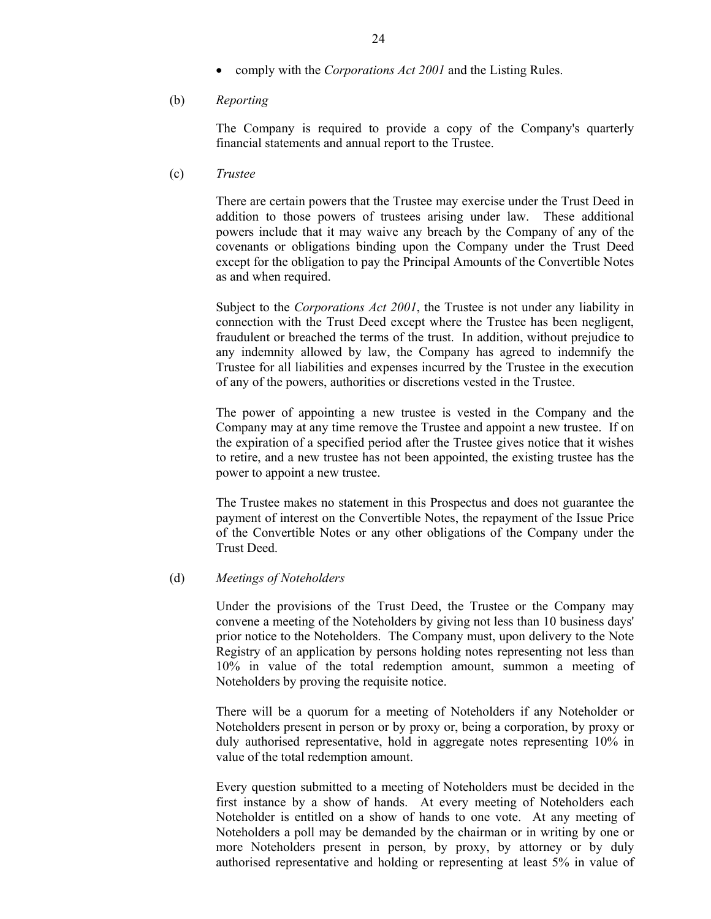- comply with the *Corporations Act 2001* and the Listing Rules.

(b) *Reporting*

The Company is required to provide a copy of the Company's quarterly financial statements and annual report to the Trustee.

(c) *Trustee*

There are certain powers that the Trustee may exercise under the Trust Deed in addition to those powers of trustees arising under law. These additional powers include that it may waive any breach by the Company of any of the covenants or obligations binding upon the Company under the Trust Deed except for the obligation to pay the Principal Amounts of the Convertible Notes as and when required.

Subject to the *Corporations Act 2001*, the Trustee is not under any liability in connection with the Trust Deed except where the Trustee has been negligent, fraudulent or breached the terms of the trust. In addition, without prejudice to any indemnity allowed by law, the Company has agreed to indemnify the Trustee for all liabilities and expenses incurred by the Trustee in the execution of any of the powers, authorities or discretions vested in the Trustee.

The power of appointing a new trustee is vested in the Company and the Company may at any time remove the Trustee and appoint a new trustee. If on the expiration of a specified period after the Trustee gives notice that it wishes to retire, and a new trustee has not been appointed, the existing trustee has the power to appoint a new trustee.

The Trustee makes no statement in this Prospectus and does not guarantee the payment of interest on the Convertible Notes, the repayment of the Issue Price of the Convertible Notes or any other obligations of the Company under the Trust Deed.

(d) *Meetings of Noteholders*

Under the provisions of the Trust Deed, the Trustee or the Company may convene a meeting of the Noteholders by giving not less than 10 business days' prior notice to the Noteholders. The Company must, upon delivery to the Note Registry of an application by persons holding notes representing not less than 10% in value of the total redemption amount, summon a meeting of Noteholders by proving the requisite notice.

There will be a quorum for a meeting of Noteholders if any Noteholder or Noteholders present in person or by proxy or, being a corporation, by proxy or duly authorised representative, hold in aggregate notes representing 10% in value of the total redemption amount.

Every question submitted to a meeting of Noteholders must be decided in the first instance by a show of hands. At every meeting of Noteholders each Noteholder is entitled on a show of hands to one vote. At any meeting of Noteholders a poll may be demanded by the chairman or in writing by one or more Noteholders present in person, by proxy, by attorney or by duly authorised representative and holding or representing at least 5% in value of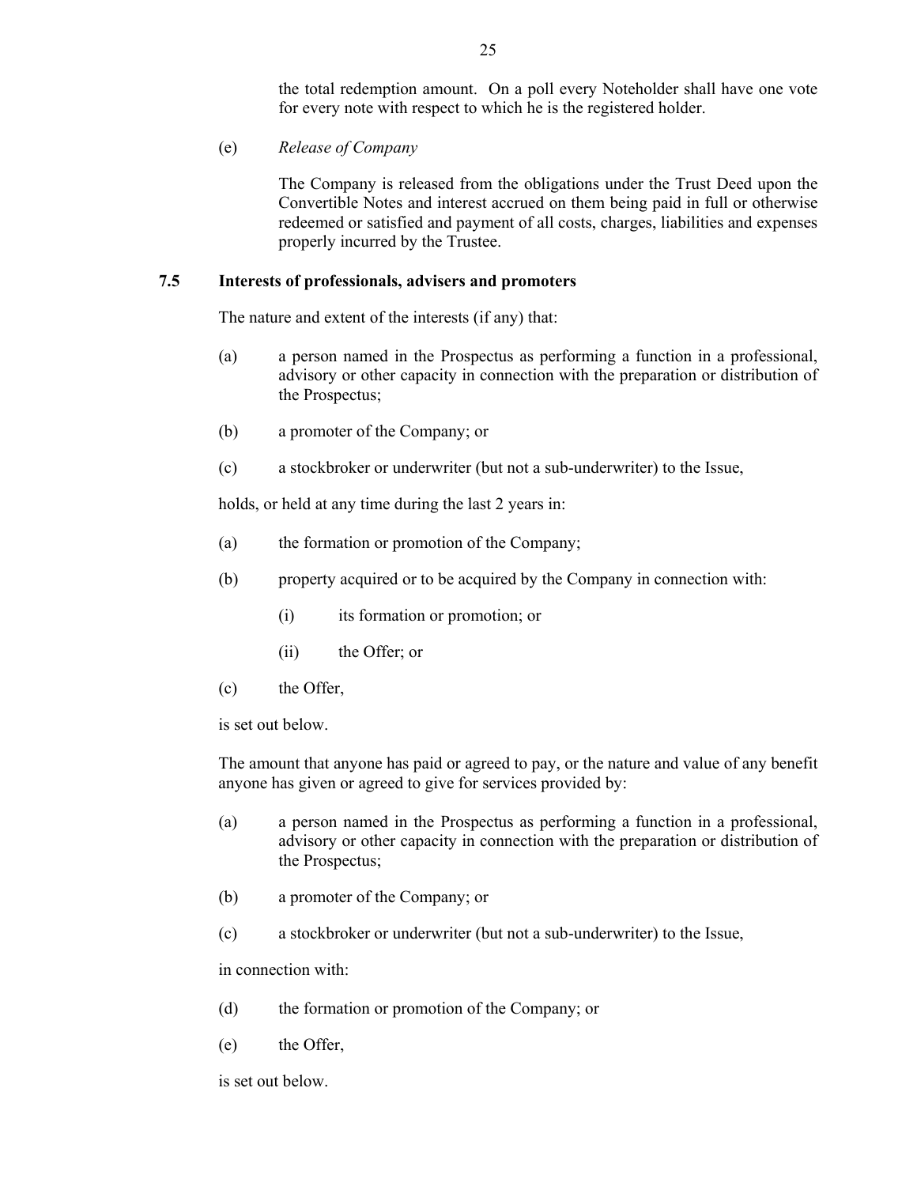the total redemption amount. On a poll every Noteholder shall have one vote for every note with respect to which he is the registered holder.

(e) *Release of Company*

The Company is released from the obligations under the Trust Deed upon the Convertible Notes and interest accrued on them being paid in full or otherwise redeemed or satisfied and payment of all costs, charges, liabilities and expenses properly incurred by the Trustee.

### 7.5 Interests of professionals, advisers and promoters

The nature and extent of the interests (if any) that:

(a) a person named in the Prospectus as performing a function in a professional, advisory or other capacity in connection with the preparation or distribution of the Prospectus;

(b) a promoter of the Company; or

(c) a stockbroker or underwriter (but not a sub-underwriter) to the Issue,

holds, or held at any time during the last 2 years in:

(a) the formation or promotion of the Company;

(b) property acquired or to be acquired by the Company in connection with:

(i) its formation or promotion; or

(ii) the Offer; or

(c) the Offer,

is set out below.

The amount that anyone has paid or agreed to pay, or the nature and value of any benefit anyone has given or agreed to give for services provided by:

(a) a person named in the Prospectus as performing a function in a professional, advisory or other capacity in connection with the preparation or distribution of the Prospectus;

(b) a promoter of the Company; or

(c) a stockbroker or underwriter (but not a sub-underwriter) to the Issue,

in connection with:

(d) the formation or promotion of the Company; or

(e) the Offer,

is set out below.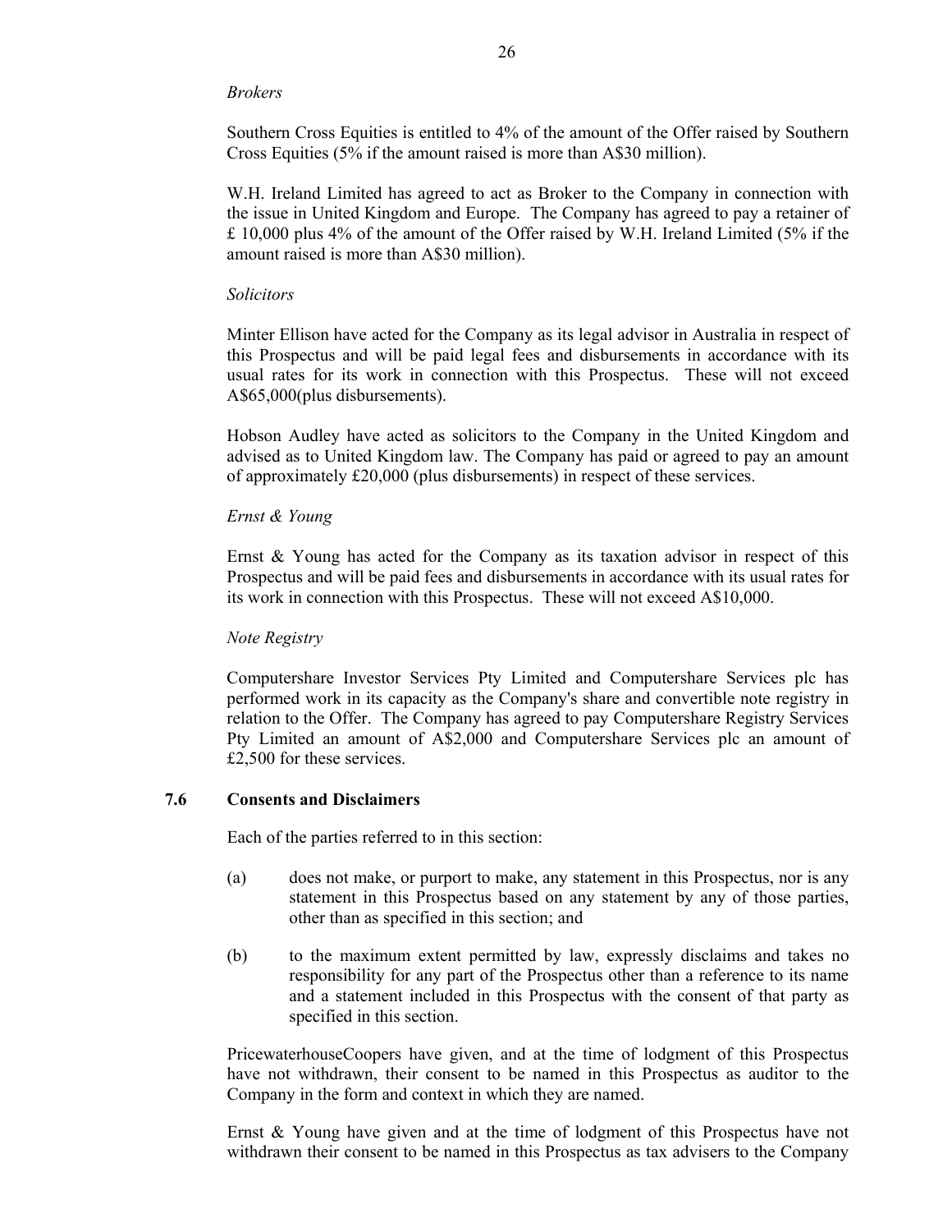*Brokers*

Southern Cross Equities is entitled to 4% of the amount of the Offer raised by Southern Cross Equities (5% if the amount raised is more than A$30 million).

W.H. Ireland Limited has agreed to act as Broker to the Company in connection with the issue in United Kingdom and Europe. The Company has agreed to pay a retainer of £ 10,000 plus 4% of the amount of the Offer raised by W.H. Ireland Limited (5% if the amount raised is more than A$30 million).

*Solicitors*

Minter Ellison have acted for the Company as its legal advisor in Australia in respect of this Prospectus and will be paid legal fees and disbursements in accordance with its usual rates for its work in connection with this Prospectus. These will not exceed A$65,000(plus disbursements).

Hobson Audley have acted as solicitors to the Company in the United Kingdom and advised as to United Kingdom law. The Company has paid or agreed to pay an amount of approximately £20,000 (plus disbursements) in respect of these services.

*Ernst & Young*

Ernst & Young has acted for the Company as its taxation advisor in respect of this Prospectus and will be paid fees and disbursements in accordance with its usual rates for its work in connection with this Prospectus. These will not exceed A$10,000.

*Note Registry*

Computershare Investor Services Pty Limited and Computershare Services plc has performed work in its capacity as the Company's share and convertible note registry in relation to the Offer. The Company has agreed to pay Computershare Registry Services Pty Limited an amount of A$2,000 and Computershare Services plc an amount of £2,500 for these services.

### 7.6 Consents and Disclaimers

Each of the parties referred to in this section:

(a) does not make, or purport to make, any statement in this Prospectus, nor is any statement in this Prospectus based on any statement by any of those parties, other than as specified in this section; and

(b) to the maximum extent permitted by law, expressly disclaims and takes no responsibility for any part of the Prospectus other than a reference to its name and a statement included in this Prospectus with the consent of that party as specified in this section.

PricewaterhouseCoopers have given, and at the time of lodgment of this Prospectus have not withdrawn, their consent to be named in this Prospectus as auditor to the Company in the form and context in which they are named.

Ernst & Young have given and at the time of lodgment of this Prospectus have not withdrawn their consent to be named in this Prospectus as tax advisers to the Company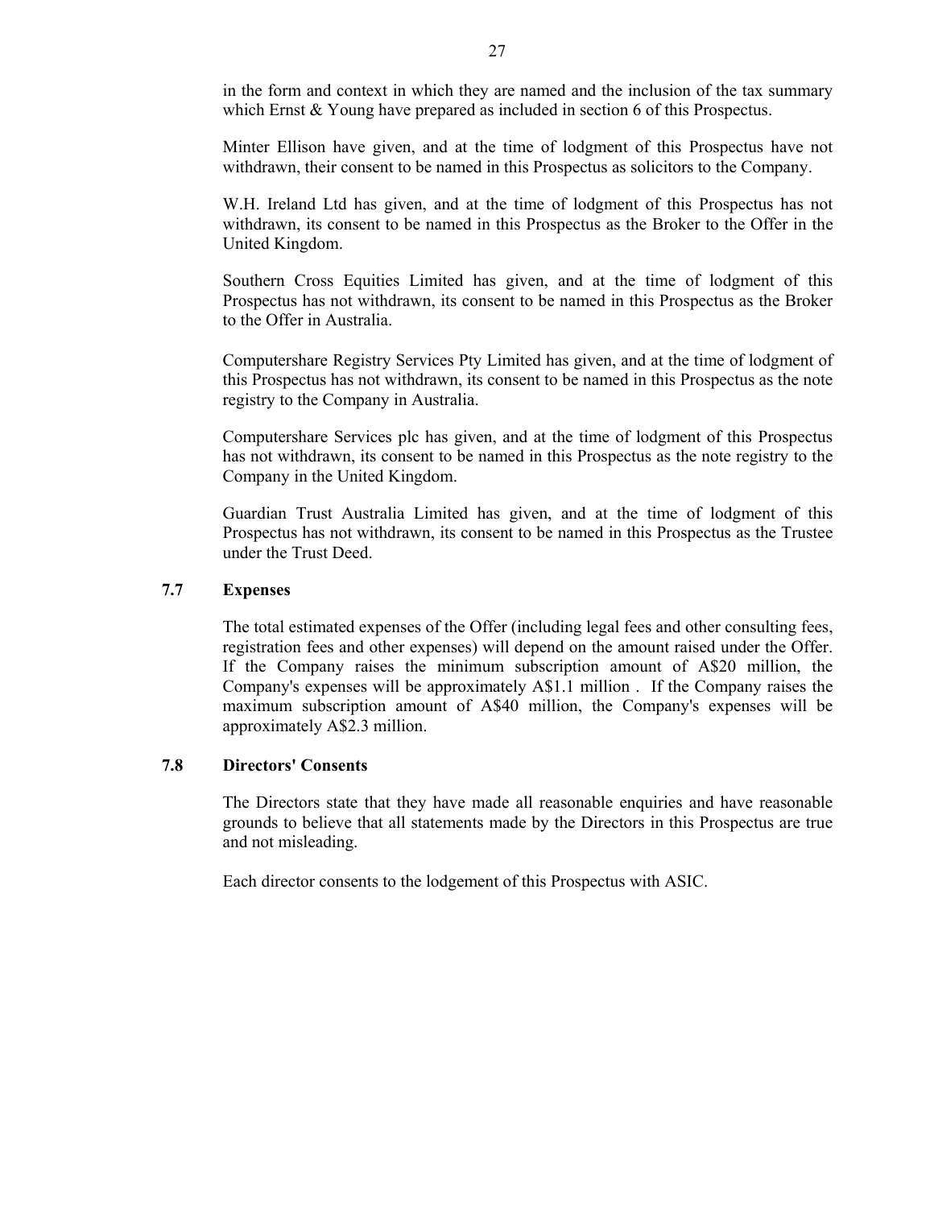in the form and context in which they are named and the inclusion of the tax summary which Ernst & Young have prepared as included in section 6 of this Prospectus.

Minter Ellison have given, and at the time of lodgment of this Prospectus have not withdrawn, their consent to be named in this Prospectus as solicitors to the Company.

W.H. Ireland Ltd has given, and at the time of lodgment of this Prospectus has not withdrawn, its consent to be named in this Prospectus as the Broker to the Offer in the United Kingdom.

Southern Cross Equities Limited has given, and at the time of lodgment of this Prospectus has not withdrawn, its consent to be named in this Prospectus as the Broker to the Offer in Australia.

Computershare Registry Services Pty Limited has given, and at the time of lodgment of this Prospectus has not withdrawn, its consent to be named in this Prospectus as the note registry to the Company in Australia.

Computershare Services plc has given, and at the time of lodgment of this Prospectus has not withdrawn, its consent to be named in this Prospectus as the note registry to the Company in the United Kingdom.

Guardian Trust Australia Limited has given, and at the time of lodgment of this Prospectus has not withdrawn, its consent to be named in this Prospectus as the Trustee under the Trust Deed.

## 7.7 Expenses

The total estimated expenses of the Offer (including legal fees and other consulting fees, registration fees and other expenses) will depend on the amount raised under the Offer. If the Company raises the minimum subscription amount of A$20 million, the Company's expenses will be approximately A$1.1 million . If the Company raises the maximum subscription amount of A$40 million, the Company's expenses will be approximately A$2.3 million.

## 7.8 Directors' Consents

The Directors state that they have made all reasonable enquiries and have reasonable grounds to believe that all statements made by the Directors in this Prospectus are true and not misleading.

Each director consents to the lodgement of this Prospectus with ASIC.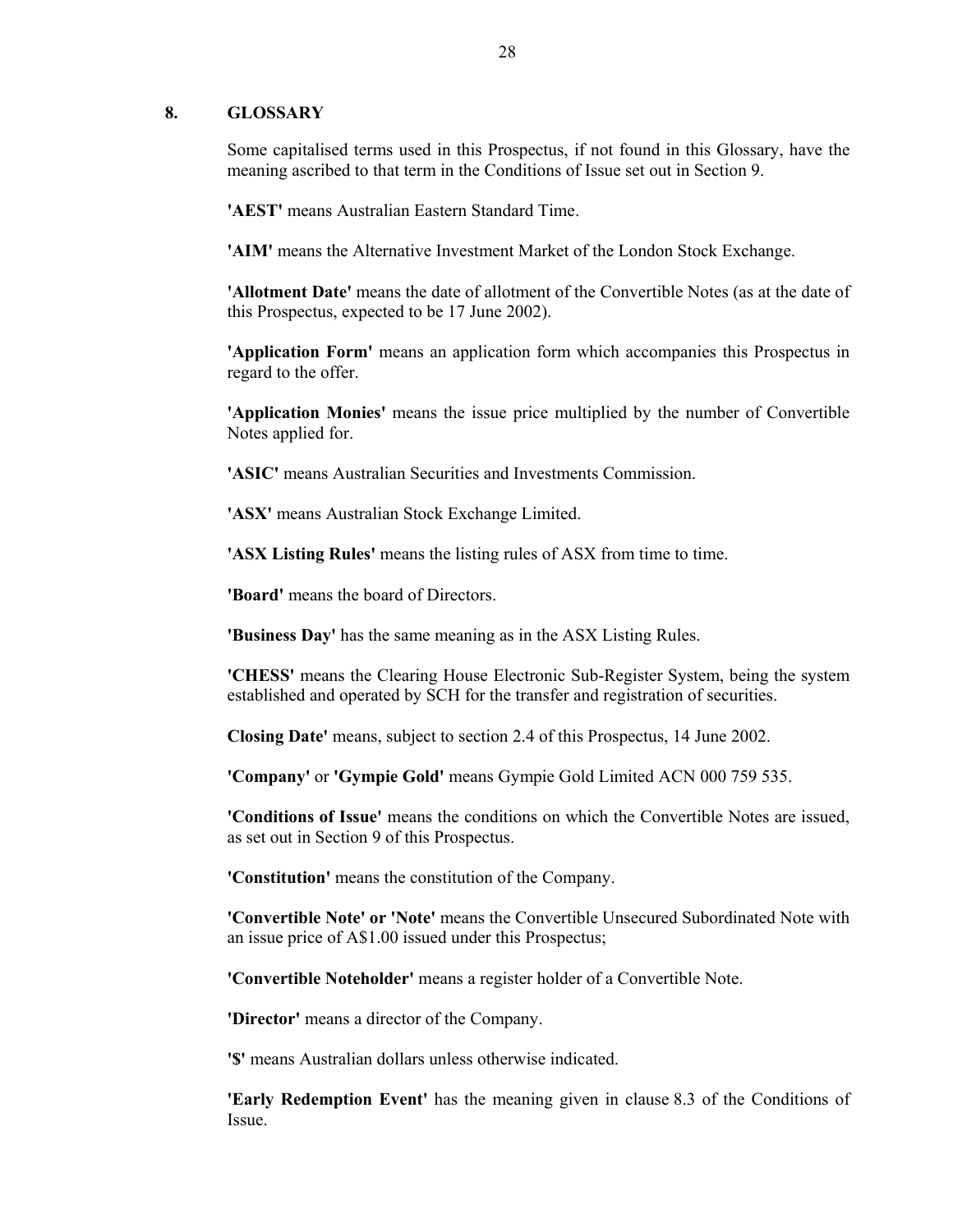## 8. GLOSSARY

Some capitalised terms used in this Prospectus, if not found in this Glossary, have the meaning ascribed to that term in the Conditions of Issue set out in Section 9.

**'AEST'** means Australian Eastern Standard Time.

**'AIM'** means the Alternative Investment Market of the London Stock Exchange.

**'Allotment Date'** means the date of allotment of the Convertible Notes (as at the date of this Prospectus, expected to be 17 June 2002).

**'Application Form'** means an application form which accompanies this Prospectus in regard to the offer.

**'Application Monies'** means the issue price multiplied by the number of Convertible Notes applied for.

**'ASIC'** means Australian Securities and Investments Commission.

**'ASX'** means Australian Stock Exchange Limited.

**'ASX Listing Rules'** means the listing rules of ASX from time to time.

**'Board'** means the board of Directors.

**'Business Day'** has the same meaning as in the ASX Listing Rules.

**'CHESS'** means the Clearing House Electronic Sub-Register System, being the system established and operated by SCH for the transfer and registration of securities.

**Closing Date'** means, subject to section 2.4 of this Prospectus, 14 June 2002.

**'Company'** or **'Gympie Gold'** means Gympie Gold Limited ACN 000 759 535.

**'Conditions of Issue'** means the conditions on which the Convertible Notes are issued, as set out in Section 9 of this Prospectus.

**'Constitution'** means the constitution of the Company.

**'Convertible Note' or 'Note'** means the Convertible Unsecured Subordinated Note with an issue price of A$1.00 issued under this Prospectus;

**'Convertible Noteholder'** means a register holder of a Convertible Note.

**'Director'** means a director of the Company.

**'$'** means Australian dollars unless otherwise indicated.

**'Early Redemption Event'** has the meaning given in clause 8.3 of the Conditions of Issue.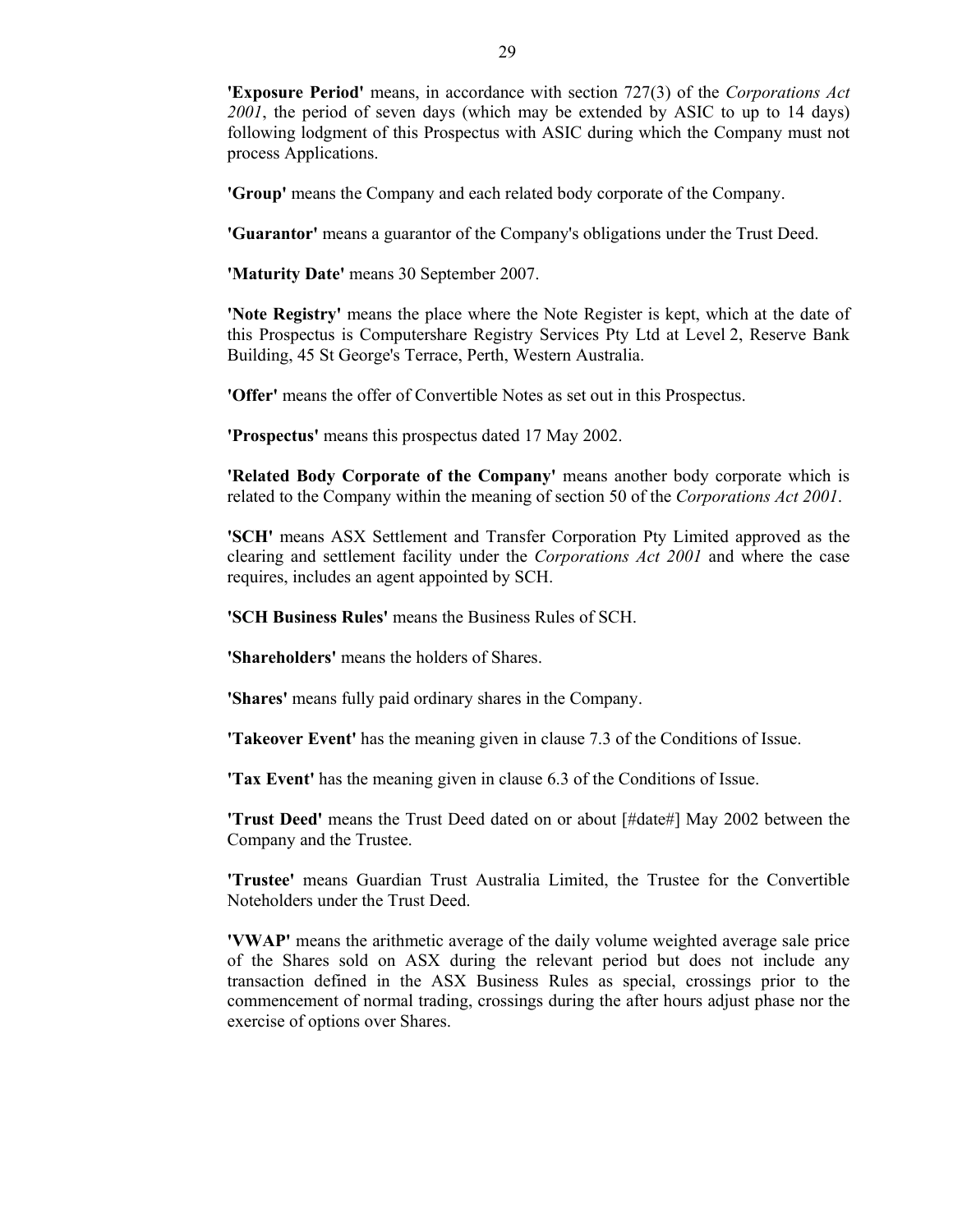**'Exposure Period'** means, in accordance with section 727(3) of the *Corporations Act 2001*, the period of seven days (which may be extended by ASIC to up to 14 days) following lodgment of this Prospectus with ASIC during which the Company must not process Applications.

**'Group'** means the Company and each related body corporate of the Company.

**'Guarantor'** means a guarantor of the Company's obligations under the Trust Deed.

**'Maturity Date'** means 30 September 2007.

**'Note Registry'** means the place where the Note Register is kept, which at the date of this Prospectus is Computershare Registry Services Pty Ltd at Level 2, Reserve Bank Building, 45 St George's Terrace, Perth, Western Australia.

**'Offer'** means the offer of Convertible Notes as set out in this Prospectus.

**'Prospectus'** means this prospectus dated 17 May 2002.

**'Related Body Corporate of the Company'** means another body corporate which is related to the Company within the meaning of section 50 of the *Corporations Act 2001*.

**'SCH'** means ASX Settlement and Transfer Corporation Pty Limited approved as the clearing and settlement facility under the *Corporations Act 2001* and where the case requires, includes an agent appointed by SCH.

**'SCH Business Rules'** means the Business Rules of SCH.

**'Shareholders'** means the holders of Shares.

**'Shares'** means fully paid ordinary shares in the Company.

**'Takeover Event'** has the meaning given in clause 7.3 of the Conditions of Issue.

**'Tax Event'** has the meaning given in clause 6.3 of the Conditions of Issue.

**'Trust Deed'** means the Trust Deed dated on or about [#date#] May 2002 between the Company and the Trustee.

**'Trustee'** means Guardian Trust Australia Limited, the Trustee for the Convertible Noteholders under the Trust Deed.

**'VWAP'** means the arithmetic average of the daily volume weighted average sale price of the Shares sold on ASX during the relevant period but does not include any transaction defined in the ASX Business Rules as special, crossings prior to the commencement of normal trading, crossings during the after hours adjust phase nor the exercise of options over Shares.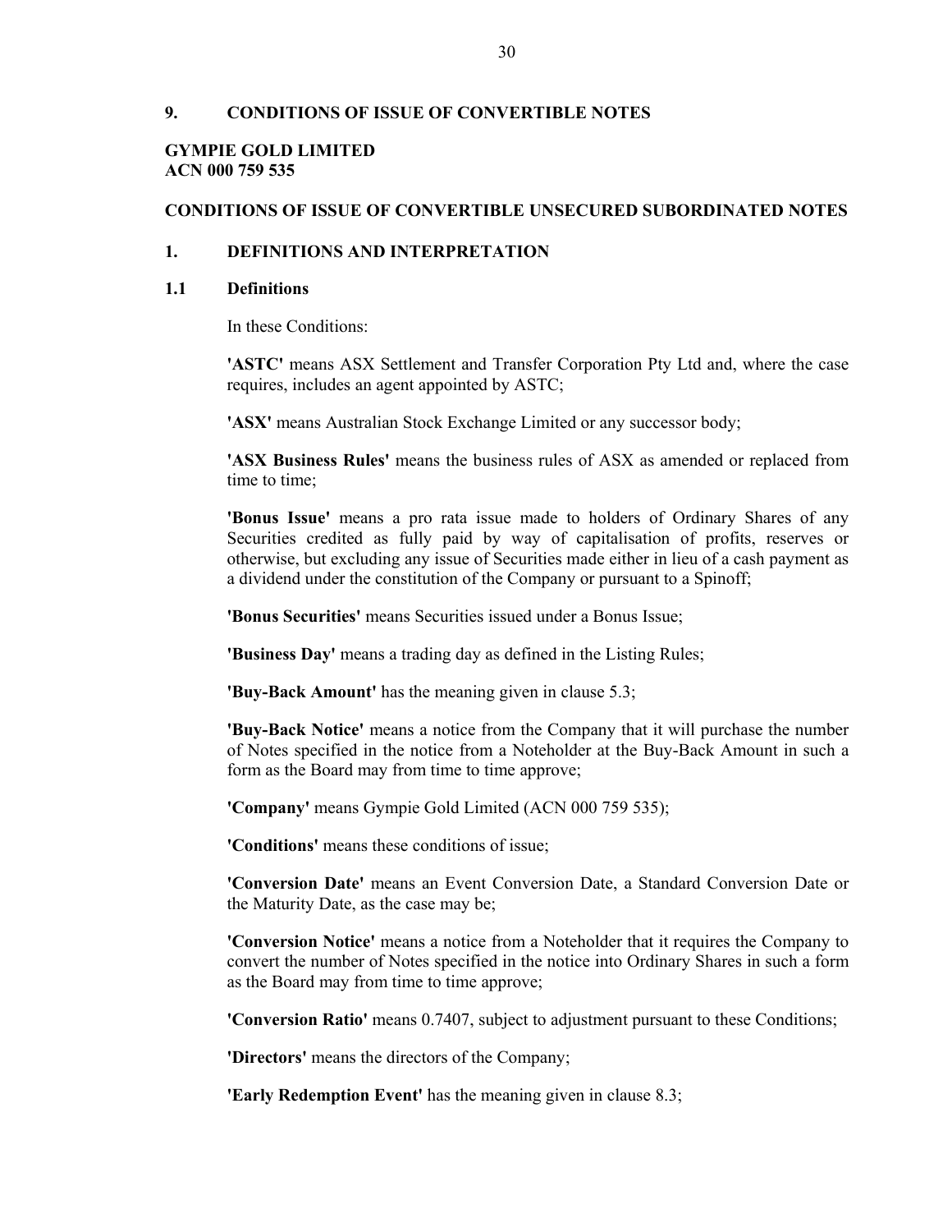## 9. CONDITIONS OF ISSUE OF CONVERTIBLE NOTES

**GYMPIE GOLD LIMITED**
**ACN 000 759 535**

### CONDITIONS OF ISSUE OF CONVERTIBLE UNSECURED SUBORDINATED NOTES

### 1. DEFINITIONS AND INTERPRETATION

#### 1.1 Definitions

In these Conditions:

**'ASTC'** means ASX Settlement and Transfer Corporation Pty Ltd and, where the case requires, includes an agent appointed by ASTC;

**'ASX'** means Australian Stock Exchange Limited or any successor body;

**'ASX Business Rules'** means the business rules of ASX as amended or replaced from time to time;

**'Bonus Issue'** means a pro rata issue made to holders of Ordinary Shares of any Securities credited as fully paid by way of capitalisation of profits, reserves or otherwise, but excluding any issue of Securities made either in lieu of a cash payment as a dividend under the constitution of the Company or pursuant to a Spinoff;

**'Bonus Securities'** means Securities issued under a Bonus Issue;

**'Business Day'** means a trading day as defined in the Listing Rules;

**'Buy-Back Amount'** has the meaning given in clause 5.3;

**'Buy-Back Notice'** means a notice from the Company that it will purchase the number of Notes specified in the notice from a Noteholder at the Buy-Back Amount in such a form as the Board may from time to time approve;

**'Company'** means Gympie Gold Limited (ACN 000 759 535);

**'Conditions'** means these conditions of issue;

**'Conversion Date'** means an Event Conversion Date, a Standard Conversion Date or the Maturity Date, as the case may be;

**'Conversion Notice'** means a notice from a Noteholder that it requires the Company to convert the number of Notes specified in the notice into Ordinary Shares in such a form as the Board may from time to time approve;

**'Conversion Ratio'** means 0.7407, subject to adjustment pursuant to these Conditions;

**'Directors'** means the directors of the Company;

**'Early Redemption Event'** has the meaning given in clause 8.3;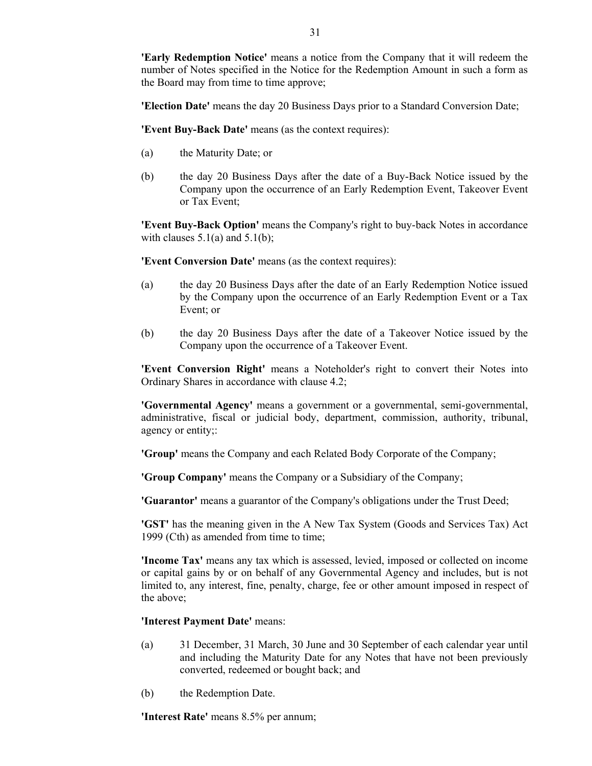**'Early Redemption Notice'** means a notice from the Company that it will redeem the number of Notes specified in the Notice for the Redemption Amount in such a form as the Board may from time to time approve;

**'Election Date'** means the day 20 Business Days prior to a Standard Conversion Date;

**'Event Buy-Back Date'** means (as the context requires):

(a) the Maturity Date; or

(b) the day 20 Business Days after the date of a Buy-Back Notice issued by the Company upon the occurrence of an Early Redemption Event, Takeover Event or Tax Event;

**'Event Buy-Back Option'** means the Company's right to buy-back Notes in accordance with clauses 5.1(a) and 5.1(b);

**'Event Conversion Date'** means (as the context requires):

(a) the day 20 Business Days after the date of an Early Redemption Notice issued by the Company upon the occurrence of an Early Redemption Event or a Tax Event; or

(b) the day 20 Business Days after the date of a Takeover Notice issued by the Company upon the occurrence of a Takeover Event.

**'Event Conversion Right'** means a Noteholder's right to convert their Notes into Ordinary Shares in accordance with clause 4.2;

**'Governmental Agency'** means a government or a governmental, semi-governmental, administrative, fiscal or judicial body, department, commission, authority, tribunal, agency or entity;:

**'Group'** means the Company and each Related Body Corporate of the Company;

**'Group Company'** means the Company or a Subsidiary of the Company;

**'Guarantor'** means a guarantor of the Company's obligations under the Trust Deed;

**'GST'** has the meaning given in the A New Tax System (Goods and Services Tax) Act 1999 (Cth) as amended from time to time;

**'Income Tax'** means any tax which is assessed, levied, imposed or collected on income or capital gains by or on behalf of any Governmental Agency and includes, but is not limited to, any interest, fine, penalty, charge, fee or other amount imposed in respect of the above;

**'Interest Payment Date'** means:

(a) 31 December, 31 March, 30 June and 30 September of each calendar year until and including the Maturity Date for any Notes that have not been previously converted, redeemed or bought back; and

(b) the Redemption Date.

**'Interest Rate'** means 8.5% per annum;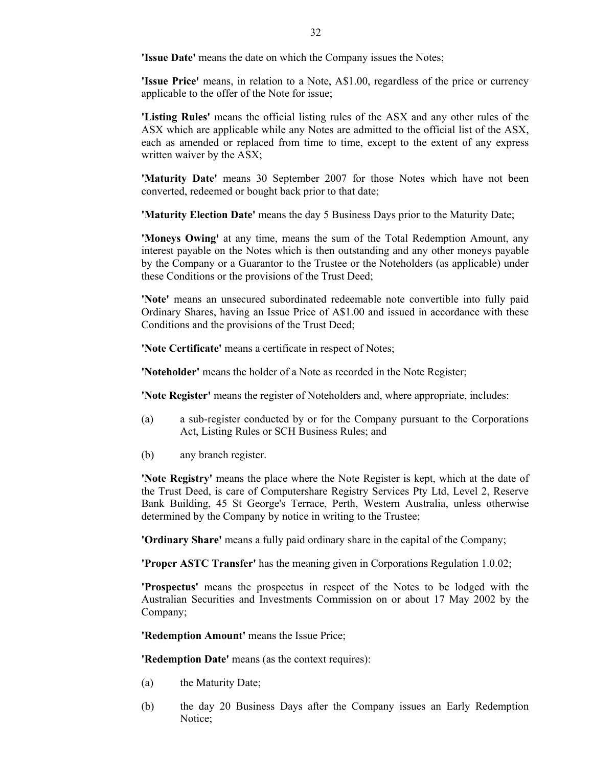**'Issue Date'** means the date on which the Company issues the Notes;

**'Issue Price'** means, in relation to a Note, A$1.00, regardless of the price or currency applicable to the offer of the Note for issue;

**'Listing Rules'** means the official listing rules of the ASX and any other rules of the ASX which are applicable while any Notes are admitted to the official list of the ASX, each as amended or replaced from time to time, except to the extent of any express written waiver by the ASX;

**'Maturity Date'** means 30 September 2007 for those Notes which have not been converted, redeemed or bought back prior to that date;

**'Maturity Election Date'** means the day 5 Business Days prior to the Maturity Date;

**'Moneys Owing'** at any time, means the sum of the Total Redemption Amount, any interest payable on the Notes which is then outstanding and any other moneys payable by the Company or a Guarantor to the Trustee or the Noteholders (as applicable) under these Conditions or the provisions of the Trust Deed;

**'Note'** means an unsecured subordinated redeemable note convertible into fully paid Ordinary Shares, having an Issue Price of A$1.00 and issued in accordance with these Conditions and the provisions of the Trust Deed;

**'Note Certificate'** means a certificate in respect of Notes;

**'Noteholder'** means the holder of a Note as recorded in the Note Register;

**'Note Register'** means the register of Noteholders and, where appropriate, includes:

(a) a sub-register conducted by or for the Company pursuant to the Corporations Act, Listing Rules or SCH Business Rules; and

(b) any branch register.

**'Note Registry'** means the place where the Note Register is kept, which at the date of the Trust Deed, is care of Computershare Registry Services Pty Ltd, Level 2, Reserve Bank Building, 45 St George's Terrace, Perth, Western Australia, unless otherwise determined by the Company by notice in writing to the Trustee;

**'Ordinary Share'** means a fully paid ordinary share in the capital of the Company;

**'Proper ASTC Transfer'** has the meaning given in Corporations Regulation 1.0.02;

**'Prospectus'** means the prospectus in respect of the Notes to be lodged with the Australian Securities and Investments Commission on or about 17 May 2002 by the Company;

**'Redemption Amount'** means the Issue Price;

**'Redemption Date'** means (as the context requires):

(a) the Maturity Date;

(b) the day 20 Business Days after the Company issues an Early Redemption Notice;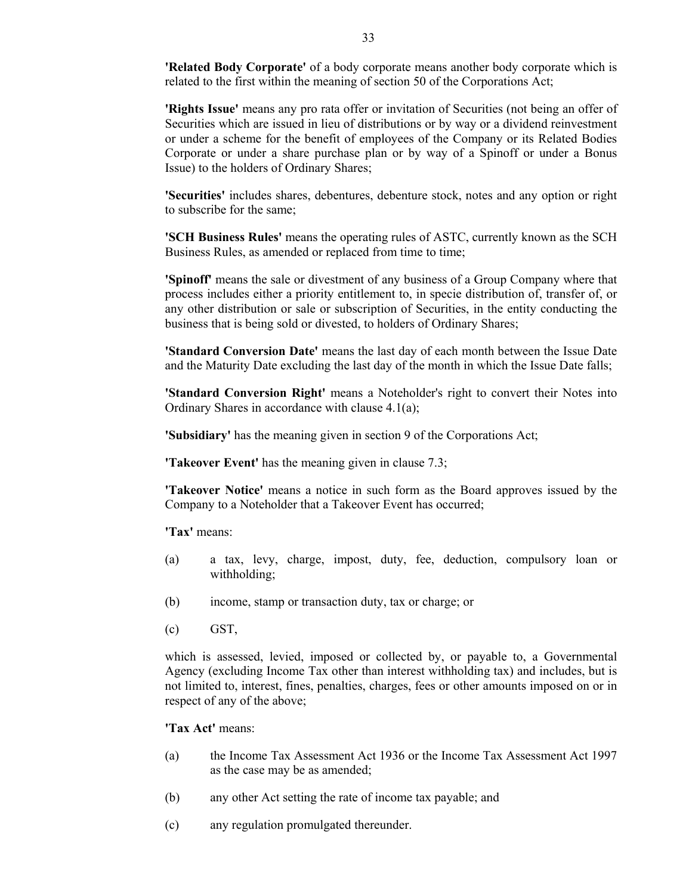**'Related Body Corporate'** of a body corporate means another body corporate which is related to the first within the meaning of section 50 of the Corporations Act;

**'Rights Issue'** means any pro rata offer or invitation of Securities (not being an offer of Securities which are issued in lieu of distributions or by way or a dividend reinvestment or under a scheme for the benefit of employees of the Company or its Related Bodies Corporate or under a share purchase plan or by way of a Spinoff or under a Bonus Issue) to the holders of Ordinary Shares;

**'Securities'** includes shares, debentures, debenture stock, notes and any option or right to subscribe for the same;

**'SCH Business Rules'** means the operating rules of ASTC, currently known as the SCH Business Rules, as amended or replaced from time to time;

**'Spinoff'** means the sale or divestment of any business of a Group Company where that process includes either a priority entitlement to, in specie distribution of, transfer of, or any other distribution or sale or subscription of Securities, in the entity conducting the business that is being sold or divested, to holders of Ordinary Shares;

**'Standard Conversion Date'** means the last day of each month between the Issue Date and the Maturity Date excluding the last day of the month in which the Issue Date falls;

**'Standard Conversion Right'** means a Noteholder's right to convert their Notes into Ordinary Shares in accordance with clause 4.1(a);

**'Subsidiary'** has the meaning given in section 9 of the Corporations Act;

**'Takeover Event'** has the meaning given in clause 7.3;

**'Takeover Notice'** means a notice in such form as the Board approves issued by the Company to a Noteholder that a Takeover Event has occurred;

**'Tax'** means:

(a) a tax, levy, charge, impost, duty, fee, deduction, compulsory loan or withholding;

(b) income, stamp or transaction duty, tax or charge; or

(c) GST,

which is assessed, levied, imposed or collected by, or payable to, a Governmental Agency (excluding Income Tax other than interest withholding tax) and includes, but is not limited to, interest, fines, penalties, charges, fees or other amounts imposed on or in respect of any of the above;

**'Tax Act'** means:

(a) the Income Tax Assessment Act 1936 or the Income Tax Assessment Act 1997 as the case may be as amended;

(b) any other Act setting the rate of income tax payable; and

(c) any regulation promulgated thereunder.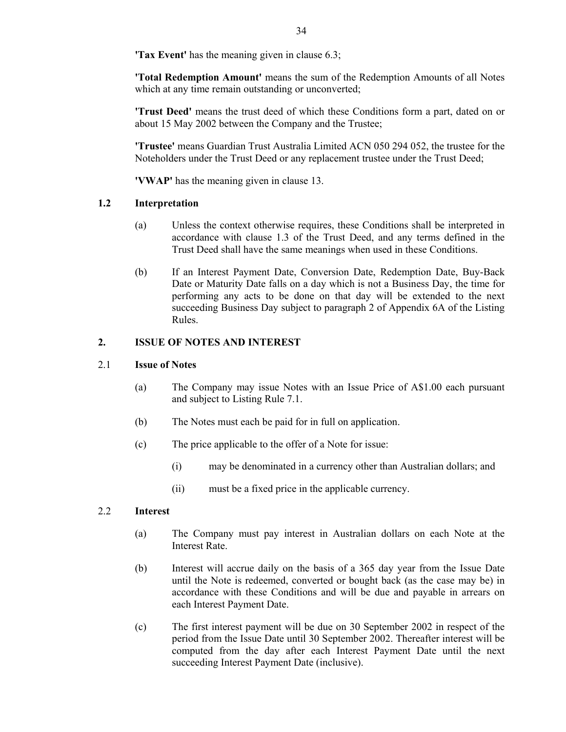**'Tax Event'** has the meaning given in clause 6.3;

**'Total Redemption Amount'** means the sum of the Redemption Amounts of all Notes which at any time remain outstanding or unconverted;

**'Trust Deed'** means the trust deed of which these Conditions form a part, dated on or about 15 May 2002 between the Company and the Trustee;

**'Trustee'** means Guardian Trust Australia Limited ACN 050 294 052, the trustee for the Noteholders under the Trust Deed or any replacement trustee under the Trust Deed;

**'VWAP'** has the meaning given in clause 13.

### 1.2 Interpretation

(a) Unless the context otherwise requires, these Conditions shall be interpreted in accordance with clause 1.3 of the Trust Deed, and any terms defined in the Trust Deed shall have the same meanings when used in these Conditions.

(b) If an Interest Payment Date, Conversion Date, Redemption Date, Buy-Back Date or Maturity Date falls on a day which is not a Business Day, the time for performing any acts to be done on that day will be extended to the next succeeding Business Day subject to paragraph 2 of Appendix 6A of the Listing Rules.

## 2. ISSUE OF NOTES AND INTEREST

### 2.1 Issue of Notes

(a) The Company may issue Notes with an Issue Price of A$1.00 each pursuant and subject to Listing Rule 7.1.

(b) The Notes must each be paid for in full on application.

(c) The price applicable to the offer of a Note for issue:

(i) may be denominated in a currency other than Australian dollars; and

(ii) must be a fixed price in the applicable currency.

### 2.2 Interest

(a) The Company must pay interest in Australian dollars on each Note at the Interest Rate.

(b) Interest will accrue daily on the basis of a 365 day year from the Issue Date until the Note is redeemed, converted or bought back (as the case may be) in accordance with these Conditions and will be due and payable in arrears on each Interest Payment Date.

(c) The first interest payment will be due on 30 September 2002 in respect of the period from the Issue Date until 30 September 2002. Thereafter interest will be computed from the day after each Interest Payment Date until the next succeeding Interest Payment Date (inclusive).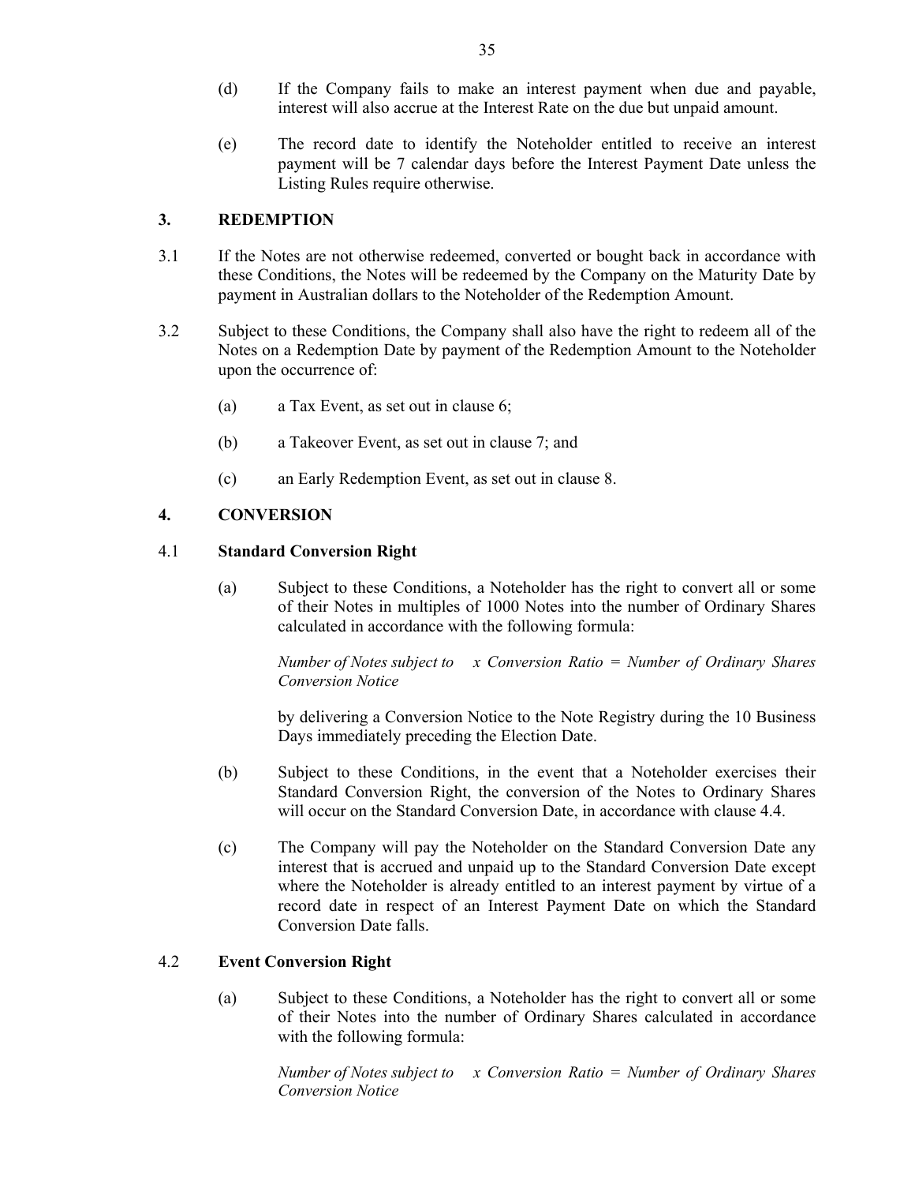(d) If the Company fails to make an interest payment when due and payable, interest will also accrue at the Interest Rate on the due but unpaid amount.

(e) The record date to identify the Noteholder entitled to receive an interest payment will be 7 calendar days before the Interest Payment Date unless the Listing Rules require otherwise.

## 3. REDEMPTION

3.1 If the Notes are not otherwise redeemed, converted or bought back in accordance with these Conditions, the Notes will be redeemed by the Company on the Maturity Date by payment in Australian dollars to the Noteholder of the Redemption Amount.

3.2 Subject to these Conditions, the Company shall also have the right to redeem all of the Notes on a Redemption Date by payment of the Redemption Amount to the Noteholder upon the occurrence of:

(a) a Tax Event, as set out in clause 6;

(b) a Takeover Event, as set out in clause 7; and

(c) an Early Redemption Event, as set out in clause 8.

## 4. CONVERSION

### 4.1 Standard Conversion Right

(a) Subject to these Conditions, a Noteholder has the right to convert all or some of their Notes in multiples of 1000 Notes into the number of Ordinary Shares calculated in accordance with the following formula:

*Number of Notes subject to Conversion Notice x Conversion Ratio = Number of Ordinary Shares*

by delivering a Conversion Notice to the Note Registry during the 10 Business Days immediately preceding the Election Date.

(b) Subject to these Conditions, in the event that a Noteholder exercises their Standard Conversion Right, the conversion of the Notes to Ordinary Shares will occur on the Standard Conversion Date, in accordance with clause 4.4.

(c) The Company will pay the Noteholder on the Standard Conversion Date any interest that is accrued and unpaid up to the Standard Conversion Date except where the Noteholder is already entitled to an interest payment by virtue of a record date in respect of an Interest Payment Date on which the Standard Conversion Date falls.

### 4.2 Event Conversion Right

(a) Subject to these Conditions, a Noteholder has the right to convert all or some of their Notes into the number of Ordinary Shares calculated in accordance with the following formula:

*Number of Notes subject to Conversion Notice x Conversion Ratio = Number of Ordinary Shares*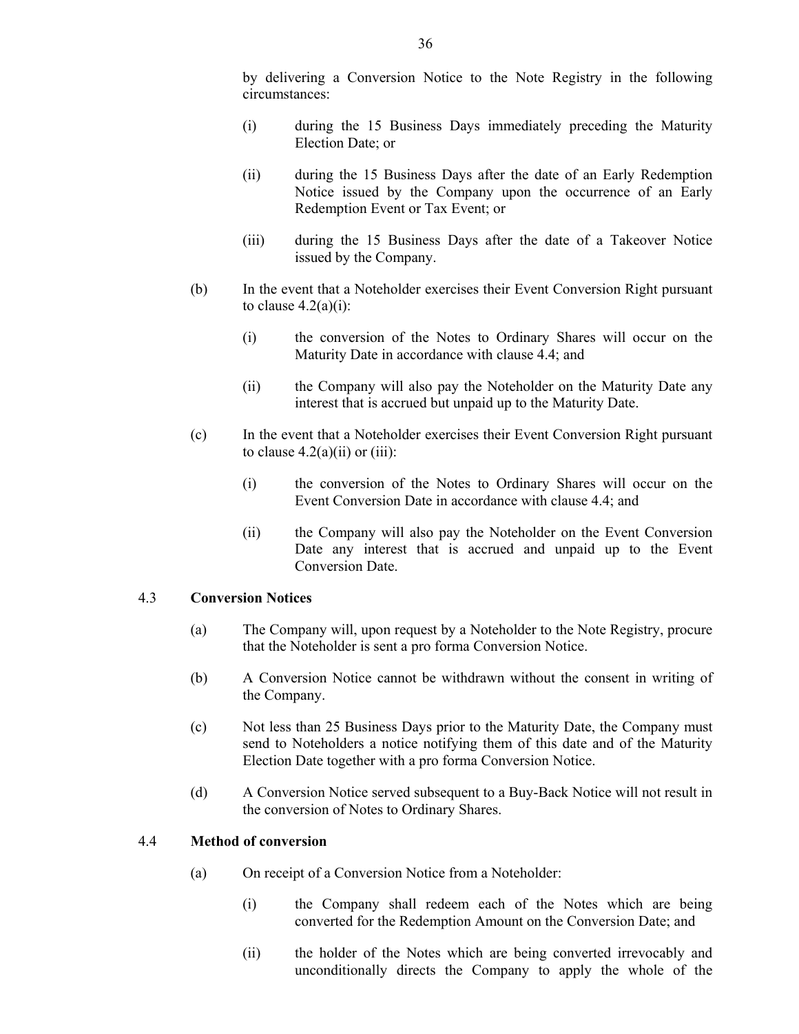by delivering a Conversion Notice to the Note Registry in the following circumstances:

(i) during the 15 Business Days immediately preceding the Maturity Election Date; or

(ii) during the 15 Business Days after the date of an Early Redemption Notice issued by the Company upon the occurrence of an Early Redemption Event or Tax Event; or

(iii) during the 15 Business Days after the date of a Takeover Notice issued by the Company.

(b) In the event that a Noteholder exercises their Event Conversion Right pursuant to clause 4.2(a)(i):

(i) the conversion of the Notes to Ordinary Shares will occur on the Maturity Date in accordance with clause 4.4; and

(ii) the Company will also pay the Noteholder on the Maturity Date any interest that is accrued but unpaid up to the Maturity Date.

(c) In the event that a Noteholder exercises their Event Conversion Right pursuant to clause 4.2(a)(ii) or (iii):

(i) the conversion of the Notes to Ordinary Shares will occur on the Event Conversion Date in accordance with clause 4.4; and

(ii) the Company will also pay the Noteholder on the Event Conversion Date any interest that is accrued and unpaid up to the Event Conversion Date.

### 4.3 Conversion Notices

(a) The Company will, upon request by a Noteholder to the Note Registry, procure that the Noteholder is sent a pro forma Conversion Notice.

(b) A Conversion Notice cannot be withdrawn without the consent in writing of the Company.

(c) Not less than 25 Business Days prior to the Maturity Date, the Company must send to Noteholders a notice notifying them of this date and of the Maturity Election Date together with a pro forma Conversion Notice.

(d) A Conversion Notice served subsequent to a Buy-Back Notice will not result in the conversion of Notes to Ordinary Shares.

### 4.4 Method of conversion

(a) On receipt of a Conversion Notice from a Noteholder:

(i) the Company shall redeem each of the Notes which are being converted for the Redemption Amount on the Conversion Date; and

(ii) the holder of the Notes which are being converted irrevocably and unconditionally directs the Company to apply the whole of the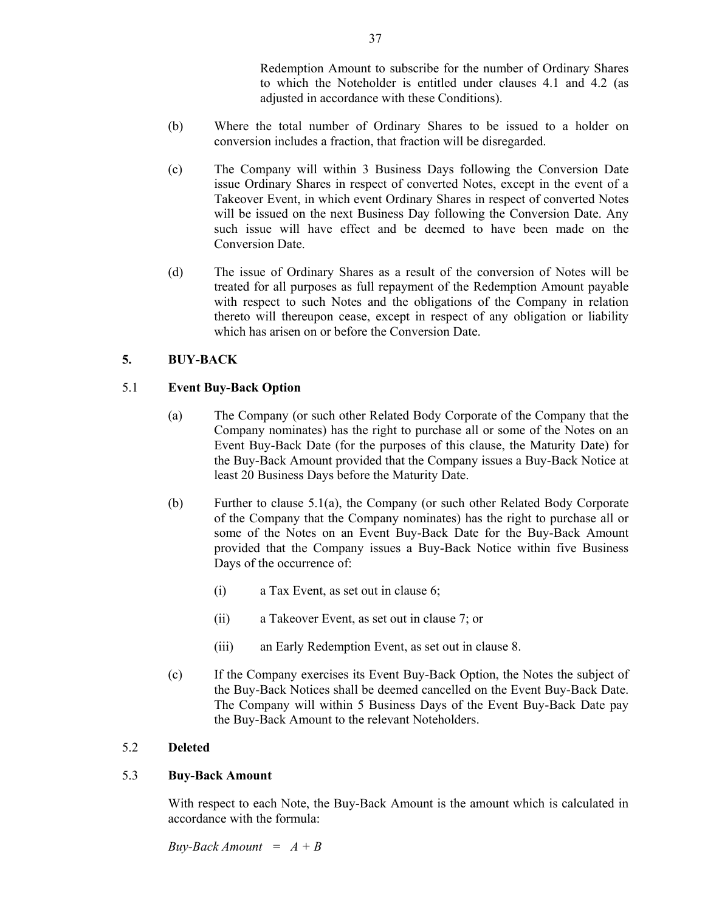Redemption Amount to subscribe for the number of Ordinary Shares to which the Noteholder is entitled under clauses 4.1 and 4.2 (as adjusted in accordance with these Conditions).

(b) Where the total number of Ordinary Shares to be issued to a holder on conversion includes a fraction, that fraction will be disregarded.

(c) The Company will within 3 Business Days following the Conversion Date issue Ordinary Shares in respect of converted Notes, except in the event of a Takeover Event, in which event Ordinary Shares in respect of converted Notes will be issued on the next Business Day following the Conversion Date. Any such issue will have effect and be deemed to have been made on the Conversion Date.

(d) The issue of Ordinary Shares as a result of the conversion of Notes will be treated for all purposes as full repayment of the Redemption Amount payable with respect to such Notes and the obligations of the Company in relation thereto will thereupon cease, except in respect of any obligation or liability which has arisen on or before the Conversion Date.

## 5. BUY-BACK

### 5.1 Event Buy-Back Option

(a) The Company (or such other Related Body Corporate of the Company that the Company nominates) has the right to purchase all or some of the Notes on an Event Buy-Back Date (for the purposes of this clause, the Maturity Date) for the Buy-Back Amount provided that the Company issues a Buy-Back Notice at least 20 Business Days before the Maturity Date.

(b) Further to clause 5.1(a), the Company (or such other Related Body Corporate of the Company that the Company nominates) has the right to purchase all or some of the Notes on an Event Buy-Back Date for the Buy-Back Amount provided that the Company issues a Buy-Back Notice within five Business Days of the occurrence of:

(i) a Tax Event, as set out in clause 6;

(ii) a Takeover Event, as set out in clause 7; or

(iii) an Early Redemption Event, as set out in clause 8.

(c) If the Company exercises its Event Buy-Back Option, the Notes the subject of the Buy-Back Notices shall be deemed cancelled on the Event Buy-Back Date. The Company will within 5 Business Days of the Event Buy-Back Date pay the Buy-Back Amount to the relevant Noteholders.

### 5.2 Deleted

### 5.3 Buy-Back Amount

With respect to each Note, the Buy-Back Amount is the amount which is calculated in accordance with the formula:

$$\text{Buy-Back Amount} = A + B$$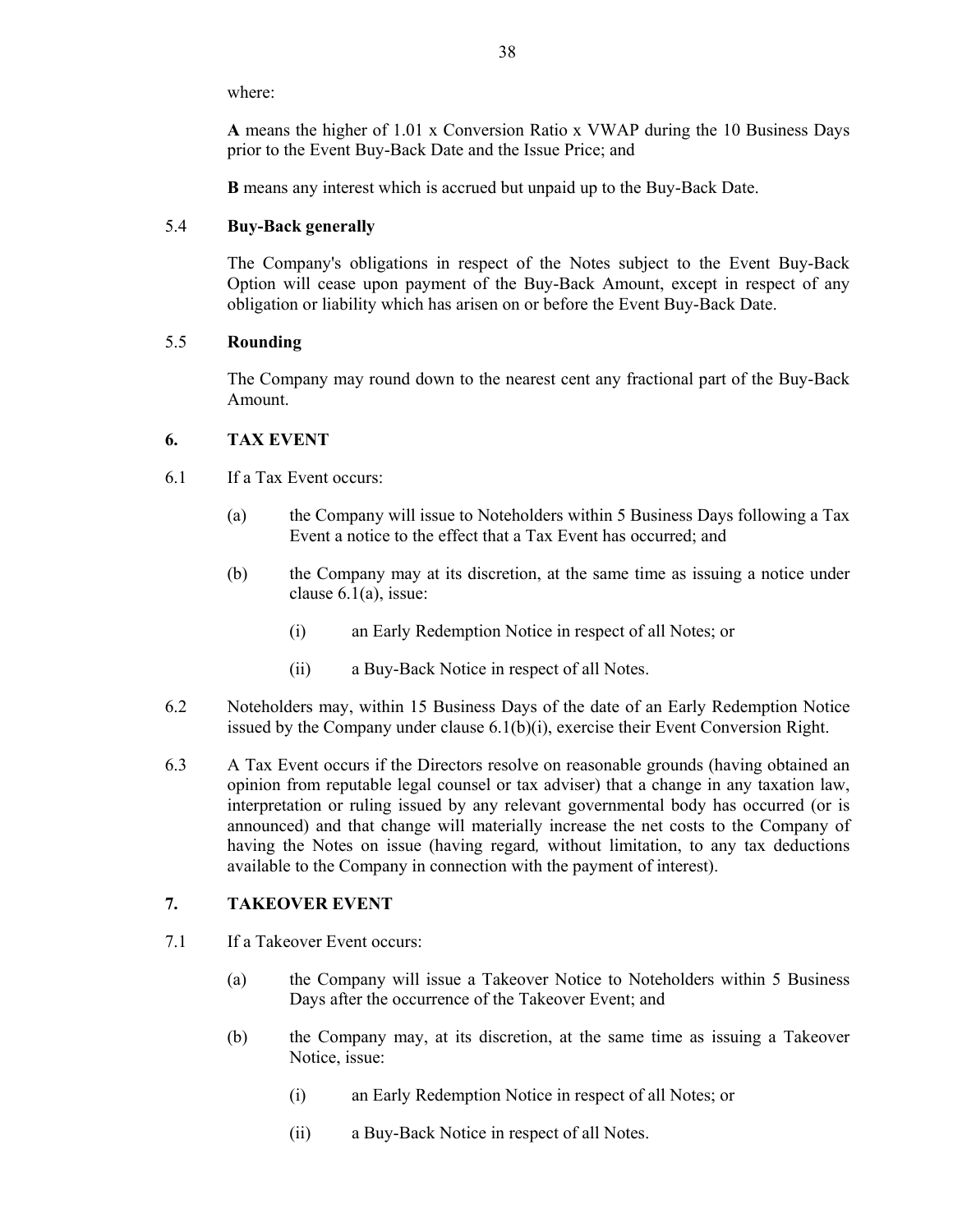where:

**A** means the higher of 1.01 x Conversion Ratio x VWAP during the 10 Business Days prior to the Event Buy-Back Date and the Issue Price; and

**B** means any interest which is accrued but unpaid up to the Buy-Back Date.

### 5.4 Buy-Back generally

The Company's obligations in respect of the Notes subject to the Event Buy-Back Option will cease upon payment of the Buy-Back Amount, except in respect of any obligation or liability which has arisen on or before the Event Buy-Back Date.

### 5.5 Rounding

The Company may round down to the nearest cent any fractional part of the Buy-Back Amount.

## 6. TAX EVENT

6.1 If a Tax Event occurs:

(a) the Company will issue to Noteholders within 5 Business Days following a Tax Event a notice to the effect that a Tax Event has occurred; and

(b) the Company may at its discretion, at the same time as issuing a notice under clause 6.1(a), issue:

(i) an Early Redemption Notice in respect of all Notes; or

(ii) a Buy-Back Notice in respect of all Notes.

6.2 Noteholders may, within 15 Business Days of the date of an Early Redemption Notice issued by the Company under clause 6.1(b)(i), exercise their Event Conversion Right.

6.3 A Tax Event occurs if the Directors resolve on reasonable grounds (having obtained an opinion from reputable legal counsel or tax adviser) that a change in any taxation law, interpretation or ruling issued by any relevant governmental body has occurred (or is announced) and that change will materially increase the net costs to the Company of having the Notes on issue (having regard, without limitation, to any tax deductions available to the Company in connection with the payment of interest).

## 7. TAKEOVER EVENT

7.1 If a Takeover Event occurs:

(a) the Company will issue a Takeover Notice to Noteholders within 5 Business Days after the occurrence of the Takeover Event; and

(b) the Company may, at its discretion, at the same time as issuing a Takeover Notice, issue:

(i) an Early Redemption Notice in respect of all Notes; or

(ii) a Buy-Back Notice in respect of all Notes.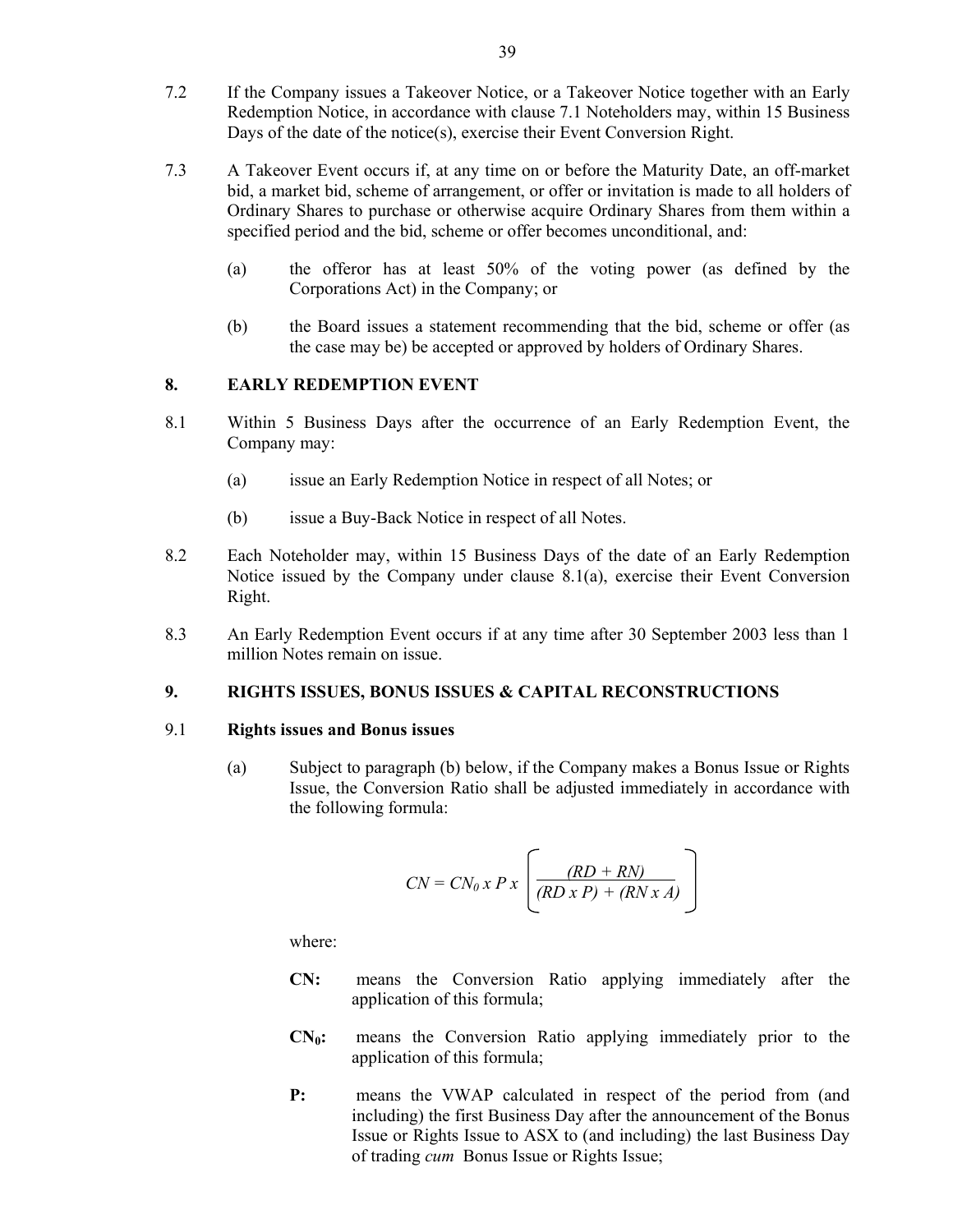7.2 If the Company issues a Takeover Notice, or a Takeover Notice together with an Early Redemption Notice, in accordance with clause 7.1 Noteholders may, within 15 Business Days of the date of the notice(s), exercise their Event Conversion Right.

7.3 A Takeover Event occurs if, at any time on or before the Maturity Date, an off-market bid, a market bid, scheme of arrangement, or offer or invitation is made to all holders of Ordinary Shares to purchase or otherwise acquire Ordinary Shares from them within a specified period and the bid, scheme or offer becomes unconditional, and:

(a) the offeror has at least 50% of the voting power (as defined by the Corporations Act) in the Company; or

(b) the Board issues a statement recommending that the bid, scheme or offer (as the case may be) be accepted or approved by holders of Ordinary Shares.

## 8. EARLY REDEMPTION EVENT

8.1 Within 5 Business Days after the occurrence of an Early Redemption Event, the Company may:

(a) issue an Early Redemption Notice in respect of all Notes; or

(b) issue a Buy-Back Notice in respect of all Notes.

8.2 Each Noteholder may, within 15 Business Days of the date of an Early Redemption Notice issued by the Company under clause 8.1(a), exercise their Event Conversion Right.

8.3 An Early Redemption Event occurs if at any time after 30 September 2003 less than 1 million Notes remain on issue.

## 9. RIGHTS ISSUES, BONUS ISSUES & CAPITAL RECONSTRUCTIONS

### 9.1 Rights issues and Bonus issues

(a) Subject to paragraph (b) below, if the Company makes a Bonus Issue or Rights Issue, the Conversion Ratio shall be adjusted immediately in accordance with the following formula:

$$CN = CN_0 \times P \times \left[ \frac{(RD + RN)}{(RD \times P) + (RN \times A)} \right]$$

where:

**CN:** means the Conversion Ratio applying immediately after the application of this formula;

**$CN_0$:** means the Conversion Ratio applying immediately prior to the application of this formula;

**P:** means the VWAP calculated in respect of the period from (and including) the first Business Day after the announcement of the Bonus Issue or Rights Issue to ASX to (and including) the last Business Day of trading *cum* Bonus Issue or Rights Issue;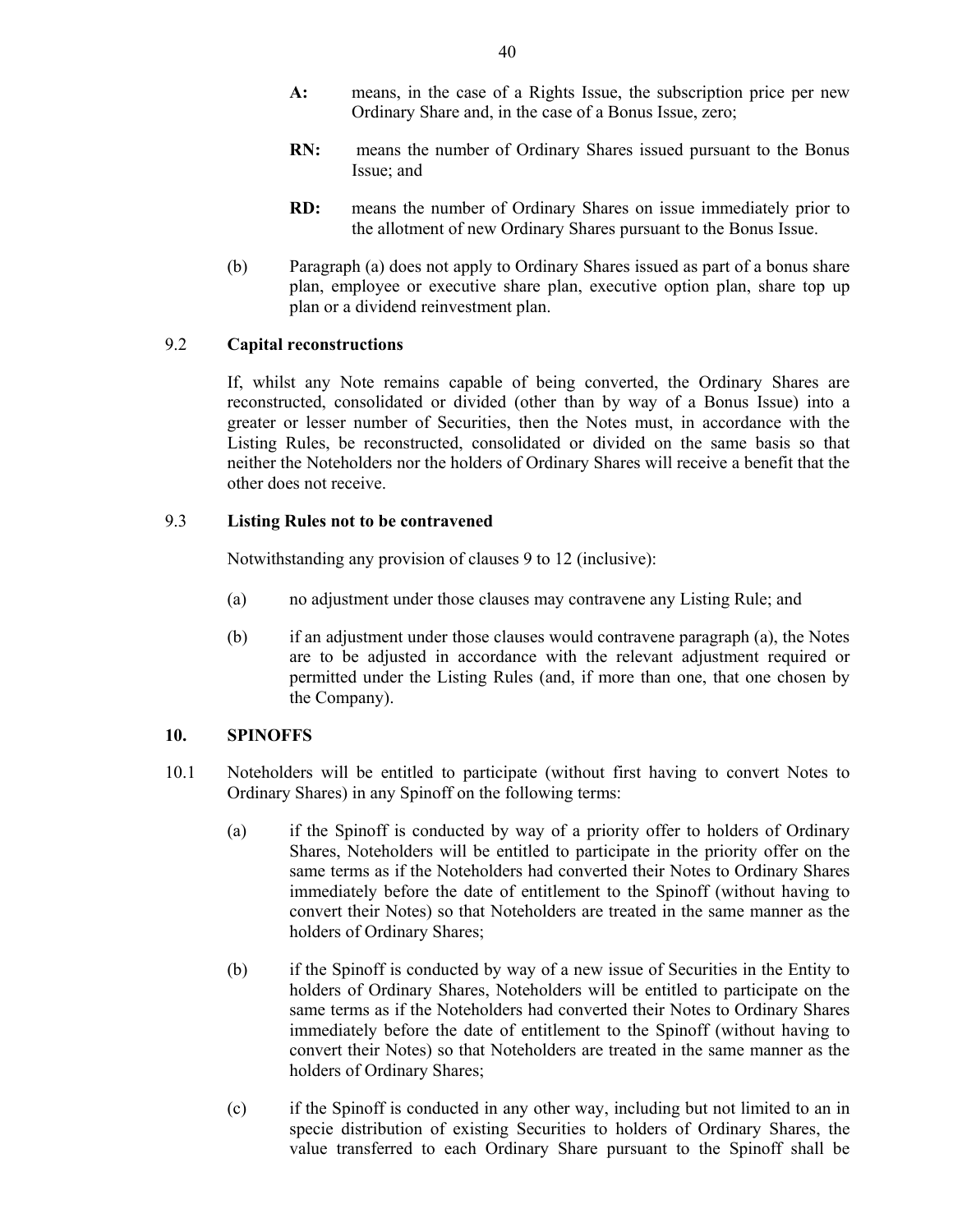**A:** means, in the case of a Rights Issue, the subscription price per new Ordinary Share and, in the case of a Bonus Issue, zero;

**RN:** means the number of Ordinary Shares issued pursuant to the Bonus Issue; and

**RD:** means the number of Ordinary Shares on issue immediately prior to the allotment of new Ordinary Shares pursuant to the Bonus Issue.

(b) Paragraph (a) does not apply to Ordinary Shares issued as part of a bonus share plan, employee or executive share plan, executive option plan, share top up plan or a dividend reinvestment plan.

### 9.2 Capital reconstructions

If, whilst any Note remains capable of being converted, the Ordinary Shares are reconstructed, consolidated or divided (other than by way of a Bonus Issue) into a greater or lesser number of Securities, then the Notes must, in accordance with the Listing Rules, be reconstructed, consolidated or divided on the same basis so that neither the Noteholders nor the holders of Ordinary Shares will receive a benefit that the other does not receive.

### 9.3 Listing Rules not to be contravened

Notwithstanding any provision of clauses 9 to 12 (inclusive):

(a) no adjustment under those clauses may contravene any Listing Rule; and

(b) if an adjustment under those clauses would contravene paragraph (a), the Notes are to be adjusted in accordance with the relevant adjustment required or permitted under the Listing Rules (and, if more than one, that one chosen by the Company).

## 10. SPINOFFS

10.1 Noteholders will be entitled to participate (without first having to convert Notes to Ordinary Shares) in any Spinoff on the following terms:

(a) if the Spinoff is conducted by way of a priority offer to holders of Ordinary Shares, Noteholders will be entitled to participate in the priority offer on the same terms as if the Noteholders had converted their Notes to Ordinary Shares immediately before the date of entitlement to the Spinoff (without having to convert their Notes) so that Noteholders are treated in the same manner as the holders of Ordinary Shares;

(b) if the Spinoff is conducted by way of a new issue of Securities in the Entity to holders of Ordinary Shares, Noteholders will be entitled to participate on the same terms as if the Noteholders had converted their Notes to Ordinary Shares immediately before the date of entitlement to the Spinoff (without having to convert their Notes) so that Noteholders are treated in the same manner as the holders of Ordinary Shares;

(c) if the Spinoff is conducted in any other way, including but not limited to an in specie distribution of existing Securities to holders of Ordinary Shares, the value transferred to each Ordinary Share pursuant to the Spinoff shall be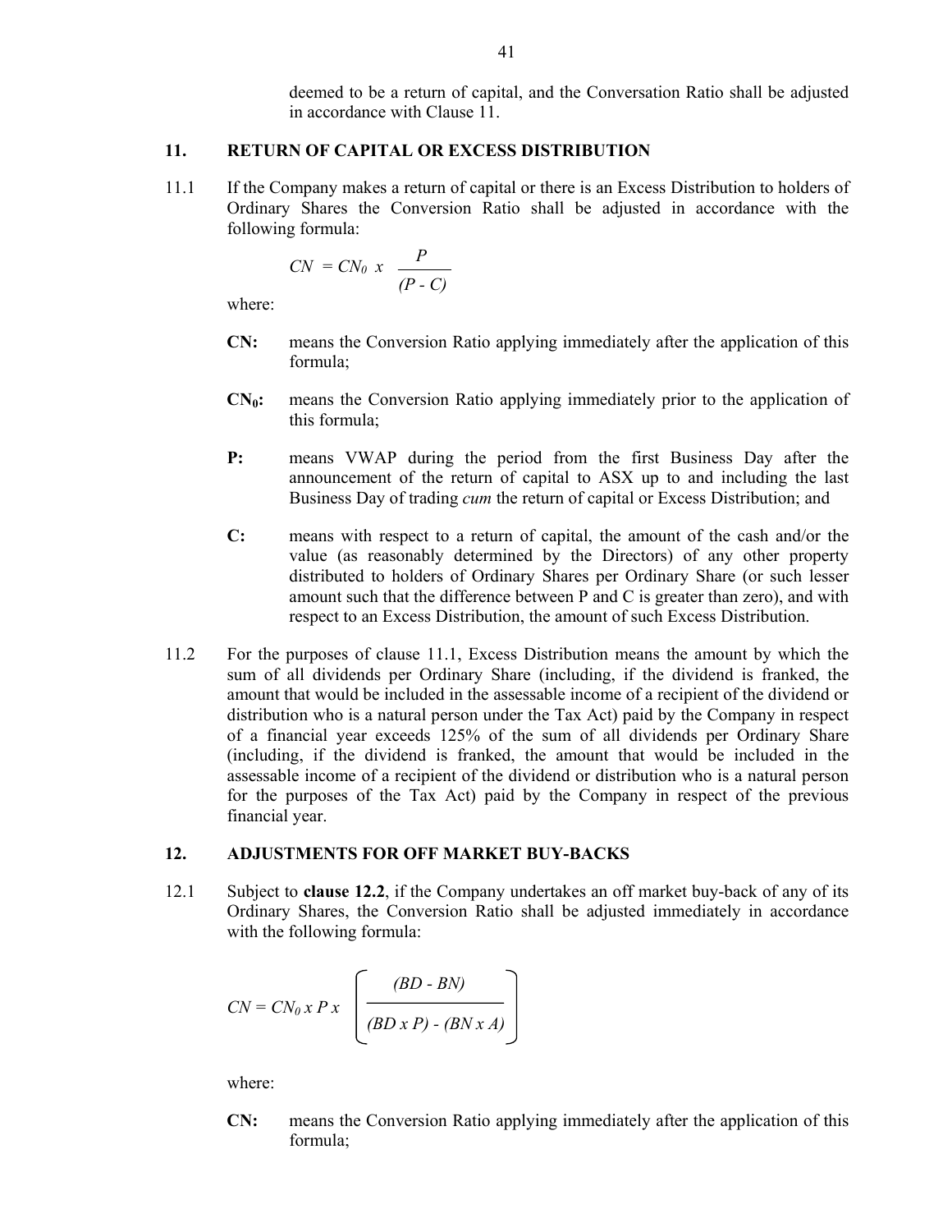deemed to be a return of capital, and the Conversation Ratio shall be adjusted in accordance with Clause 11.

## 11. RETURN OF CAPITAL OR EXCESS DISTRIBUTION

11.1 If the Company makes a return of capital or there is an Excess Distribution to holders of Ordinary Shares the Conversion Ratio shall be adjusted in accordance with the following formula:

$$CN = CN_0 \; x \; \frac{P}{(P - C)}$$

where:

**CN:** means the Conversion Ratio applying immediately after the application of this formula;

**$CN_0$:** means the Conversion Ratio applying immediately prior to the application of this formula;

**P:** means VWAP during the period from the first Business Day after the announcement of the return of capital to ASX up to and including the last Business Day of trading *cum* the return of capital or Excess Distribution; and

**C:** means with respect to a return of capital, the amount of the cash and/or the value (as reasonably determined by the Directors) of any other property distributed to holders of Ordinary Shares per Ordinary Share (or such lesser amount such that the difference between P and C is greater than zero), and with respect to an Excess Distribution, the amount of such Excess Distribution.

11.2 For the purposes of clause 11.1, Excess Distribution means the amount by which the sum of all dividends per Ordinary Share (including, if the dividend is franked, the amount that would be included in the assessable income of a recipient of the dividend or distribution who is a natural person under the Tax Act) paid by the Company in respect of a financial year exceeds 125% of the sum of all dividends per Ordinary Share (including, if the dividend is franked, the amount that would be included in the assessable income of a recipient of the dividend or distribution who is a natural person for the purposes of the Tax Act) paid by the Company in respect of the previous financial year.

## 12. ADJUSTMENTS FOR OFF MARKET BUY-BACKS

12.1 Subject to **clause 12.2**, if the Company undertakes an off market buy-back of any of its Ordinary Shares, the Conversion Ratio shall be adjusted immediately in accordance with the following formula:

$$CN = CN_0 \; x \; P \; x \; \left( \frac{(BD - BN)}{(BD \; x \; P) - (BN \; x \; A)} \right)$$

where:

**CN:** means the Conversion Ratio applying immediately after the application of this formula;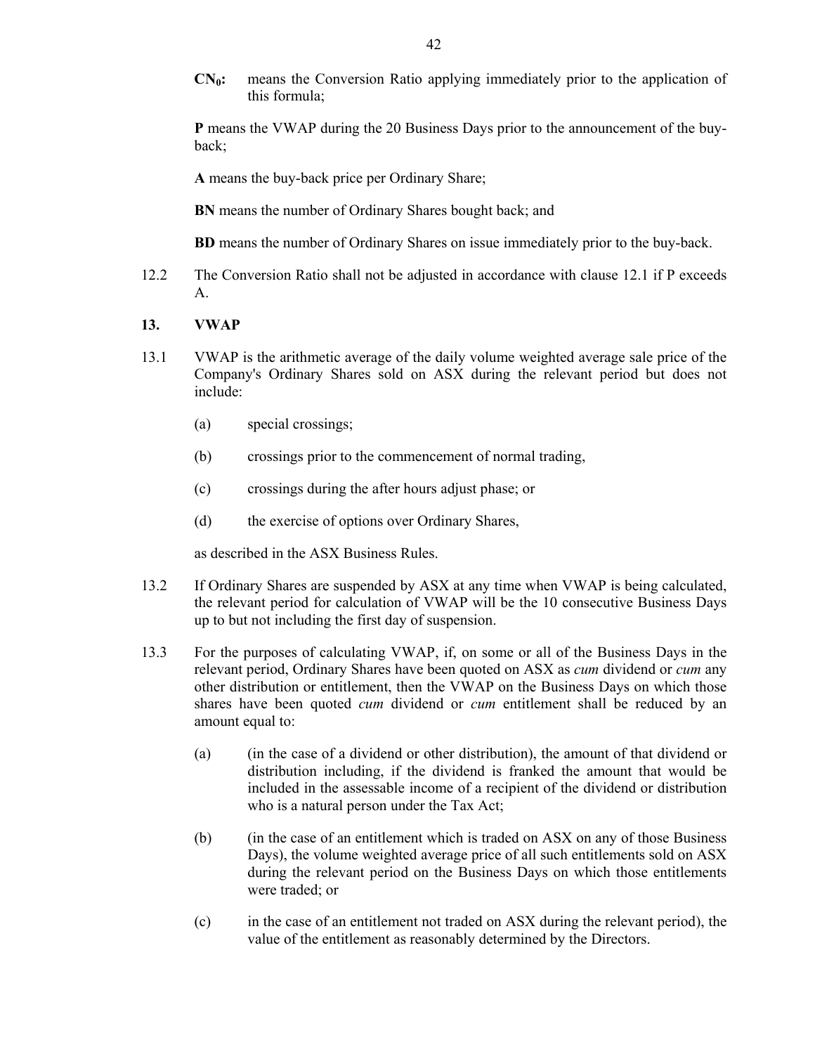**$CN_0$:** means the Conversion Ratio applying immediately prior to the application of this formula;

**P** means the VWAP during the 20 Business Days prior to the announcement of the buy-back;

**A** means the buy-back price per Ordinary Share;

**BN** means the number of Ordinary Shares bought back; and

**BD** means the number of Ordinary Shares on issue immediately prior to the buy-back.

12.2 The Conversion Ratio shall not be adjusted in accordance with clause 12.1 if P exceeds A.

## 13. VWAP

13.1 VWAP is the arithmetic average of the daily volume weighted average sale price of the Company's Ordinary Shares sold on ASX during the relevant period but does not include:

(a) special crossings;

(b) crossings prior to the commencement of normal trading,

(c) crossings during the after hours adjust phase; or

(d) the exercise of options over Ordinary Shares,

as described in the ASX Business Rules.

13.2 If Ordinary Shares are suspended by ASX at any time when VWAP is being calculated, the relevant period for calculation of VWAP will be the 10 consecutive Business Days up to but not including the first day of suspension.

13.3 For the purposes of calculating VWAP, if, on some or all of the Business Days in the relevant period, Ordinary Shares have been quoted on ASX as *cum* dividend or *cum* any other distribution or entitlement, then the VWAP on the Business Days on which those shares have been quoted *cum* dividend or *cum* entitlement shall be reduced by an amount equal to:

(a) (in the case of a dividend or other distribution), the amount of that dividend or distribution including, if the dividend is franked the amount that would be included in the assessable income of a recipient of the dividend or distribution who is a natural person under the Tax Act;

(b) (in the case of an entitlement which is traded on ASX on any of those Business Days), the volume weighted average price of all such entitlements sold on ASX during the relevant period on the Business Days on which those entitlements were traded; or

(c) in the case of an entitlement not traded on ASX during the relevant period), the value of the entitlement as reasonably determined by the Directors.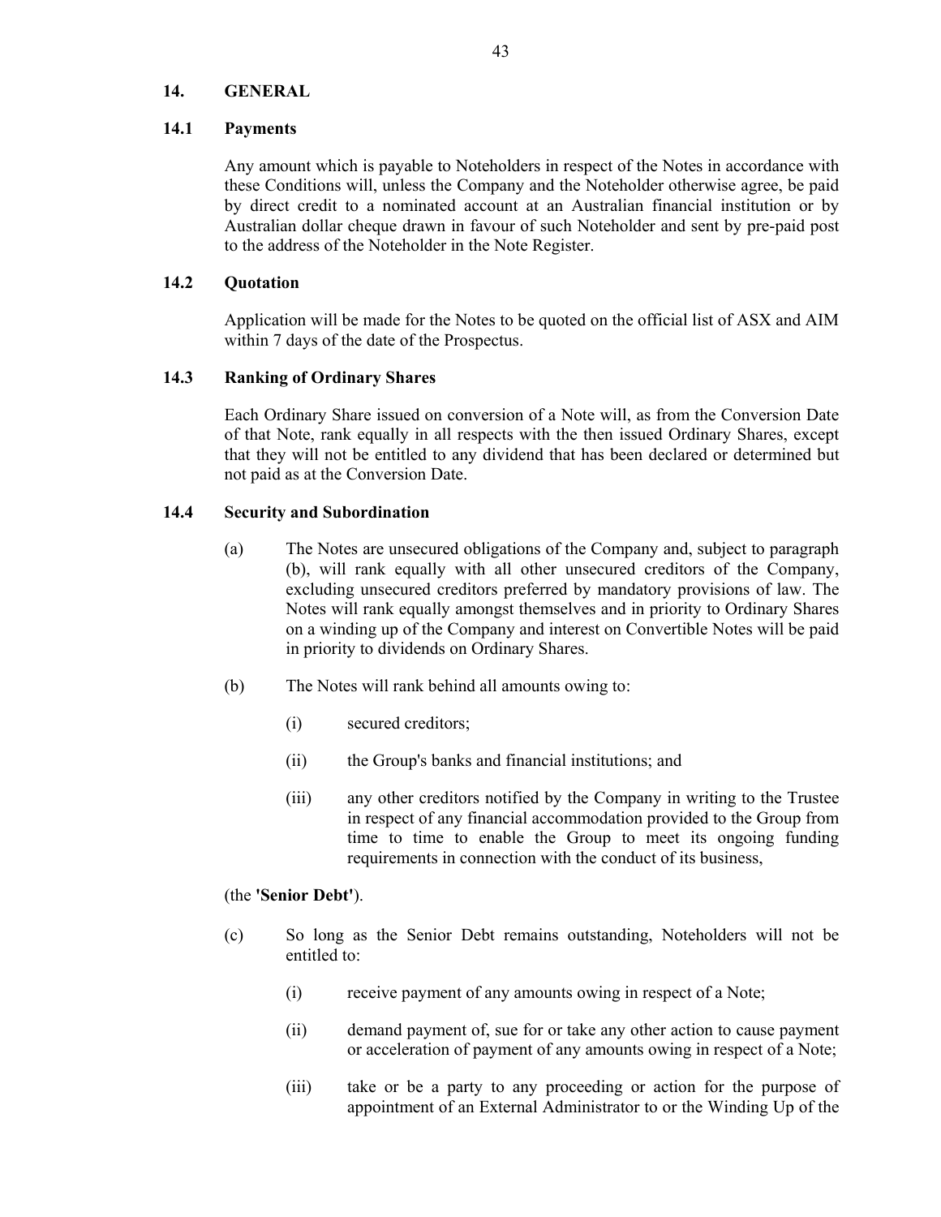## 14. GENERAL

### 14.1 Payments

Any amount which is payable to Noteholders in respect of the Notes in accordance with these Conditions will, unless the Company and the Noteholder otherwise agree, be paid by direct credit to a nominated account at an Australian financial institution or by Australian dollar cheque drawn in favour of such Noteholder and sent by pre-paid post to the address of the Noteholder in the Note Register.

### 14.2 Quotation

Application will be made for the Notes to be quoted on the official list of ASX and AIM within 7 days of the date of the Prospectus.

### 14.3 Ranking of Ordinary Shares

Each Ordinary Share issued on conversion of a Note will, as from the Conversion Date of that Note, rank equally in all respects with the then issued Ordinary Shares, except that they will not be entitled to any dividend that has been declared or determined but not paid as at the Conversion Date.

### 14.4 Security and Subordination

(a) The Notes are unsecured obligations of the Company and, subject to paragraph (b), will rank equally with all other unsecured creditors of the Company, excluding unsecured creditors preferred by mandatory provisions of law. The Notes will rank equally amongst themselves and in priority to Ordinary Shares on a winding up of the Company and interest on Convertible Notes will be paid in priority to dividends on Ordinary Shares.

(b) The Notes will rank behind all amounts owing to:

(i) secured creditors;

(ii) the Group's banks and financial institutions; and

(iii) any other creditors notified by the Company in writing to the Trustee in respect of any financial accommodation provided to the Group from time to time to enable the Group to meet its ongoing funding requirements in connection with the conduct of its business,

(the **'Senior Debt'**).

(c) So long as the Senior Debt remains outstanding, Noteholders will not be entitled to:

(i) receive payment of any amounts owing in respect of a Note;

(ii) demand payment of, sue for or take any other action to cause payment or acceleration of payment of any amounts owing in respect of a Note;

(iii) take or be a party to any proceeding or action for the purpose of appointment of an External Administrator to or the Winding Up of the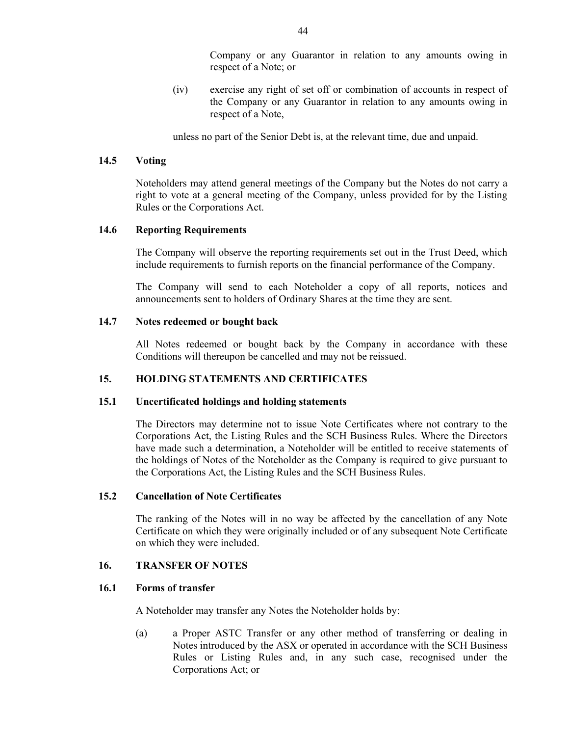Company or any Guarantor in relation to any amounts owing in respect of a Note; or

(iv) exercise any right of set off or combination of accounts in respect of the Company or any Guarantor in relation to any amounts owing in respect of a Note,

unless no part of the Senior Debt is, at the relevant time, due and unpaid.

### 14.5 Voting

Noteholders may attend general meetings of the Company but the Notes do not carry a right to vote at a general meeting of the Company, unless provided for by the Listing Rules or the Corporations Act.

### 14.6 Reporting Requirements

The Company will observe the reporting requirements set out in the Trust Deed, which include requirements to furnish reports on the financial performance of the Company.

The Company will send to each Noteholder a copy of all reports, notices and announcements sent to holders of Ordinary Shares at the time they are sent.

### 14.7 Notes redeemed or bought back

All Notes redeemed or bought back by the Company in accordance with these Conditions will thereupon be cancelled and may not be reissued.

## 15. HOLDING STATEMENTS AND CERTIFICATES

### 15.1 Uncertificated holdings and holding statements

The Directors may determine not to issue Note Certificates where not contrary to the Corporations Act, the Listing Rules and the SCH Business Rules. Where the Directors have made such a determination, a Noteholder will be entitled to receive statements of the holdings of Notes of the Noteholder as the Company is required to give pursuant to the Corporations Act, the Listing Rules and the SCH Business Rules.

### 15.2 Cancellation of Note Certificates

The ranking of the Notes will in no way be affected by the cancellation of any Note Certificate on which they were originally included or of any subsequent Note Certificate on which they were included.

## 16. TRANSFER OF NOTES

### 16.1 Forms of transfer

A Noteholder may transfer any Notes the Noteholder holds by:

(a) a Proper ASTC Transfer or any other method of transferring or dealing in Notes introduced by the ASX or operated in accordance with the SCH Business Rules or Listing Rules and, in any such case, recognised under the Corporations Act; or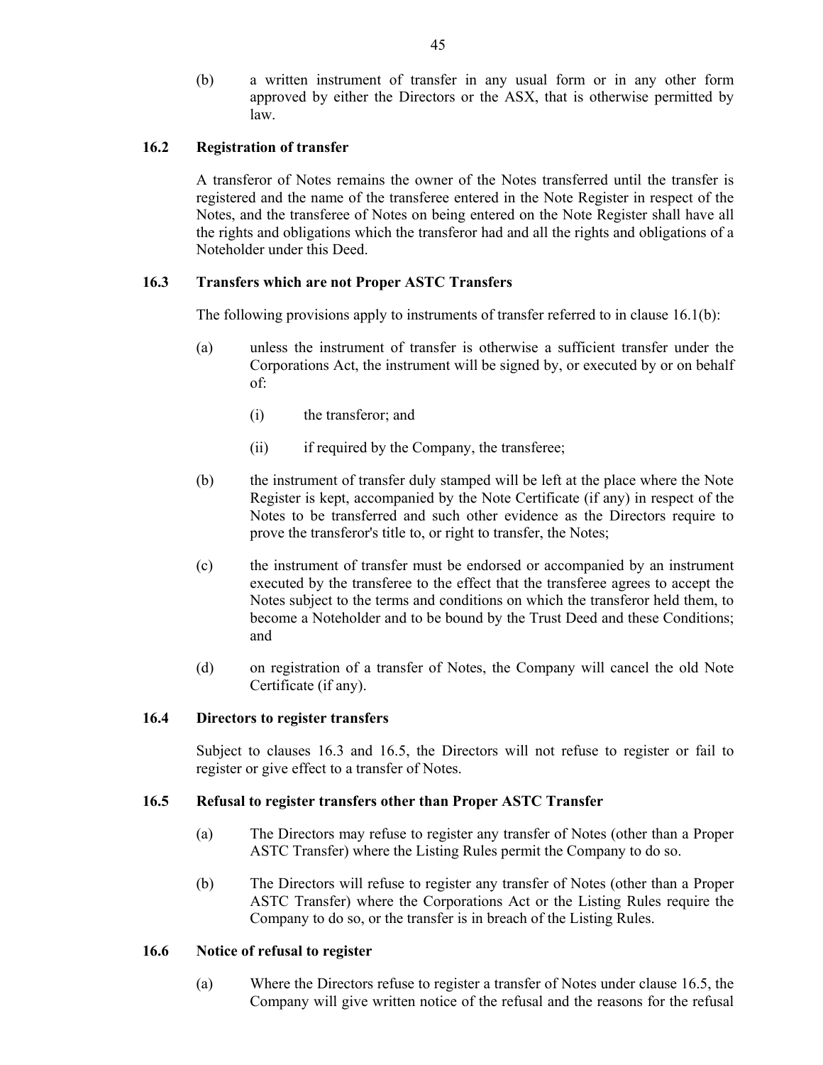(b) a written instrument of transfer in any usual form or in any other form approved by either the Directors or the ASX, that is otherwise permitted by law.

### 16.2 Registration of transfer

A transferor of Notes remains the owner of the Notes transferred until the transfer is registered and the name of the transferee entered in the Note Register in respect of the Notes, and the transferee of Notes on being entered on the Note Register shall have all the rights and obligations which the transferor had and all the rights and obligations of a Noteholder under this Deed.

### 16.3 Transfers which are not Proper ASTC Transfers

The following provisions apply to instruments of transfer referred to in clause 16.1(b):

(a) unless the instrument of transfer is otherwise a sufficient transfer under the Corporations Act, the instrument will be signed by, or executed by or on behalf of:

   (i) the transferor; and

   (ii) if required by the Company, the transferee;

(b) the instrument of transfer duly stamped will be left at the place where the Note Register is kept, accompanied by the Note Certificate (if any) in respect of the Notes to be transferred and such other evidence as the Directors require to prove the transferor's title to, or right to transfer, the Notes;

(c) the instrument of transfer must be endorsed or accompanied by an instrument executed by the transferee to the effect that the transferee agrees to accept the Notes subject to the terms and conditions on which the transferor held them, to become a Noteholder and to be bound by the Trust Deed and these Conditions; and

(d) on registration of a transfer of Notes, the Company will cancel the old Note Certificate (if any).

### 16.4 Directors to register transfers

Subject to clauses 16.3 and 16.5, the Directors will not refuse to register or fail to register or give effect to a transfer of Notes.

### 16.5 Refusal to register transfers other than Proper ASTC Transfer

(a) The Directors may refuse to register any transfer of Notes (other than a Proper ASTC Transfer) where the Listing Rules permit the Company to do so.

(b) The Directors will refuse to register any transfer of Notes (other than a Proper ASTC Transfer) where the Corporations Act or the Listing Rules require the Company to do so, or the transfer is in breach of the Listing Rules.

### 16.6 Notice of refusal to register

(a) Where the Directors refuse to register a transfer of Notes under clause 16.5, the Company will give written notice of the refusal and the reasons for the refusal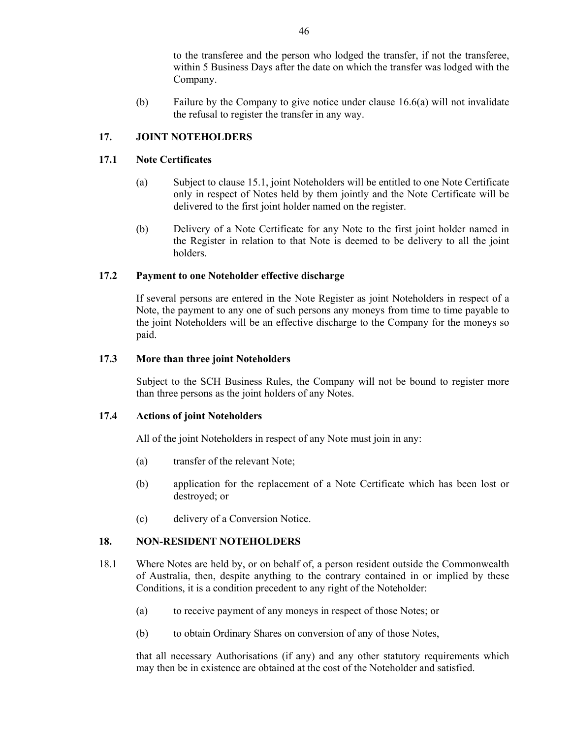to the transferee and the person who lodged the transfer, if not the transferee, within 5 Business Days after the date on which the transfer was lodged with the Company.

(b) Failure by the Company to give notice under clause 16.6(a) will not invalidate the refusal to register the transfer in any way.

## 17. JOINT NOTEHOLDERS

### 17.1 Note Certificates

(a) Subject to clause 15.1, joint Noteholders will be entitled to one Note Certificate only in respect of Notes held by them jointly and the Note Certificate will be delivered to the first joint holder named on the register.

(b) Delivery of a Note Certificate for any Note to the first joint holder named in the Register in relation to that Note is deemed to be delivery to all the joint holders.

### 17.2 Payment to one Noteholder effective discharge

If several persons are entered in the Note Register as joint Noteholders in respect of a Note, the payment to any one of such persons any moneys from time to time payable to the joint Noteholders will be an effective discharge to the Company for the moneys so paid.

### 17.3 More than three joint Noteholders

Subject to the SCH Business Rules, the Company will not be bound to register more than three persons as the joint holders of any Notes.

### 17.4 Actions of joint Noteholders

All of the joint Noteholders in respect of any Note must join in any:

(a) transfer of the relevant Note;

(b) application for the replacement of a Note Certificate which has been lost or destroyed; or

(c) delivery of a Conversion Notice.

## 18. NON-RESIDENT NOTEHOLDERS

18.1 Where Notes are held by, or on behalf of, a person resident outside the Commonwealth of Australia, then, despite anything to the contrary contained in or implied by these Conditions, it is a condition precedent to any right of the Noteholder:

(a) to receive payment of any moneys in respect of those Notes; or

(b) to obtain Ordinary Shares on conversion of any of those Notes,

that all necessary Authorisations (if any) and any other statutory requirements which may then be in existence are obtained at the cost of the Noteholder and satisfied.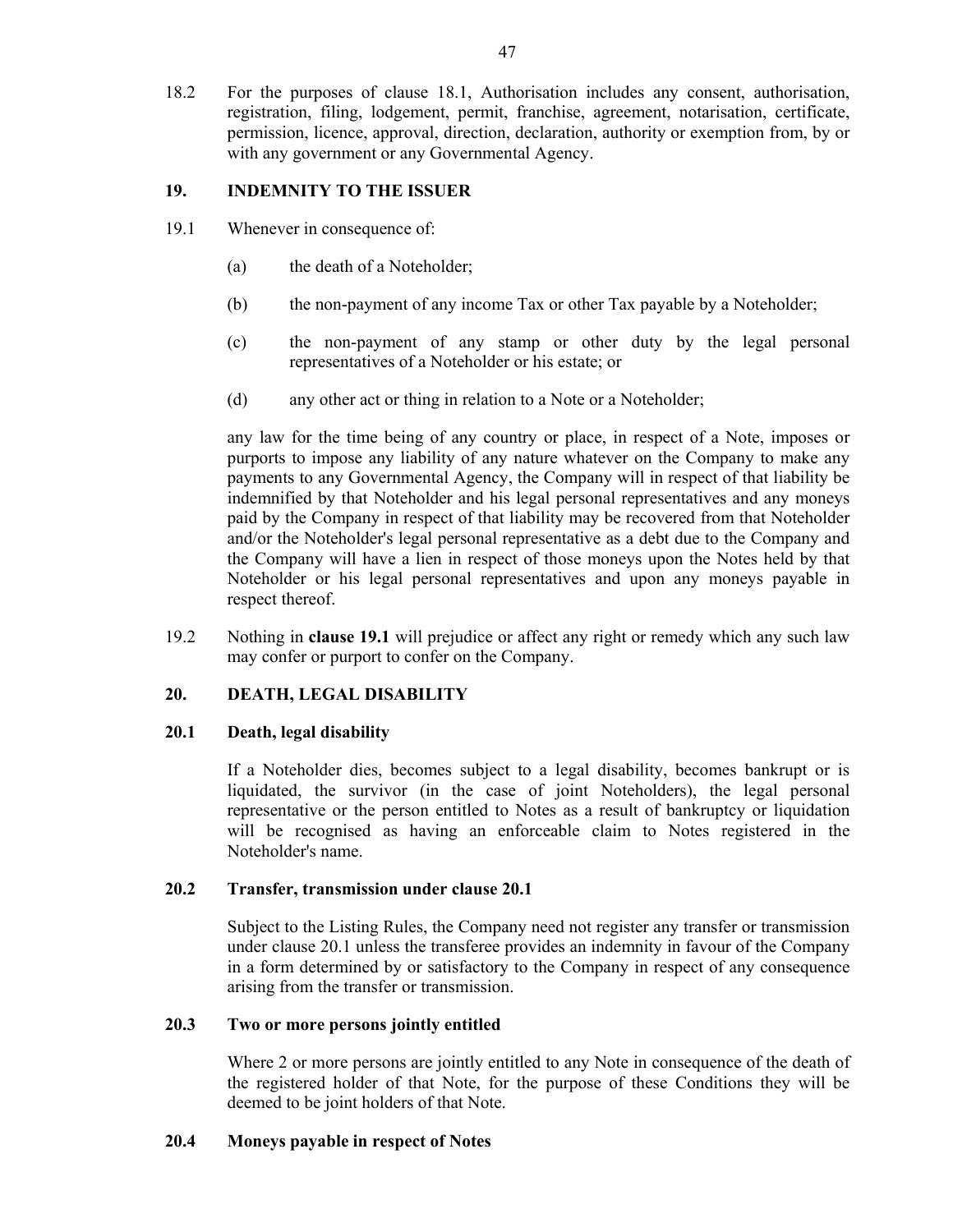18.2 For the purposes of clause 18.1, Authorisation includes any consent, authorisation, registration, filing, lodgement, permit, franchise, agreement, notarisation, certificate, permission, licence, approval, direction, declaration, authority or exemption from, by or with any government or any Governmental Agency.

## 19. INDEMNITY TO THE ISSUER

19.1 Whenever in consequence of:

(a) the death of a Noteholder;

(b) the non-payment of any income Tax or other Tax payable by a Noteholder;

(c) the non-payment of any stamp or other duty by the legal personal representatives of a Noteholder or his estate; or

(d) any other act or thing in relation to a Note or a Noteholder;

any law for the time being of any country or place, in respect of a Note, imposes or purports to impose any liability of any nature whatever on the Company to make any payments to any Governmental Agency, the Company will in respect of that liability be indemnified by that Noteholder and his legal personal representatives and any moneys paid by the Company in respect of that liability may be recovered from that Noteholder and/or the Noteholder's legal personal representative as a debt due to the Company and the Company will have a lien in respect of those moneys upon the Notes held by that Noteholder or his legal personal representatives and upon any moneys payable in respect thereof.

19.2 Nothing in **clause 19.1** will prejudice or affect any right or remedy which any such law may confer or purport to confer on the Company.

## 20. DEATH, LEGAL DISABILITY

### 20.1 Death, legal disability

If a Noteholder dies, becomes subject to a legal disability, becomes bankrupt or is liquidated, the survivor (in the case of joint Noteholders), the legal personal representative or the person entitled to Notes as a result of bankruptcy or liquidation will be recognised as having an enforceable claim to Notes registered in the Noteholder's name.

### 20.2 Transfer, transmission under clause 20.1

Subject to the Listing Rules, the Company need not register any transfer or transmission under clause 20.1 unless the transferee provides an indemnity in favour of the Company in a form determined by or satisfactory to the Company in respect of any consequence arising from the transfer or transmission.

### 20.3 Two or more persons jointly entitled

Where 2 or more persons are jointly entitled to any Note in consequence of the death of the registered holder of that Note, for the purpose of these Conditions they will be deemed to be joint holders of that Note.

### 20.4 Moneys payable in respect of Notes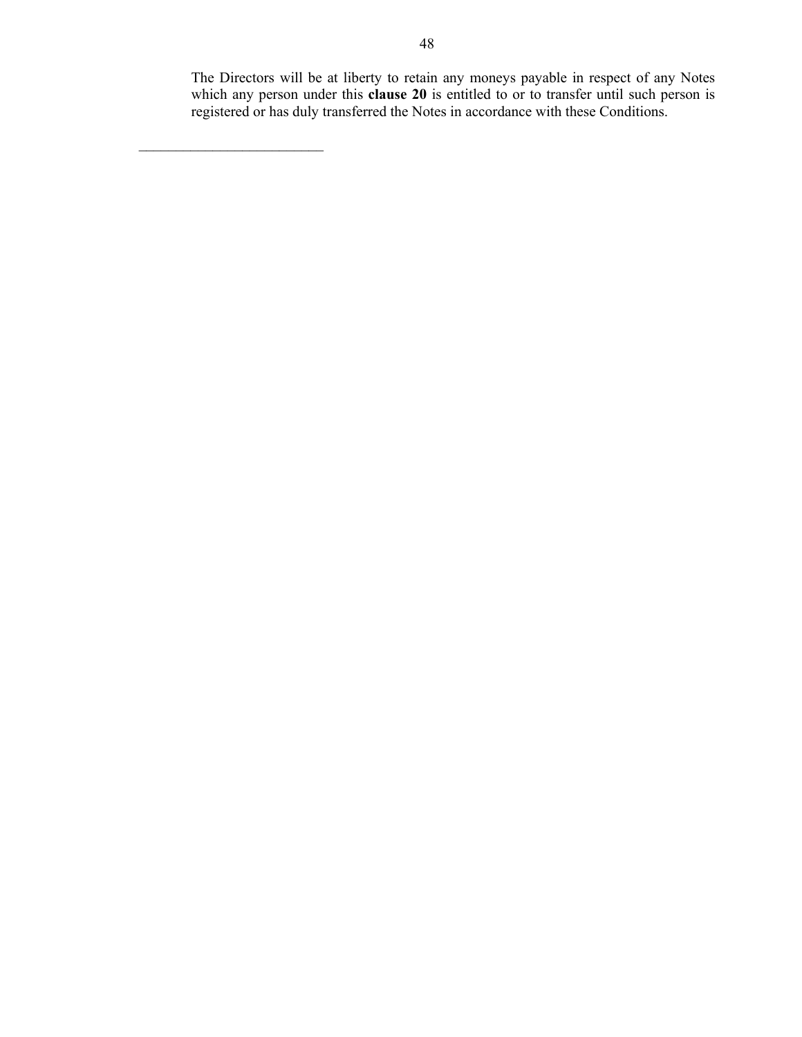The Directors will be at liberty to retain any moneys payable in respect of any Notes which any person under this **clause 20** is entitled to or to transfer until such person is registered or has duly transferred the Notes in accordance with these Conditions.

---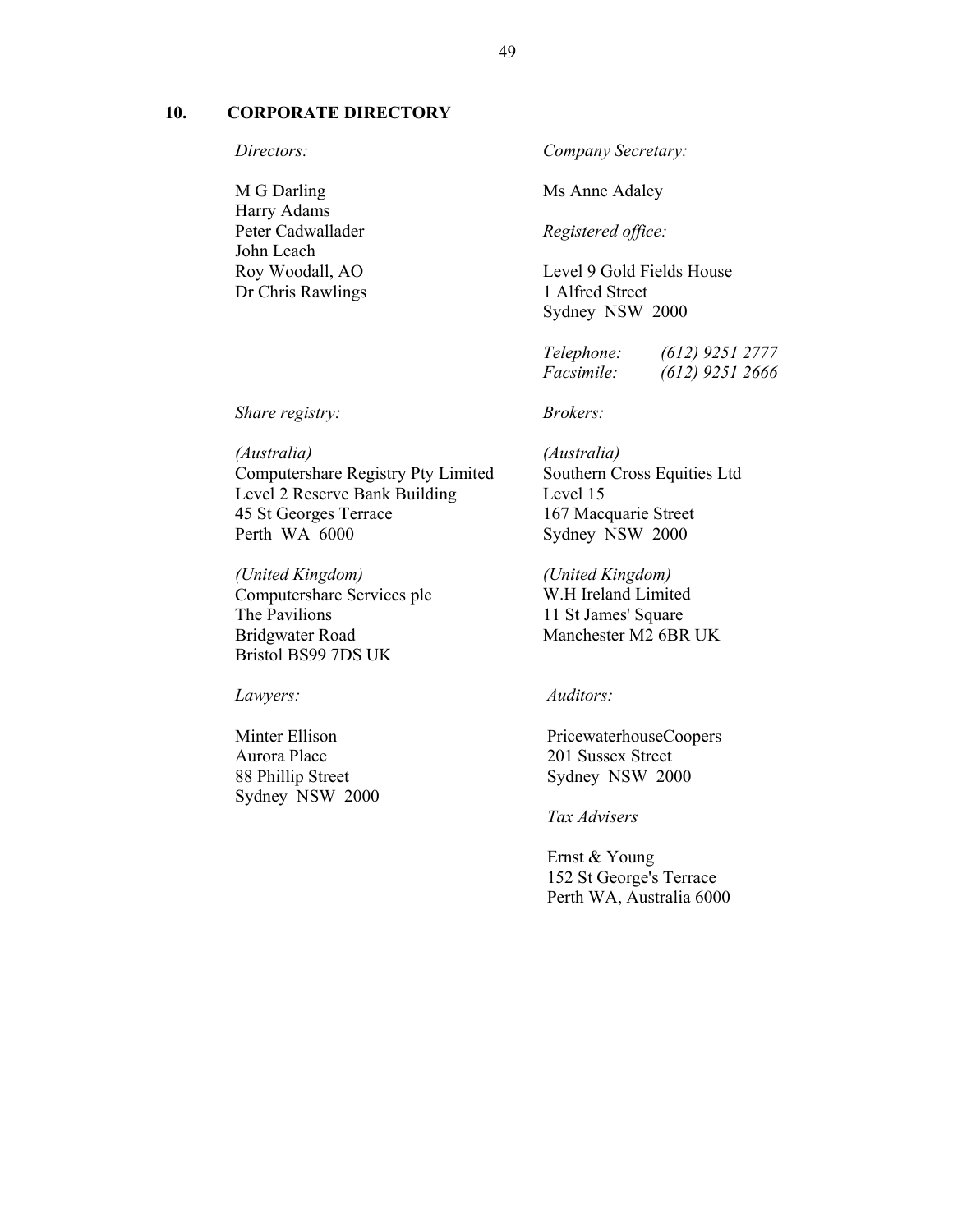## 10. CORPORATE DIRECTORY

*Directors:*

M G Darling
Harry Adams
Peter Cadwallader
John Leach
Roy Woodall, AO
Dr Chris Rawlings

*Company Secretary:*

Ms Anne Adaley

*Registered office:*

Level 9 Gold Fields House
1 Alfred Street
Sydney NSW 2000

*Telephone:* *(612) 9251 2777*
*Facsimile:* *(612) 9251 2666*

*Share registry:*

*(Australia)*
Computershare Registry Pty Limited
Level 2 Reserve Bank Building
45 St Georges Terrace
Perth WA 6000

*(United Kingdom)*
Computershare Services plc
The Pavilions
Bridgwater Road
Bristol BS99 7DS UK

*Brokers:*

*(Australia)*
Southern Cross Equities Ltd
Level 15
167 Macquarie Street
Sydney NSW 2000

*(United Kingdom)*
W.H Ireland Limited
11 St James' Square
Manchester M2 6BR UK

*Lawyers:*

Minter Ellison
Aurora Place
88 Phillip Street
Sydney NSW 2000

*Auditors:*

PricewaterhouseCoopers
201 Sussex Street
Sydney NSW 2000

*Tax Advisers*

Ernst & Young
152 St George's Terrace
Perth WA, Australia 6000